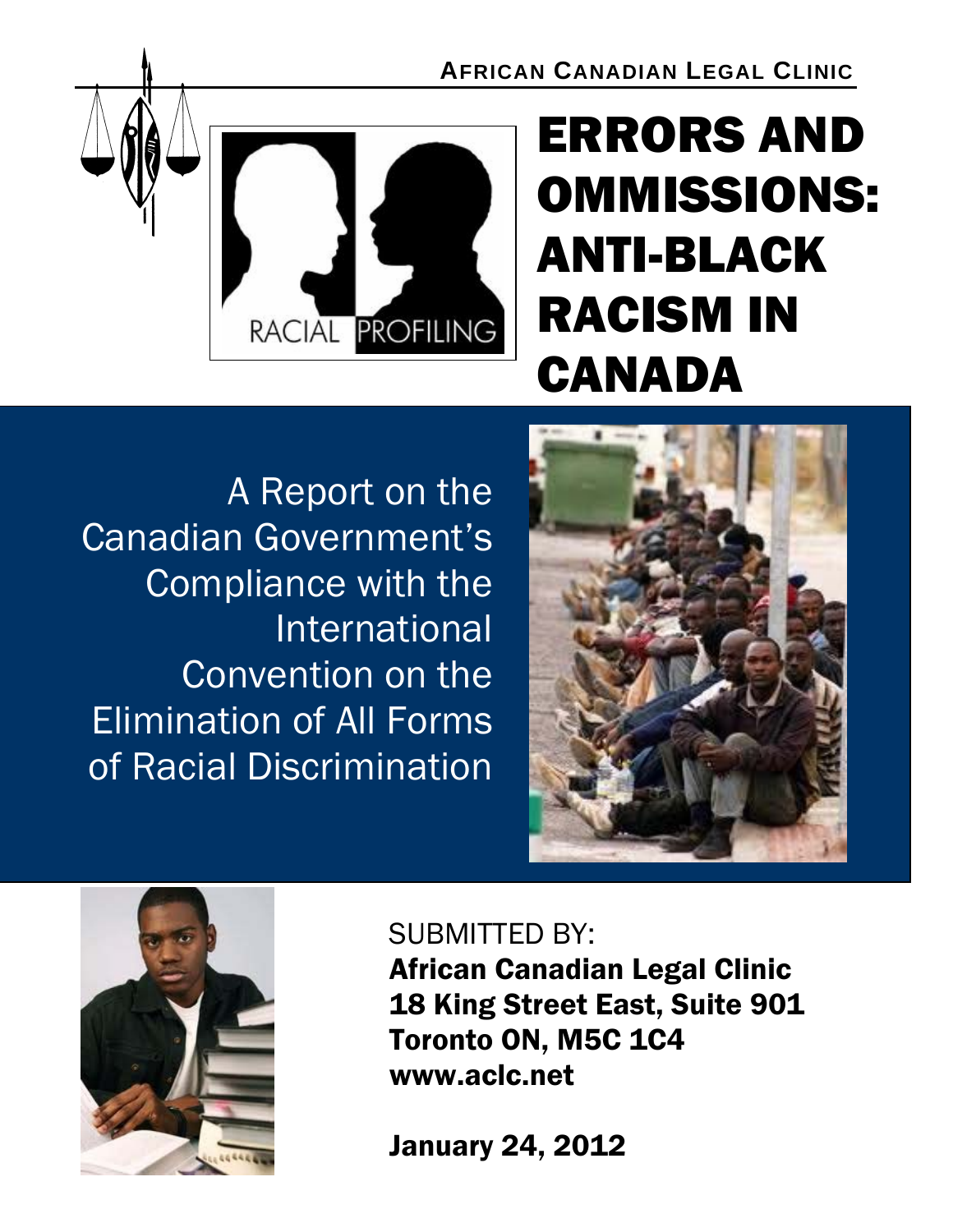AFRICAN CANADIAN LEGAL CLINIC

# ERRORS AND OMMISSIONS: ANTI-BLACK RACISM IN CANADA

A Report on the Canadian Government's Compliance with the International Convention on the Elimination of All Forms of Racial Discrimination

SUBMITTED BY:
**African Canadian Legal Clinic**
**18 King Street East, Suite 901**
**Toronto ON, M5C 1C4**
**www.aclc.net**

**January 24, 2012**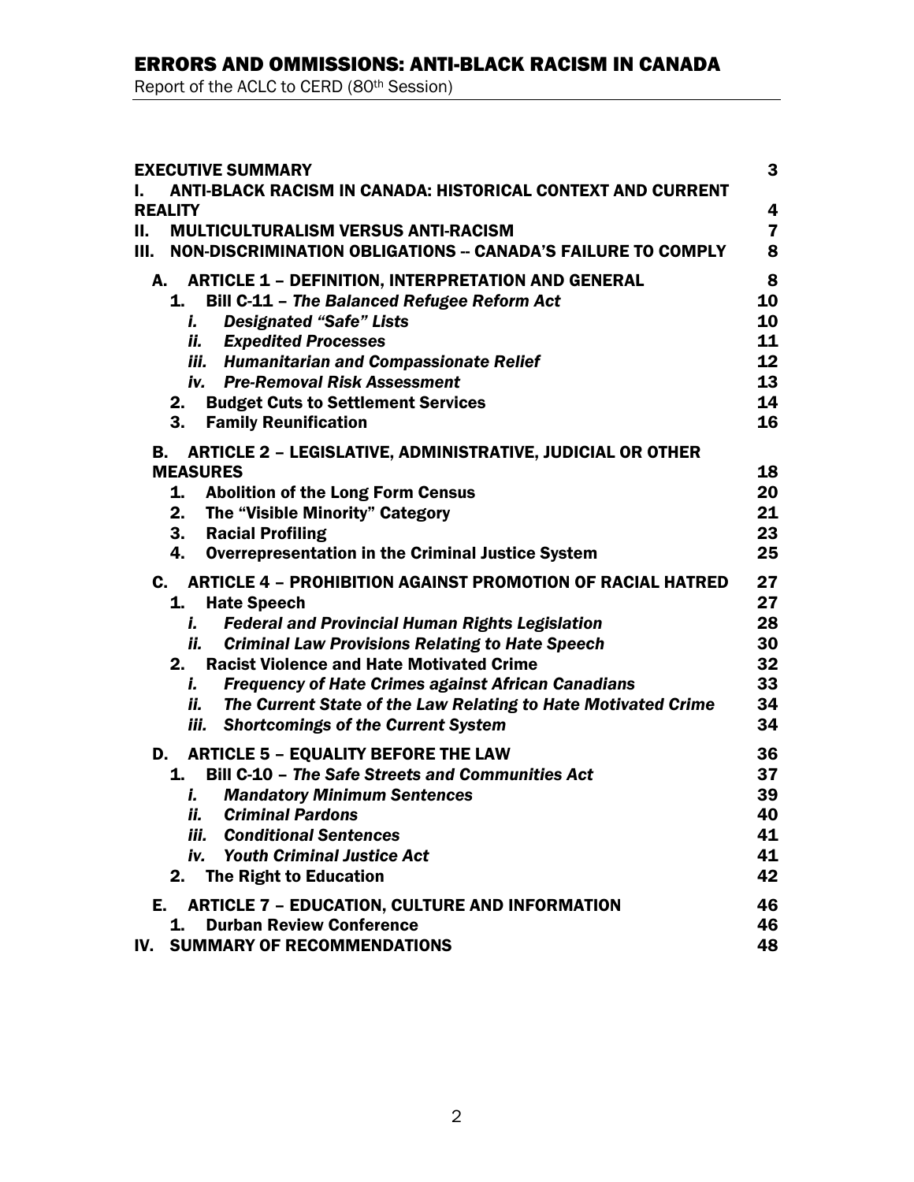| | |
|---|---|
| **EXECUTIVE SUMMARY** | **3** |
| **I. ANTI-BLACK RACISM IN CANADA: HISTORICAL CONTEXT AND CURRENT REALITY** | **4** |
| **II. MULTICULTURALISM VERSUS ANTI-RACISM** | **7** |
| **III. NON-DISCRIMINATION OBLIGATIONS -- CANADA'S FAILURE TO COMPLY** | **8** |
| **A. ARTICLE 1 – DEFINITION, INTERPRETATION AND GENERAL** | **8** |
| **1. Bill C-11 – *The Balanced Refugee Reform Act*** | **10** |
| ***i. Designated "Safe" Lists*** | **10** |
| ***ii. Expedited Processes*** | **11** |
| ***iii. Humanitarian and Compassionate Relief*** | **12** |
| ***iv. Pre-Removal Risk Assessment*** | **13** |
| **2. Budget Cuts to Settlement Services** | **14** |
| **3. Family Reunification** | **16** |
| **B. ARTICLE 2 – LEGISLATIVE, ADMINISTRATIVE, JUDICIAL OR OTHER MEASURES** | **18** |
| **1. Abolition of the Long Form Census** | **20** |
| **2. The "Visible Minority" Category** | **21** |
| **3. Racial Profiling** | **23** |
| **4. Overrepresentation in the Criminal Justice System** | **25** |
| **C. ARTICLE 4 – PROHIBITION AGAINST PROMOTION OF RACIAL HATRED** | **27** |
| **1. Hate Speech** | **27** |
| ***i. Federal and Provincial Human Rights Legislation*** | **28** |
| ***ii. Criminal Law Provisions Relating to Hate Speech*** | **30** |
| **2. Racist Violence and Hate Motivated Crime** | **32** |
| ***i. Frequency of Hate Crimes against African Canadians*** | **33** |
| ***ii. The Current State of the Law Relating to Hate Motivated Crime*** | **34** |
| ***iii. Shortcomings of the Current System*** | **34** |
| **D. ARTICLE 5 – EQUALITY BEFORE THE LAW** | **36** |
| **1. Bill C-10 – *The Safe Streets and Communities Act*** | **37** |
| ***i. Mandatory Minimum Sentences*** | **39** |
| ***ii. Criminal Pardons*** | **40** |
| ***iii. Conditional Sentences*** | **41** |
| ***iv. Youth Criminal Justice Act*** | **41** |
| **2. The Right to Education** | **42** |
| **E. ARTICLE 7 – EDUCATION, CULTURE AND INFORMATION** | **46** |
| **1. Durban Review Conference** | **46** |
| **IV. SUMMARY OF RECOMMENDATIONS** | **48** |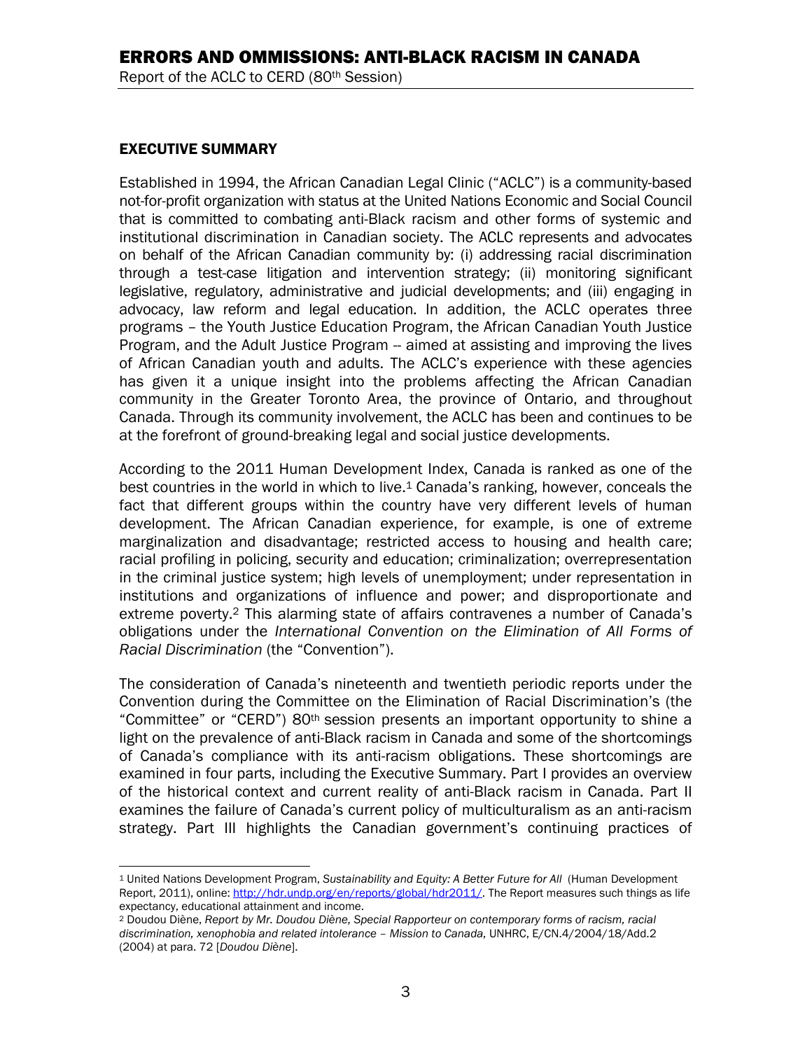## EXECUTIVE SUMMARY

Established in 1994, the African Canadian Legal Clinic ("ACLC") is a community-based not-for-profit organization with status at the United Nations Economic and Social Council that is committed to combating anti-Black racism and other forms of systemic and institutional discrimination in Canadian society. The ACLC represents and advocates on behalf of the African Canadian community by: (i) addressing racial discrimination through a test-case litigation and intervention strategy; (ii) monitoring significant legislative, regulatory, administrative and judicial developments; and (iii) engaging in advocacy, law reform and legal education. In addition, the ACLC operates three programs – the Youth Justice Education Program, the African Canadian Youth Justice Program, and the Adult Justice Program -- aimed at assisting and improving the lives of African Canadian youth and adults. The ACLC's experience with these agencies has given it a unique insight into the problems affecting the African Canadian community in the Greater Toronto Area, the province of Ontario, and throughout Canada. Through its community involvement, the ACLC has been and continues to be at the forefront of ground-breaking legal and social justice developments.

According to the 2011 Human Development Index, Canada is ranked as one of the best countries in the world in which to live.[1] Canada's ranking, however, conceals the fact that different groups within the country have very different levels of human development. The African Canadian experience, for example, is one of extreme marginalization and disadvantage; restricted access to housing and health care; racial profiling in policing, security and education; criminalization; overrepresentation in the criminal justice system; high levels of unemployment; under representation in institutions and organizations of influence and power; and disproportionate and extreme poverty.[2] This alarming state of affairs contravenes a number of Canada's obligations under the *International Convention on the Elimination of All Forms of Racial Discrimination* (the "Convention").

The consideration of Canada's nineteenth and twentieth periodic reports under the Convention during the Committee on the Elimination of Racial Discrimination's (the "Committee" or "CERD") 80th session presents an important opportunity to shine a light on the prevalence of anti-Black racism in Canada and some of the shortcomings of Canada's compliance with its anti-racism obligations. These shortcomings are examined in four parts, including the Executive Summary. Part I provides an overview of the historical context and current reality of anti-Black racism in Canada. Part II examines the failure of Canada's current policy of multiculturalism as an anti-racism strategy. Part III highlights the Canadian government's continuing practices of

---

[1] United Nations Development Program, *Sustainability and Equity: A Better Future for All* (Human Development Report, 2011), online: http://hdr.undp.org/en/reports/global/hdr2011/. The Report measures such things as life expectancy, educational attainment and income.

[2] Doudou Diène, *Report by Mr. Doudou Diène, Special Rapporteur on contemporary forms of racism, racial discrimination, xenophobia and related intolerance – Mission to Canada,* UNHRC, E/CN.4/2004/18/Add.2 (2004) at para. 72 [*Doudou Diène*].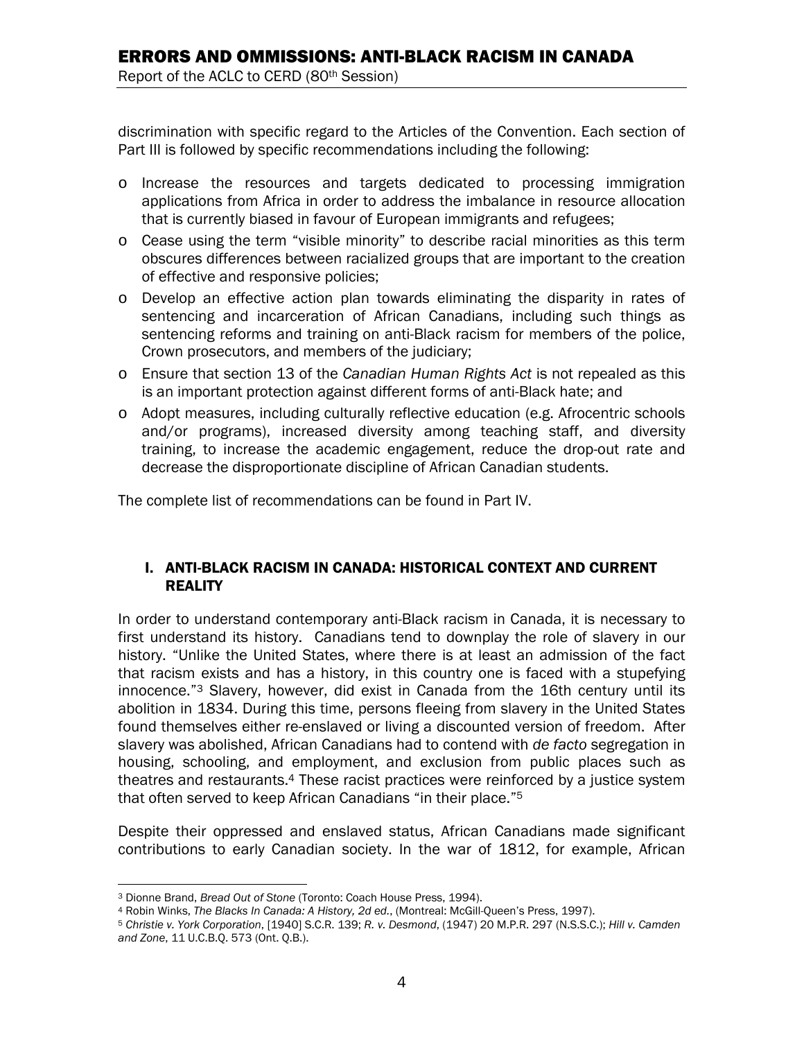discrimination with specific regard to the Articles of the Convention. Each section of Part III is followed by specific recommendations including the following:

- Increase the resources and targets dedicated to processing immigration applications from Africa in order to address the imbalance in resource allocation that is currently biased in favour of European immigrants and refugees;
- Cease using the term "visible minority" to describe racial minorities as this term obscures differences between racialized groups that are important to the creation of effective and responsive policies;
- Develop an effective action plan towards eliminating the disparity in rates of sentencing and incarceration of African Canadians, including such things as sentencing reforms and training on anti-Black racism for members of the police, Crown prosecutors, and members of the judiciary;
- Ensure that section 13 of the *Canadian Human Rights Act* is not repealed as this is an important protection against different forms of anti-Black hate; and
- Adopt measures, including culturally reflective education (e.g. Afrocentric schools and/or programs), increased diversity among teaching staff, and diversity training, to increase the academic engagement, reduce the drop-out rate and decrease the disproportionate discipline of African Canadian students.

The complete list of recommendations can be found in Part IV.

## I. ANTI-BLACK RACISM IN CANADA: HISTORICAL CONTEXT AND CURRENT REALITY

In order to understand contemporary anti-Black racism in Canada, it is necessary to first understand its history. Canadians tend to downplay the role of slavery in our history. "Unlike the United States, where there is at least an admission of the fact that racism exists and has a history, in this country one is faced with a stupefying innocence."[3] Slavery, however, did exist in Canada from the 16th century until its abolition in 1834. During this time, persons fleeing from slavery in the United States found themselves either re-enslaved or living a discounted version of freedom. After slavery was abolished, African Canadians had to contend with *de facto* segregation in housing, schooling, and employment, and exclusion from public places such as theatres and restaurants.[4] These racist practices were reinforced by a justice system that often served to keep African Canadians "in their place."[5]

Despite their oppressed and enslaved status, African Canadians made significant contributions to early Canadian society. In the war of 1812, for example, African

---

[3] Dionne Brand, *Bread Out of Stone* (Toronto: Coach House Press, 1994).

[4] Robin Winks, *The Blacks In Canada: A History, 2d ed.*, (Montreal: McGill-Queen's Press, 1997).

[5] *Christie v. York Corporation*, [1940] S.C.R. 139; *R. v. Desmond*, (1947) 20 M.P.R. 297 (N.S.S.C.); *Hill v. Camden and Zone*, 11 U.C.B.Q. 573 (Ont. Q.B.).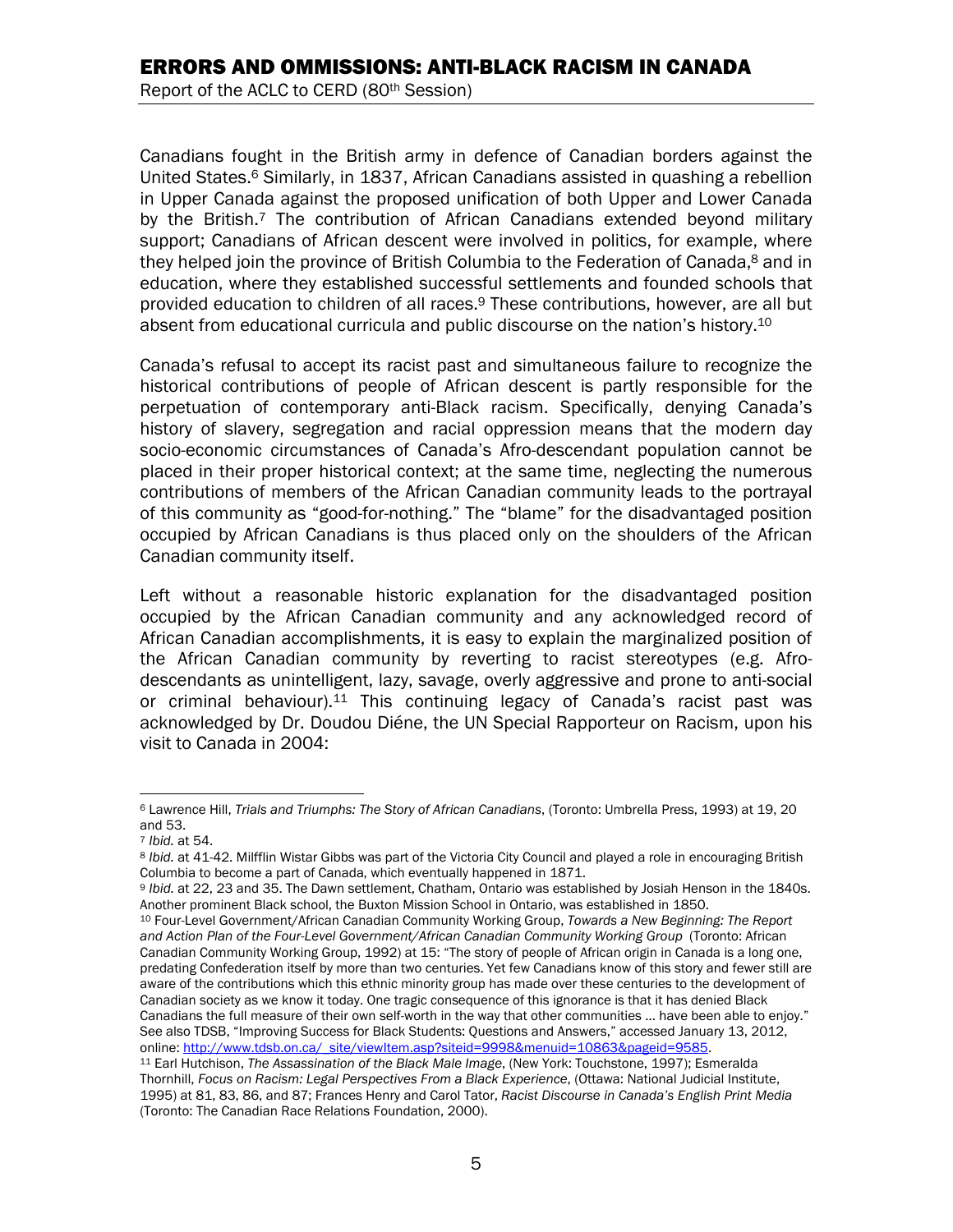Canadians fought in the British army in defence of Canadian borders against the United States.[6] Similarly, in 1837, African Canadians assisted in quashing a rebellion in Upper Canada against the proposed unification of both Upper and Lower Canada by the British.[7] The contribution of African Canadians extended beyond military support; Canadians of African descent were involved in politics, for example, where they helped join the province of British Columbia to the Federation of Canada,[8] and in education, where they established successful settlements and founded schools that provided education to children of all races.[9] These contributions, however, are all but absent from educational curricula and public discourse on the nation's history.[10]

Canada's refusal to accept its racist past and simultaneous failure to recognize the historical contributions of people of African descent is partly responsible for the perpetuation of contemporary anti-Black racism. Specifically, denying Canada's history of slavery, segregation and racial oppression means that the modern day socio-economic circumstances of Canada's Afro-descendant population cannot be placed in their proper historical context; at the same time, neglecting the numerous contributions of members of the African Canadian community leads to the portrayal of this community as "good-for-nothing." The "blame" for the disadvantaged position occupied by African Canadians is thus placed only on the shoulders of the African Canadian community itself.

Left without a reasonable historic explanation for the disadvantaged position occupied by the African Canadian community and any acknowledged record of African Canadian accomplishments, it is easy to explain the marginalized position of the African Canadian community by reverting to racist stereotypes (e.g. Afro-descendants as unintelligent, lazy, savage, overly aggressive and prone to anti-social or criminal behaviour).[11] This continuing legacy of Canada's racist past was acknowledged by Dr. Doudou Diéne, the UN Special Rapporteur on Racism, upon his visit to Canada in 2004:

---

[6] Lawrence Hill, *Trials and Triumphs: The Story of African Canadians*, (Toronto: Umbrella Press, 1993) at 19, 20 and 53.

[7] *Ibid.* at 54.

[8] *Ibid.* at 41-42. Milfflin Wistar Gibbs was part of the Victoria City Council and played a role in encouraging British Columbia to become a part of Canada, which eventually happened in 1871.

[9] *Ibid.* at 22, 23 and 35. The Dawn settlement, Chatham, Ontario was established by Josiah Henson in the 1840s. Another prominent Black school, the Buxton Mission School in Ontario, was established in 1850.

[10] Four-Level Government/African Canadian Community Working Group, *Towards a New Beginning: The Report and Action Plan of the Four-Level Government/African Canadian Community Working Group* (Toronto: African Canadian Community Working Group, 1992) at 15: "The story of people of African origin in Canada is a long one, predating Confederation itself by more than two centuries. Yet few Canadians know of this story and fewer still are aware of the contributions which this ethnic minority group has made over these centuries to the development of Canadian society as we know it today. One tragic consequence of this ignorance is that it has denied Black Canadians the full measure of their own self-worth in the way that other communities … have been able to enjoy." See also TDSB, "Improving Success for Black Students: Questions and Answers," accessed January 13, 2012, online: http://www.tdsb.on.ca/_site/viewItem.asp?siteid=9998&menuid=10863&pageid=9585.

[11] Earl Hutchison, *The Assassination of the Black Male Image*, (New York: Touchstone, 1997); Esmeralda Thornhill, *Focus on Racism: Legal Perspectives From a Black Experience*, (Ottawa: National Judicial Institute, 1995) at 81, 83, 86, and 87; Frances Henry and Carol Tator, *Racist Discourse in Canada's English Print Media* (Toronto: The Canadian Race Relations Foundation, 2000).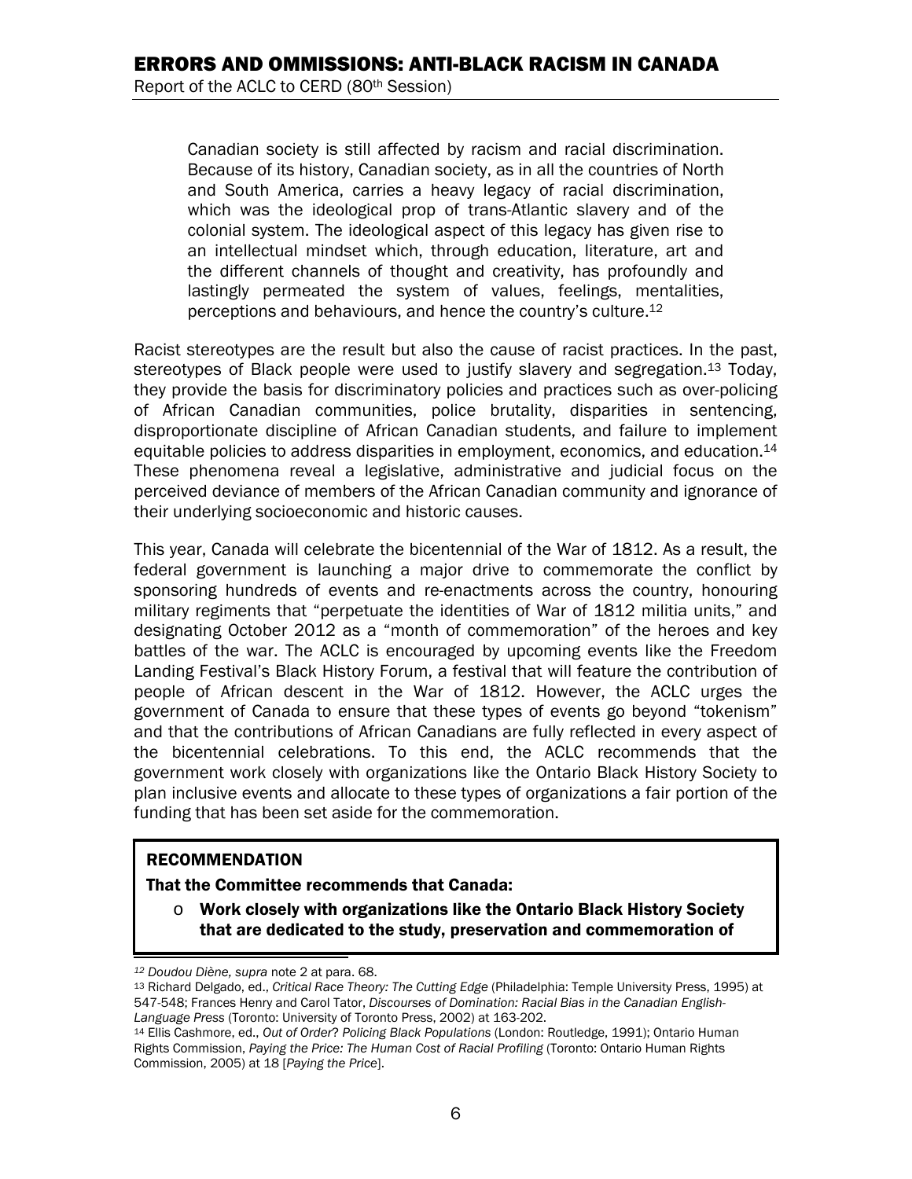> Canadian society is still affected by racism and racial discrimination. Because of its history, Canadian society, as in all the countries of North and South America, carries a heavy legacy of racial discrimination, which was the ideological prop of trans-Atlantic slavery and of the colonial system. The ideological aspect of this legacy has given rise to an intellectual mindset which, through education, literature, art and the different channels of thought and creativity, has profoundly and lastingly permeated the system of values, feelings, mentalities, perceptions and behaviours, and hence the country's culture.[12]

Racist stereotypes are the result but also the cause of racist practices. In the past, stereotypes of Black people were used to justify slavery and segregation.[13] Today, they provide the basis for discriminatory policies and practices such as over-policing of African Canadian communities, police brutality, disparities in sentencing, disproportionate discipline of African Canadian students, and failure to implement equitable policies to address disparities in employment, economics, and education.[14] These phenomena reveal a legislative, administrative and judicial focus on the perceived deviance of members of the African Canadian community and ignorance of their underlying socioeconomic and historic causes.

This year, Canada will celebrate the bicentennial of the War of 1812. As a result, the federal government is launching a major drive to commemorate the conflict by sponsoring hundreds of events and re-enactments across the country, honouring military regiments that "perpetuate the identities of War of 1812 militia units," and designating October 2012 as a "month of commemoration" of the heroes and key battles of the war. The ACLC is encouraged by upcoming events like the Freedom Landing Festival's Black History Forum, a festival that will feature the contribution of people of African descent in the War of 1812. However, the ACLC urges the government of Canada to ensure that these types of events go beyond "tokenism" and that the contributions of African Canadians are fully reflected in every aspect of the bicentennial celebrations. To this end, the ACLC recommends that the government work closely with organizations like the Ontario Black History Society to plan inclusive events and allocate to these types of organizations a fair portion of the funding that has been set aside for the commemoration.

**RECOMMENDATION**

**That the Committee recommends that Canada:**

- **Work closely with organizations like the Ontario Black History Society that are dedicated to the study, preservation and commemoration of**

---

[12] *Doudou Diène, supra* note 2 at para. 68.

[13] Richard Delgado, ed., *Critical Race Theory: The Cutting Edge* (Philadelphia: Temple University Press, 1995) at 547-548; Frances Henry and Carol Tator, *Discourses of Domination: Racial Bias in the Canadian English-Language Press* (Toronto: University of Toronto Press, 2002) at 163-202.

[14] Ellis Cashmore, ed., *Out of Order? Policing Black Populations* (London: Routledge, 1991); Ontario Human Rights Commission, *Paying the Price: The Human Cost of Racial Profiling* (Toronto: Ontario Human Rights Commission, 2005) at 18 [*Paying the Price*].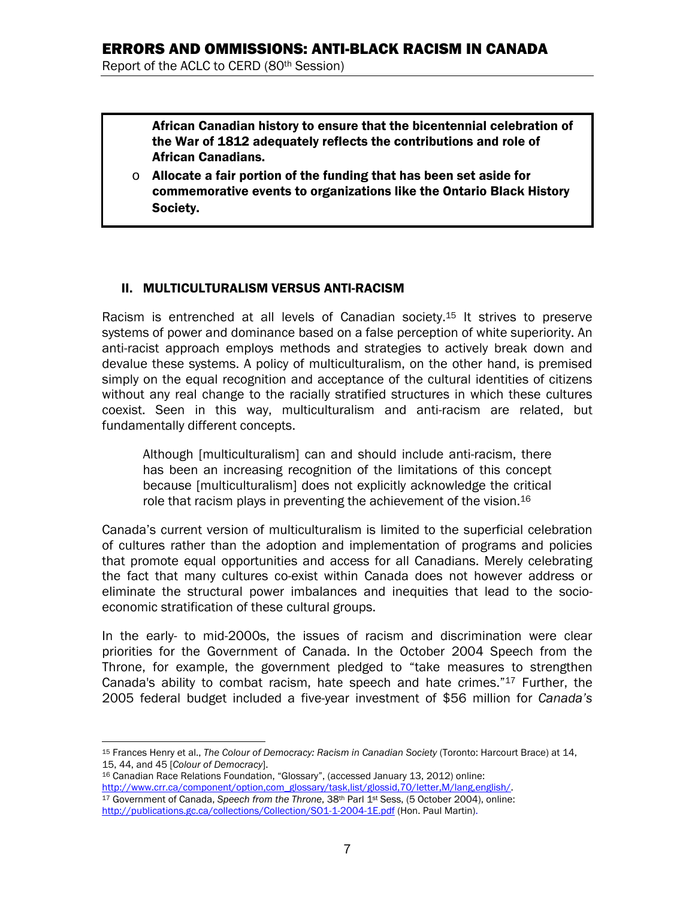**African Canadian history to ensure that the bicentennial celebration of the War of 1812 adequately reflects the contributions and role of African Canadians.**

- **Allocate a fair portion of the funding that has been set aside for commemorative events to organizations like the Ontario Black History Society.**

## II. MULTICULTURALISM VERSUS ANTI-RACISM

Racism is entrenched at all levels of Canadian society.[15] It strives to preserve systems of power and dominance based on a false perception of white superiority. An anti-racist approach employs methods and strategies to actively break down and devalue these systems. A policy of multiculturalism, on the other hand, is premised simply on the equal recognition and acceptance of the cultural identities of citizens without any real change to the racially stratified structures in which these cultures coexist. Seen in this way, multiculturalism and anti-racism are related, but fundamentally different concepts.

> Although [multiculturalism] can and should include anti-racism, there has been an increasing recognition of the limitations of this concept because [multiculturalism] does not explicitly acknowledge the critical role that racism plays in preventing the achievement of the vision.[16]

Canada's current version of multiculturalism is limited to the superficial celebration of cultures rather than the adoption and implementation of programs and policies that promote equal opportunities and access for all Canadians. Merely celebrating the fact that many cultures co-exist within Canada does not however address or eliminate the structural power imbalances and inequities that lead to the socio-economic stratification of these cultural groups.

In the early- to mid-2000s, the issues of racism and discrimination were clear priorities for the Government of Canada. In the October 2004 Speech from the Throne, for example, the government pledged to "take measures to strengthen Canada's ability to combat racism, hate speech and hate crimes."[17] Further, the 2005 federal budget included a five-year investment of $56 million for *Canada's*

---

[15] Frances Henry et al., *The Colour of Democracy: Racism in Canadian Society* (Toronto: Harcourt Brace) at 14, 15, 44, and 45 [*Colour of Democracy*].

[16] Canadian Race Relations Foundation, "Glossary", (accessed January 13, 2012) online: http://www.crr.ca/component/option,com_glossary/task,list/glossid,70/letter,M/lang,english/.

[17] Government of Canada, *Speech from the Throne*, 38th Parl 1st Sess, (5 October 2004), online: http://publications.gc.ca/collections/Collection/SO1-1-2004-1E.pdf (Hon. Paul Martin).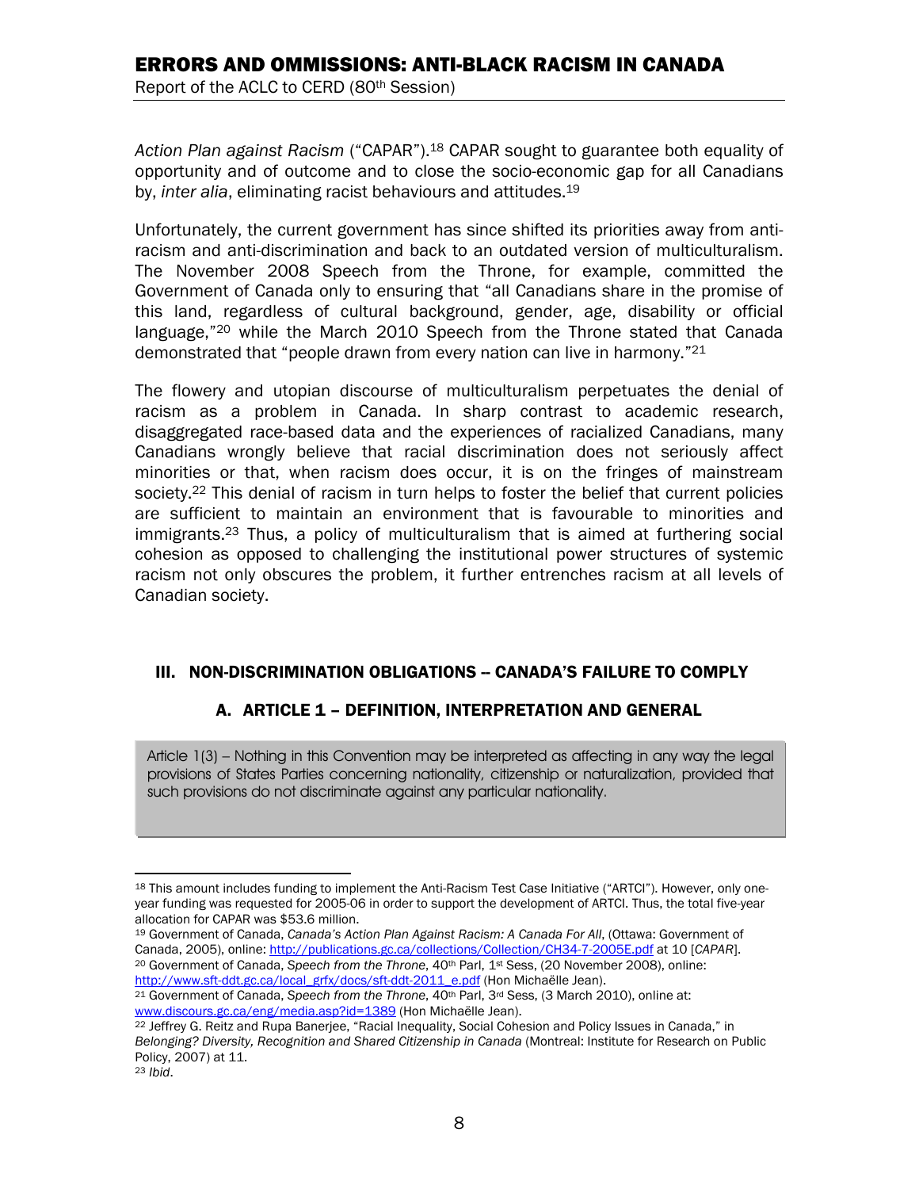*Action Plan against Racism* ("CAPAR").[18] CAPAR sought to guarantee both equality of opportunity and of outcome and to close the socio-economic gap for all Canadians by, *inter alia*, eliminating racist behaviours and attitudes.[19]

Unfortunately, the current government has since shifted its priorities away from anti-racism and anti-discrimination and back to an outdated version of multiculturalism. The November 2008 Speech from the Throne, for example, committed the Government of Canada only to ensuring that "all Canadians share in the promise of this land, regardless of cultural background, gender, age, disability or official language,"[20] while the March 2010 Speech from the Throne stated that Canada demonstrated that "people drawn from every nation can live in harmony."[21]

The flowery and utopian discourse of multiculturalism perpetuates the denial of racism as a problem in Canada. In sharp contrast to academic research, disaggregated race-based data and the experiences of racialized Canadians, many Canadians wrongly believe that racial discrimination does not seriously affect minorities or that, when racism does occur, it is on the fringes of mainstream society.[22] This denial of racism in turn helps to foster the belief that current policies are sufficient to maintain an environment that is favourable to minorities and immigrants.[23] Thus, a policy of multiculturalism that is aimed at furthering social cohesion as opposed to challenging the institutional power structures of systemic racism not only obscures the problem, it further entrenches racism at all levels of Canadian society.

## III. NON-DISCRIMINATION OBLIGATIONS – CANADA'S FAILURE TO COMPLY

### A. ARTICLE 1 – DEFINITION, INTERPRETATION AND GENERAL

> Article 1(3) – Nothing in this Convention may be interpreted as affecting in any way the legal provisions of States Parties concerning nationality, citizenship or naturalization, provided that such provisions do not discriminate against any particular nationality.

---

[18] This amount includes funding to implement the Anti-Racism Test Case Initiative ("ARTCI"). However, only one-year funding was requested for 2005-06 in order to support the development of ARTCI. Thus, the total five-year allocation for CAPAR was $53.6 million.

[19] Government of Canada, *Canada's Action Plan Against Racism: A Canada For All*, (Ottawa: Government of Canada, 2005), online: http://publications.gc.ca/collections/Collection/CH34-7-2005E.pdf at 10 [*CAPAR*].

[20] Government of Canada, *Speech from the Throne*, 40th Parl, 1st Sess, (20 November 2008), online: http://www.sft-ddt.gc.ca/local_grfx/docs/sft-ddt-2011_e.pdf (Hon Michaëlle Jean).

[21] Government of Canada, *Speech from the Throne*, 40th Parl, 3rd Sess, (3 March 2010), online at: www.discours.gc.ca/eng/media.asp?id=1389 (Hon Michaëlle Jean).

[22] Jeffrey G. Reitz and Rupa Banerjee, "Racial Inequality, Social Cohesion and Policy Issues in Canada," in *Belonging? Diversity, Recognition and Shared Citizenship in Canada* (Montreal: Institute for Research on Public Policy, 2007) at 11.

[23] *Ibid*.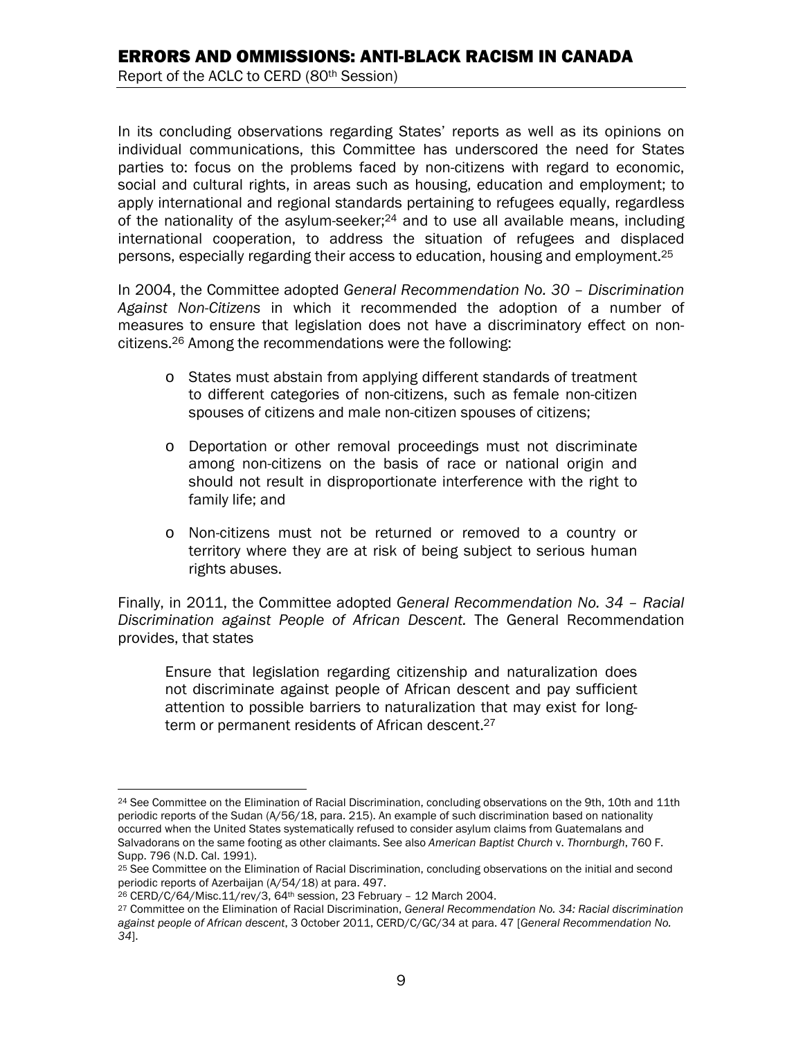In its concluding observations regarding States' reports as well as its opinions on individual communications, this Committee has underscored the need for States parties to: focus on the problems faced by non-citizens with regard to economic, social and cultural rights, in areas such as housing, education and employment; to apply international and regional standards pertaining to refugees equally, regardless of the nationality of the asylum-seeker;[24] and to use all available means, including international cooperation, to address the situation of refugees and displaced persons, especially regarding their access to education, housing and employment.[25]

In 2004, the Committee adopted *General Recommendation No. 30 – Discrimination Against Non-Citizens* in which it recommended the adoption of a number of measures to ensure that legislation does not have a discriminatory effect on non-citizens.[26] Among the recommendations were the following:

- States must abstain from applying different standards of treatment to different categories of non-citizens, such as female non-citizen spouses of citizens and male non-citizen spouses of citizens;
- Deportation or other removal proceedings must not discriminate among non-citizens on the basis of race or national origin and should not result in disproportionate interference with the right to family life; and
- Non-citizens must not be returned or removed to a country or territory where they are at risk of being subject to serious human rights abuses.

Finally, in 2011, the Committee adopted *General Recommendation No. 34 – Racial Discrimination against People of African Descent.* The General Recommendation provides, that states

> Ensure that legislation regarding citizenship and naturalization does not discriminate against people of African descent and pay sufficient attention to possible barriers to naturalization that may exist for long-term or permanent residents of African descent.[27]

---

[24] See Committee on the Elimination of Racial Discrimination, concluding observations on the 9th, 10th and 11th periodic reports of the Sudan (A/56/18, para. 215). An example of such discrimination based on nationality occurred when the United States systematically refused to consider asylum claims from Guatemalans and Salvadorans on the same footing as other claimants. See also *American Baptist Church* v. *Thornburgh*, 760 F. Supp. 796 (N.D. Cal. 1991).

[25] See Committee on the Elimination of Racial Discrimination, concluding observations on the initial and second periodic reports of Azerbaijan (A/54/18) at para. 497.

[26] CERD/C/64/Misc.11/rev/3, 64th session, 23 February – 12 March 2004.

[27] Committee on the Elimination of Racial Discrimination, *General Recommendation No. 34: Racial discrimination against people of African descent*, 3 October 2011, CERD/C/GC/34 at para. 47 [*General Recommendation No. 34*].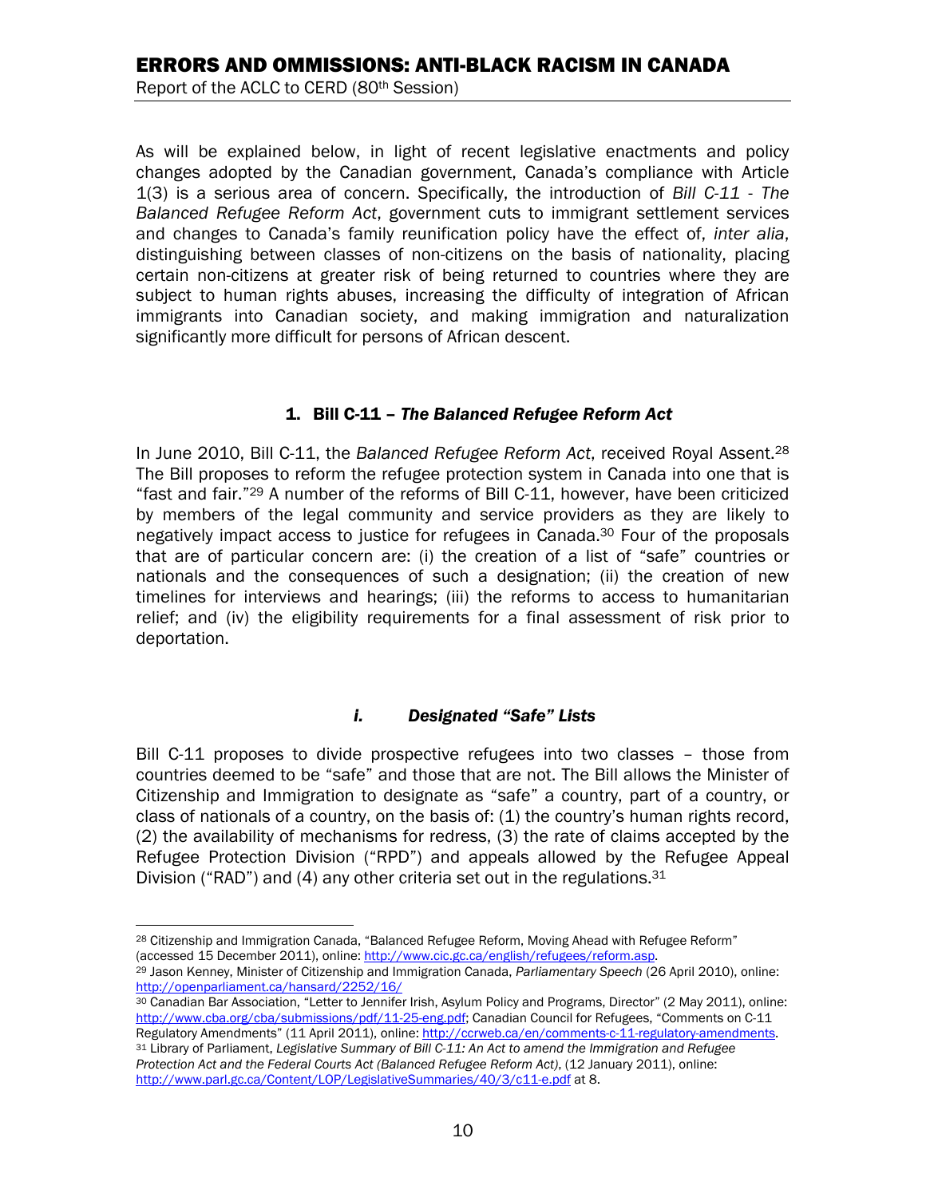As will be explained below, in light of recent legislative enactments and policy changes adopted by the Canadian government, Canada's compliance with Article 1(3) is a serious area of concern. Specifically, the introduction of *Bill C-11 - The Balanced Refugee Reform Act*, government cuts to immigrant settlement services and changes to Canada's family reunification policy have the effect of, *inter alia*, distinguishing between classes of non-citizens on the basis of nationality, placing certain non-citizens at greater risk of being returned to countries where they are subject to human rights abuses, increasing the difficulty of integration of African immigrants into Canadian society, and making immigration and naturalization significantly more difficult for persons of African descent.

### 1. Bill C-11 – *The Balanced Refugee Reform Act*

In June 2010, Bill C-11, the *Balanced Refugee Reform Act*, received Royal Assent.[28] The Bill proposes to reform the refugee protection system in Canada into one that is "fast and fair."[29] A number of the reforms of Bill C-11, however, have been criticized by members of the legal community and service providers as they are likely to negatively impact access to justice for refugees in Canada.[30] Four of the proposals that are of particular concern are: (i) the creation of a list of "safe" countries or nationals and the consequences of such a designation; (ii) the creation of new timelines for interviews and hearings; (iii) the reforms to access to humanitarian relief; and (iv) the eligibility requirements for a final assessment of risk prior to deportation.

#### i. *Designated "Safe" Lists*

Bill C-11 proposes to divide prospective refugees into two classes – those from countries deemed to be "safe" and those that are not. The Bill allows the Minister of Citizenship and Immigration to designate as "safe" a country, part of a country, or class of nationals of a country, on the basis of: (1) the country's human rights record, (2) the availability of mechanisms for redress, (3) the rate of claims accepted by the Refugee Protection Division ("RPD") and appeals allowed by the Refugee Appeal Division ("RAD") and (4) any other criteria set out in the regulations.[31]

---

[28] Citizenship and Immigration Canada, "Balanced Refugee Reform, Moving Ahead with Refugee Reform" (accessed 15 December 2011), online: http://www.cic.gc.ca/english/refugees/reform.asp.

[29] Jason Kenney, Minister of Citizenship and Immigration Canada, *Parliamentary Speech* (26 April 2010), online: http://openparliament.ca/hansard/2252/16/

[30] Canadian Bar Association, "Letter to Jennifer Irish, Asylum Policy and Programs, Director" (2 May 2011), online: http://www.cba.org/cba/submissions/pdf/11-25-eng.pdf; Canadian Council for Refugees, "Comments on C-11 Regulatory Amendments" (11 April 2011), online: http://ccrweb.ca/en/comments-c-11-regulatory-amendments.

[31] Library of Parliament, *Legislative Summary of Bill C-11: An Act to amend the Immigration and Refugee Protection Act and the Federal Courts Act (Balanced Refugee Reform Act)*, (12 January 2011), online: http://www.parl.gc.ca/Content/LOP/LegislativeSummaries/40/3/c11-e.pdf at 8.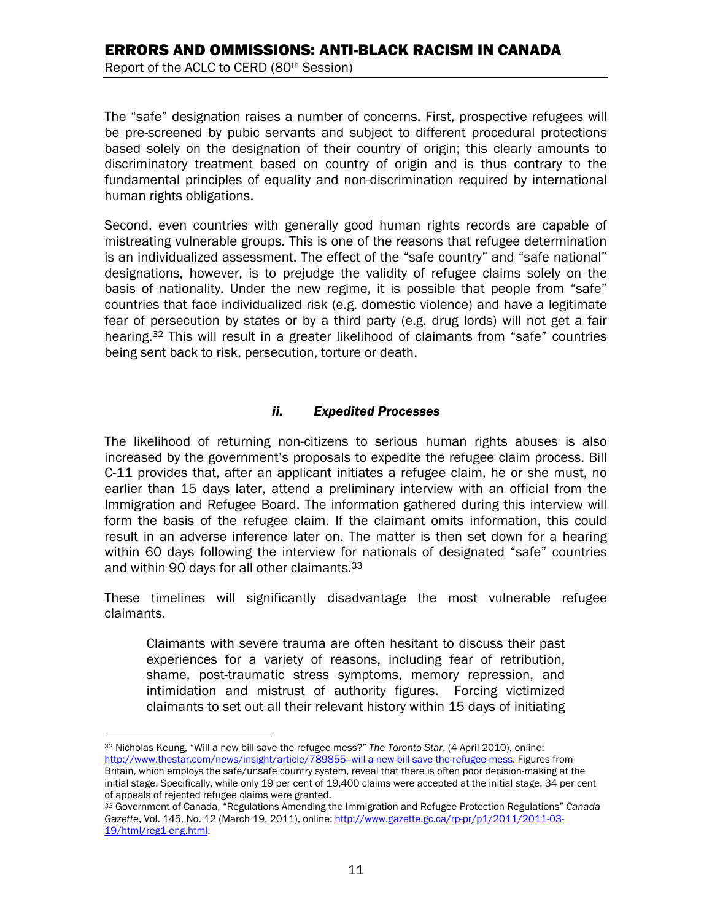The "safe" designation raises a number of concerns. First, prospective refugees will be pre-screened by pubic servants and subject to different procedural protections based solely on the designation of their country of origin; this clearly amounts to discriminatory treatment based on country of origin and is thus contrary to the fundamental principles of equality and non-discrimination required by international human rights obligations.

Second, even countries with generally good human rights records are capable of mistreating vulnerable groups. This is one of the reasons that refugee determination is an individualized assessment. The effect of the "safe country" and "safe national" designations, however, is to prejudge the validity of refugee claims solely on the basis of nationality. Under the new regime, it is possible that people from "safe" countries that face individualized risk (e.g. domestic violence) and have a legitimate fear of persecution by states or by a third party (e.g. drug lords) will not get a fair hearing.[32] This will result in a greater likelihood of claimants from "safe" countries being sent back to risk, persecution, torture or death.

### *ii. Expedited Processes*

The likelihood of returning non-citizens to serious human rights abuses is also increased by the government's proposals to expedite the refugee claim process. Bill C-11 provides that, after an applicant initiates a refugee claim, he or she must, no earlier than 15 days later, attend a preliminary interview with an official from the Immigration and Refugee Board. The information gathered during this interview will form the basis of the refugee claim. If the claimant omits information, this could result in an adverse inference later on. The matter is then set down for a hearing within 60 days following the interview for nationals of designated "safe" countries and within 90 days for all other claimants.[33]

These timelines will significantly disadvantage the most vulnerable refugee claimants.

> Claimants with severe trauma are often hesitant to discuss their past experiences for a variety of reasons, including fear of retribution, shame, post-traumatic stress symptoms, memory repression, and intimidation and mistrust of authority figures. Forcing victimized claimants to set out all their relevant history within 15 days of initiating

---

[32] Nicholas Keung, "Will a new bill save the refugee mess?" *The Toronto Star*, (4 April 2010), online: http://www.thestar.com/news/insight/article/789855--will-a-new-bill-save-the-refugee-mess. Figures from Britain, which employs the safe/unsafe country system, reveal that there is often poor decision-making at the initial stage. Specifically, while only 19 per cent of 19,400 claims were accepted at the initial stage, 34 per cent of appeals of rejected refugee claims were granted.

[33] Government of Canada, "Regulations Amending the Immigration and Refugee Protection Regulations" *Canada Gazette*, Vol. 145, No. 12 (March 19, 2011), online: http://www.gazette.gc.ca/rp-pr/p1/2011/2011-03-19/html/reg1-eng.html.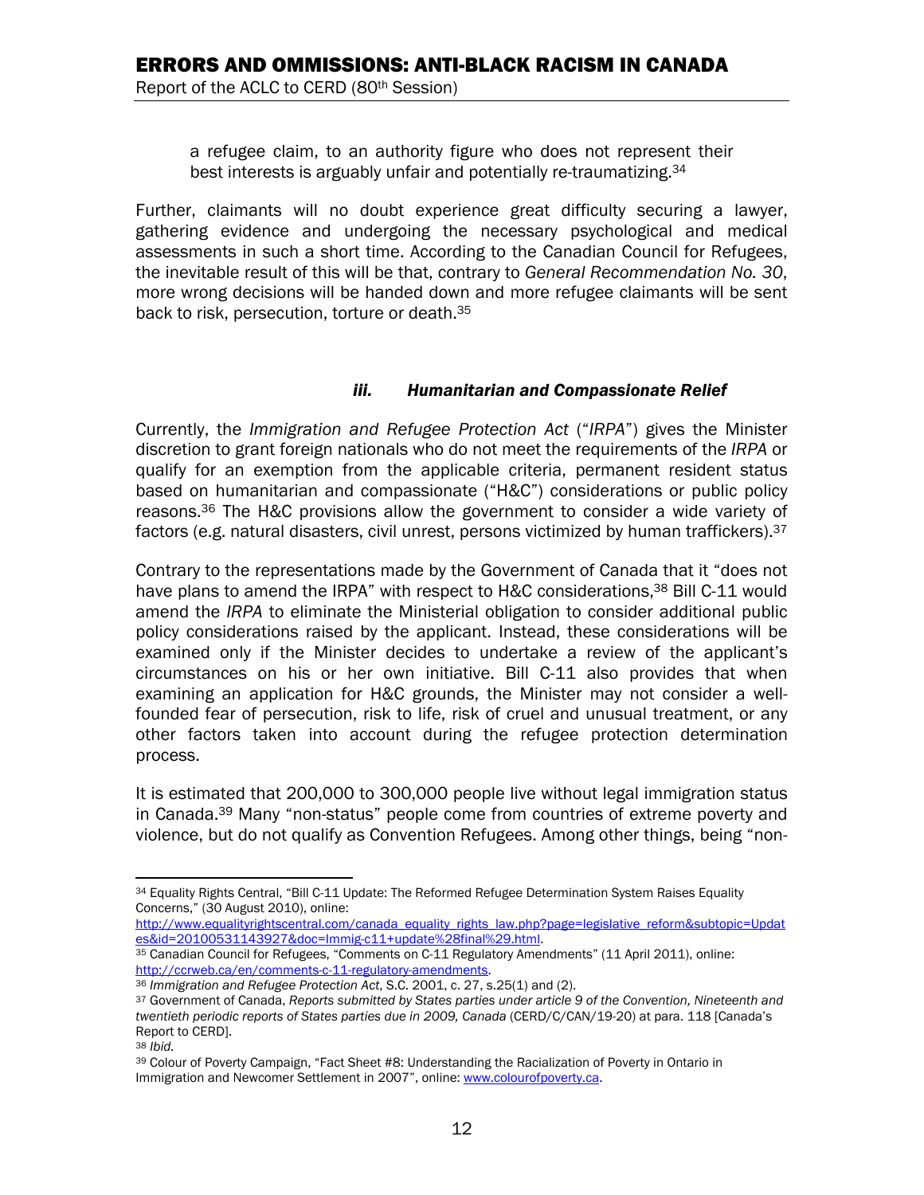a refugee claim, to an authority figure who does not represent their best interests is arguably unfair and potentially re-traumatizing.[34]

Further, claimants will no doubt experience great difficulty securing a lawyer, gathering evidence and undergoing the necessary psychological and medical assessments in such a short time. According to the Canadian Council for Refugees, the inevitable result of this will be that, contrary to *General Recommendation No. 30*, more wrong decisions will be handed down and more refugee claimants will be sent back to risk, persecution, torture or death.[35]

#### *iii. Humanitarian and Compassionate Relief*

Currently, the *Immigration and Refugee Protection Act* ("*IRPA*") gives the Minister discretion to grant foreign nationals who do not meet the requirements of the *IRPA* or qualify for an exemption from the applicable criteria, permanent resident status based on humanitarian and compassionate ("H&C") considerations or public policy reasons.[36] The H&C provisions allow the government to consider a wide variety of factors (e.g. natural disasters, civil unrest, persons victimized by human traffickers).[37]

Contrary to the representations made by the Government of Canada that it "does not have plans to amend the IRPA" with respect to H&C considerations,[38] Bill C-11 would amend the *IRPA* to eliminate the Ministerial obligation to consider additional public policy considerations raised by the applicant. Instead, these considerations will be examined only if the Minister decides to undertake a review of the applicant's circumstances on his or her own initiative. Bill C-11 also provides that when examining an application for H&C grounds, the Minister may not consider a well-founded fear of persecution, risk to life, risk of cruel and unusual treatment, or any other factors taken into account during the refugee protection determination process.

It is estimated that 200,000 to 300,000 people live without legal immigration status in Canada.[39] Many "non-status" people come from countries of extreme poverty and violence, but do not qualify as Convention Refugees. Among other things, being "non-

---

[34] Equality Rights Central, "Bill C-11 Update: The Reformed Refugee Determination System Raises Equality Concerns," (30 August 2010), online: http://www.equalityrightscentral.com/canada_equality_rights_law.php?page=legislative_reform&subtopic=Updates&id=20100531143927&doc=Immig-c11+update%28final%29.html.

[35] Canadian Council for Refugees, "Comments on C-11 Regulatory Amendments" (11 April 2011), online: http://ccrweb.ca/en/comments-c-11-regulatory-amendments.

[36] *Immigration and Refugee Protection Act*, S.C. 2001, c. 27, s.25(1) and (2).

[37] Government of Canada, *Reports submitted by States parties under article 9 of the Convention, Nineteenth and twentieth periodic reports of States parties due in 2009, Canada* (CERD/C/CAN/19-20) at para. 118 [Canada's Report to CERD].

[38] *Ibid.*

[39] Colour of Poverty Campaign, "Fact Sheet #8: Understanding the Racialization of Poverty in Ontario in Immigration and Newcomer Settlement in 2007", online: www.colourofpoverty.ca.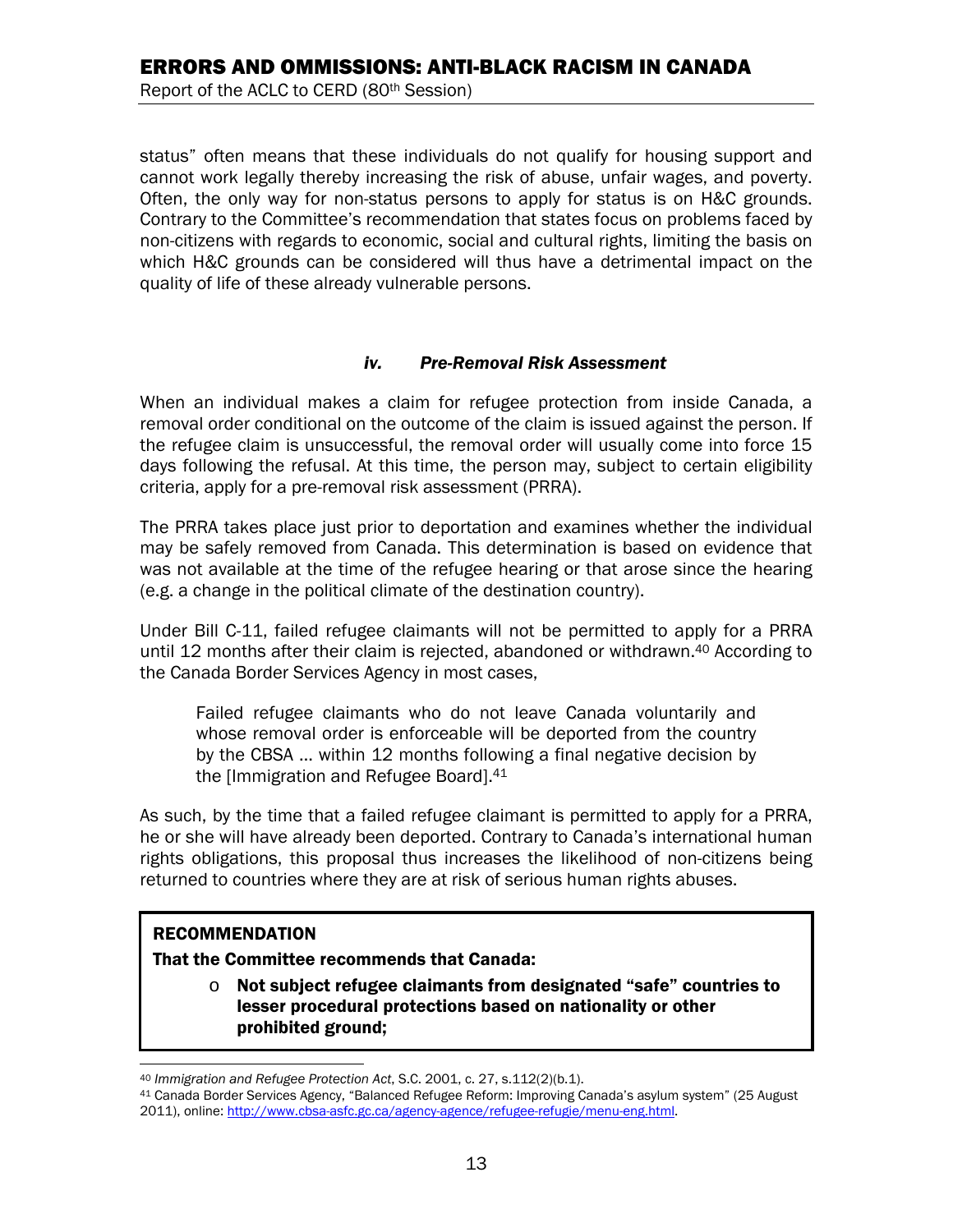status" often means that these individuals do not qualify for housing support and cannot work legally thereby increasing the risk of abuse, unfair wages, and poverty. Often, the only way for non-status persons to apply for status is on H&C grounds. Contrary to the Committee's recommendation that states focus on problems faced by non-citizens with regards to economic, social and cultural rights, limiting the basis on which H&C grounds can be considered will thus have a detrimental impact on the quality of life of these already vulnerable persons.

#### *iv. Pre-Removal Risk Assessment*

When an individual makes a claim for refugee protection from inside Canada, a removal order conditional on the outcome of the claim is issued against the person. If the refugee claim is unsuccessful, the removal order will usually come into force 15 days following the refusal. At this time, the person may, subject to certain eligibility criteria, apply for a pre-removal risk assessment (PRRA).

The PRRA takes place just prior to deportation and examines whether the individual may be safely removed from Canada. This determination is based on evidence that was not available at the time of the refugee hearing or that arose since the hearing (e.g. a change in the political climate of the destination country).

Under Bill C-11, failed refugee claimants will not be permitted to apply for a PRRA until 12 months after their claim is rejected, abandoned or withdrawn.[40] According to the Canada Border Services Agency in most cases,

> Failed refugee claimants who do not leave Canada voluntarily and whose removal order is enforceable will be deported from the country by the CBSA ... within 12 months following a final negative decision by the [Immigration and Refugee Board].[41]

As such, by the time that a failed refugee claimant is permitted to apply for a PRRA, he or she will have already been deported. Contrary to Canada's international human rights obligations, this proposal thus increases the likelihood of non-citizens being returned to countries where they are at risk of serious human rights abuses.

**RECOMMENDATION**

**That the Committee recommends that Canada:**

- **Not subject refugee claimants from designated "safe" countries to lesser procedural protections based on nationality or other prohibited ground;**

---

[40] *Immigration and Refugee Protection Act*, S.C. 2001, c. 27, s.112(2)(b.1).

[41] Canada Border Services Agency, "Balanced Refugee Reform: Improving Canada's asylum system" (25 August 2011), online: http://www.cbsa-asfc.gc.ca/agency-agence/refugee-refugie/menu-eng.html.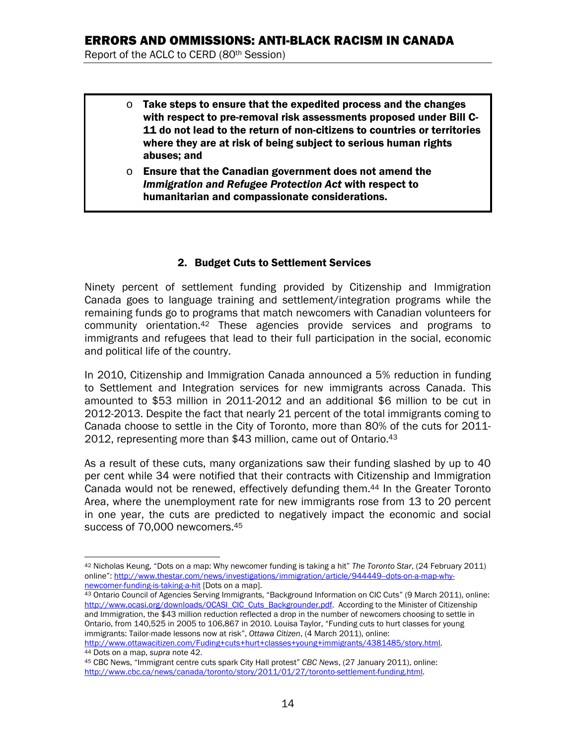- **Take steps to ensure that the expedited process and the changes with respect to pre-removal risk assessments proposed under Bill C-11 do not lead to the return of non-citizens to countries or territories where they are at risk of being subject to serious human rights abuses; and**
- **Ensure that the Canadian government does not amend the *Immigration and Refugee Protection Act* with respect to humanitarian and compassionate considerations.**

### 2. Budget Cuts to Settlement Services

Ninety percent of settlement funding provided by Citizenship and Immigration Canada goes to language training and settlement/integration programs while the remaining funds go to programs that match newcomers with Canadian volunteers for community orientation.[42] These agencies provide services and programs to immigrants and refugees that lead to their full participation in the social, economic and political life of the country.

In 2010, Citizenship and Immigration Canada announced a 5% reduction in funding to Settlement and Integration services for new immigrants across Canada. This amounted to $53 million in 2011-2012 and an additional $6 million to be cut in 2012-2013. Despite the fact that nearly 21 percent of the total immigrants coming to Canada choose to settle in the City of Toronto, more than 80% of the cuts for 2011-2012, representing more than $43 million, came out of Ontario.[43]

As a result of these cuts, many organizations saw their funding slashed by up to 40 per cent while 34 were notified that their contracts with Citizenship and Immigration Canada would not be renewed, effectively defunding them.[44] In the Greater Toronto Area, where the unemployment rate for new immigrants rose from 13 to 20 percent in one year, the cuts are predicted to negatively impact the economic and social success of 70,000 newcomers.[45]

---

[42] Nicholas Keung, "Dots on a map: Why newcomer funding is taking a hit" *The Toronto Star*, (24 February 2011) online": http://www.thestar.com/news/investigations/immigration/article/944449--dots-on-a-map-why-newcomer-funding-is-taking-a-hit [Dots on a map].

[43] Ontario Council of Agencies Serving Immigrants, "Background Information on CIC Cuts" (9 March 2011), online: http://www.ocasi.org/downloads/OCASI_CIC_Cuts_Backgrounder.pdf. According to the Minister of Citizenship and Immigration, the $43 million reduction reflected a drop in the number of newcomers choosing to settle in Ontario, from 140,525 in 2005 to 106,867 in 2010. Louisa Taylor, "Funding cuts to hurt classes for young immigrants: Tailor-made lessons now at risk", *Ottawa Citizen*, (4 March 2011), online: http://www.ottawacitizen.com/Fuding+cuts+hurt+classes+young+immigrants/4381485/story.html.

[44] Dots on a map, *supra* note 42.

[45] CBC News, "Immigrant centre cuts spark City Hall protest" *CBC News*, (27 January 2011), online: http://www.cbc.ca/news/canada/toronto/story/2011/01/27/toronto-settlement-funding.html.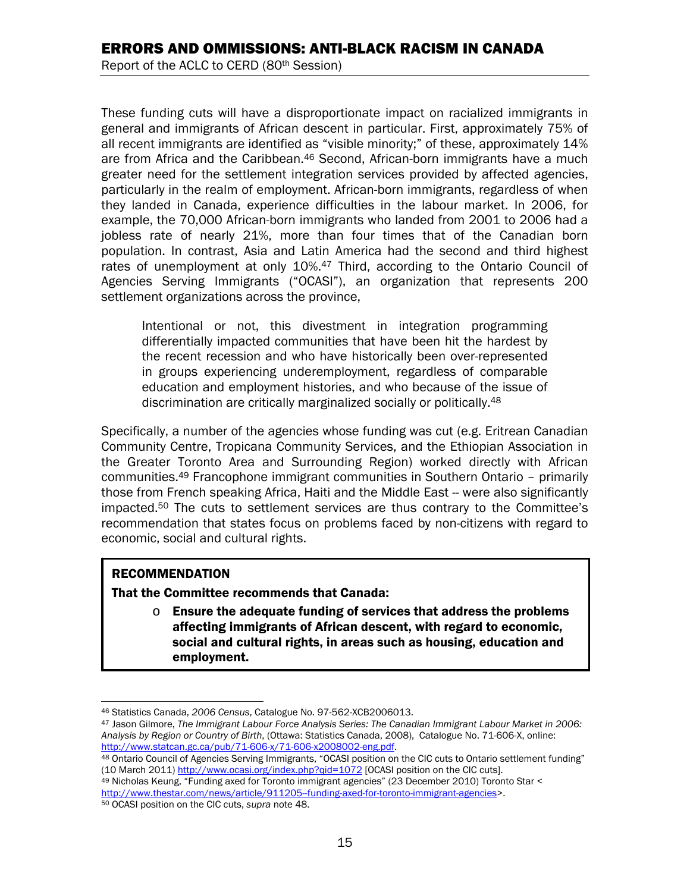These funding cuts will have a disproportionate impact on racialized immigrants in general and immigrants of African descent in particular. First, approximately 75% of all recent immigrants are identified as "visible minority;" of these, approximately 14% are from Africa and the Caribbean.[46] Second, African-born immigrants have a much greater need for the settlement integration services provided by affected agencies, particularly in the realm of employment. African-born immigrants, regardless of when they landed in Canada, experience difficulties in the labour market. In 2006, for example, the 70,000 African-born immigrants who landed from 2001 to 2006 had a jobless rate of nearly 21%, more than four times that of the Canadian born population. In contrast, Asia and Latin America had the second and third highest rates of unemployment at only 10%.[47] Third, according to the Ontario Council of Agencies Serving Immigrants ("OCASI"), an organization that represents 200 settlement organizations across the province,

> Intentional or not, this divestment in integration programming differentially impacted communities that have been hit the hardest by the recent recession and who have historically been over-represented in groups experiencing underemployment, regardless of comparable education and employment histories, and who because of the issue of discrimination are critically marginalized socially or politically.[48]

Specifically, a number of the agencies whose funding was cut (e.g. Eritrean Canadian Community Centre, Tropicana Community Services, and the Ethiopian Association in the Greater Toronto Area and Surrounding Region) worked directly with African communities.[49] Francophone immigrant communities in Southern Ontario – primarily those from French speaking Africa, Haiti and the Middle East -- were also significantly impacted.[50] The cuts to settlement services are thus contrary to the Committee's recommendation that states focus on problems faced by non-citizens with regard to economic, social and cultural rights.

**RECOMMENDATION**

**That the Committee recommends that Canada:**

- **Ensure the adequate funding of services that address the problems affecting immigrants of African descent, with regard to economic, social and cultural rights, in areas such as housing, education and employment.**

---

[46] Statistics Canada, *2006 Census*, Catalogue No. 97-562-XCB2006013.

[47] Jason Gilmore, *The Immigrant Labour Force Analysis Series: The Canadian Immigrant Labour Market in 2006: Analysis by Region or Country of Birth*, (Ottawa: Statistics Canada, 2008), Catalogue No. 71-606-X, online: http://www.statcan.gc.ca/pub/71-606-x/71-606-x2008002-eng.pdf.

[48] Ontario Council of Agencies Serving Immigrants, "OCASI position on the CIC cuts to Ontario settlement funding" (10 March 2011) http://www.ocasi.org/index.php?qid=1072 [OCASI position on the CIC cuts].

[49] Nicholas Keung, "Funding axed for Toronto immigrant agencies" (23 December 2010) Toronto Star < http://www.thestar.com/news/article/911205--funding-axed-for-toronto-immigrant-agencies>.

[50] OCASI position on the CIC cuts, *supra* note 48.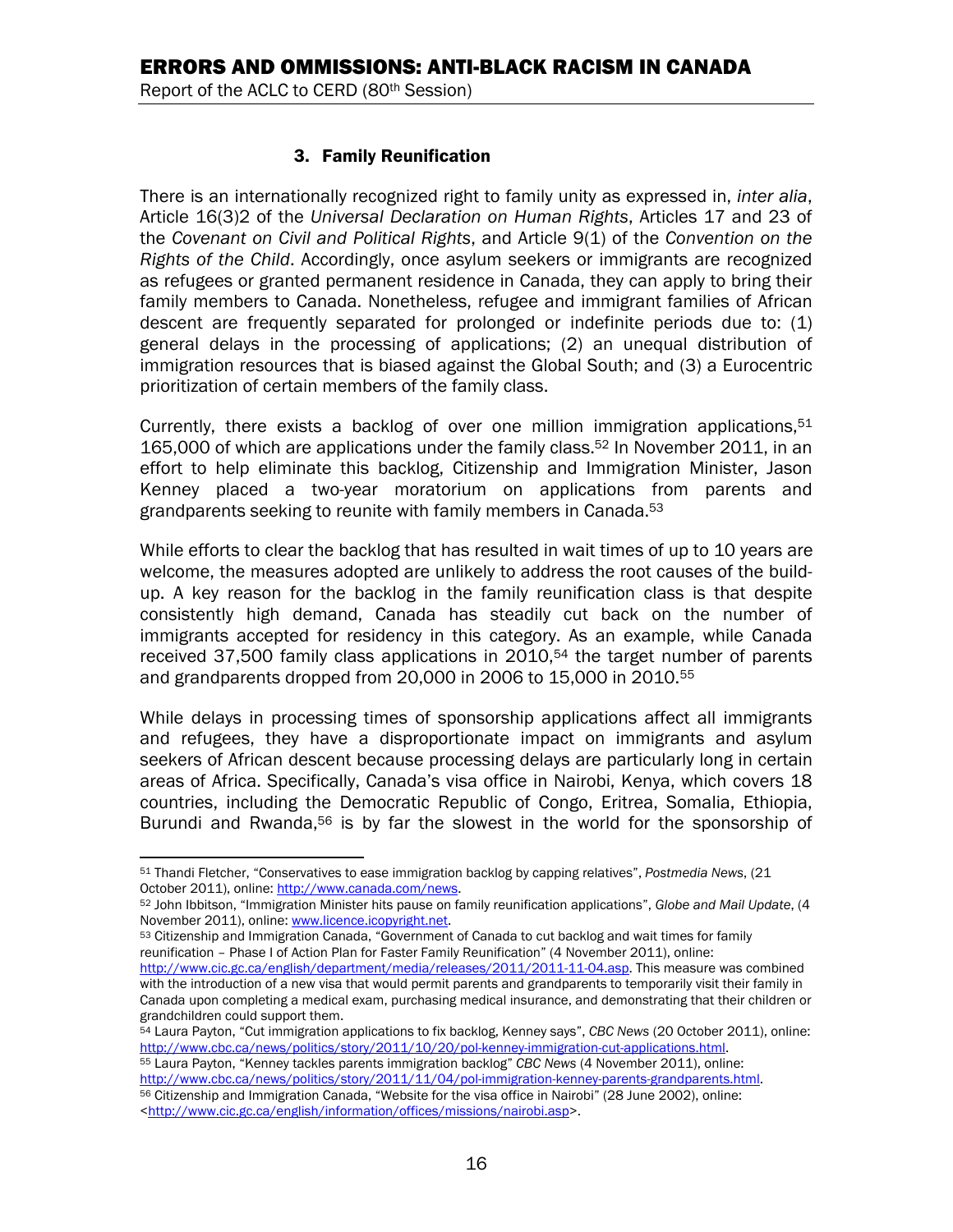### 3. Family Reunification

There is an internationally recognized right to family unity as expressed in, *inter alia*, Article 16(3)2 of the *Universal Declaration on Human Rights*, Articles 17 and 23 of the *Covenant on Civil and Political Rights*, and Article 9(1) of the *Convention on the Rights of the Child*. Accordingly, once asylum seekers or immigrants are recognized as refugees or granted permanent residence in Canada, they can apply to bring their family members to Canada. Nonetheless, refugee and immigrant families of African descent are frequently separated for prolonged or indefinite periods due to: (1) general delays in the processing of applications; (2) an unequal distribution of immigration resources that is biased against the Global South; and (3) a Eurocentric prioritization of certain members of the family class.

Currently, there exists a backlog of over one million immigration applications,[51] 165,000 of which are applications under the family class.[52] In November 2011, in an effort to help eliminate this backlog, Citizenship and Immigration Minister, Jason Kenney placed a two-year moratorium on applications from parents and grandparents seeking to reunite with family members in Canada.[53]

While efforts to clear the backlog that has resulted in wait times of up to 10 years are welcome, the measures adopted are unlikely to address the root causes of the build-up. A key reason for the backlog in the family reunification class is that despite consistently high demand, Canada has steadily cut back on the number of immigrants accepted for residency in this category. As an example, while Canada received 37,500 family class applications in 2010,[54] the target number of parents and grandparents dropped from 20,000 in 2006 to 15,000 in 2010.[55]

While delays in processing times of sponsorship applications affect all immigrants and refugees, they have a disproportionate impact on immigrants and asylum seekers of African descent because processing delays are particularly long in certain areas of Africa. Specifically, Canada's visa office in Nairobi, Kenya, which covers 18 countries, including the Democratic Republic of Congo, Eritrea, Somalia, Ethiopia, Burundi and Rwanda,[56] is by far the slowest in the world for the sponsorship of

---

[51] Thandi Fletcher, "Conservatives to ease immigration backlog by capping relatives", *Postmedia News*, (21 October 2011), online: http://www.canada.com/news.

[52] John Ibbitson, "Immigration Minister hits pause on family reunification applications", *Globe and Mail Update*, (4 November 2011), online: www.licence.icopyright.net.

[53] Citizenship and Immigration Canada, "Government of Canada to cut backlog and wait times for family reunification – Phase I of Action Plan for Faster Family Reunification" (4 November 2011), online: http://www.cic.gc.ca/english/department/media/releases/2011/2011-11-04.asp. This measure was combined with the introduction of a new visa that would permit parents and grandparents to temporarily visit their family in Canada upon completing a medical exam, purchasing medical insurance, and demonstrating that their children or grandchildren could support them.

[54] Laura Payton, "Cut immigration applications to fix backlog, Kenney says", *CBC News* (20 October 2011), online: http://www.cbc.ca/news/politics/story/2011/10/20/pol-kenney-immigration-cut-applications.html.

[55] Laura Payton, "Kenney tackles parents immigration backlog" *CBC News* (4 November 2011), online: http://www.cbc.ca/news/politics/story/2011/11/04/pol-immigration-kenney-parents-grandparents.html.

[56] Citizenship and Immigration Canada, "Website for the visa office in Nairobi" (28 June 2002), online: <http://www.cic.gc.ca/english/information/offices/missions/nairobi.asp>.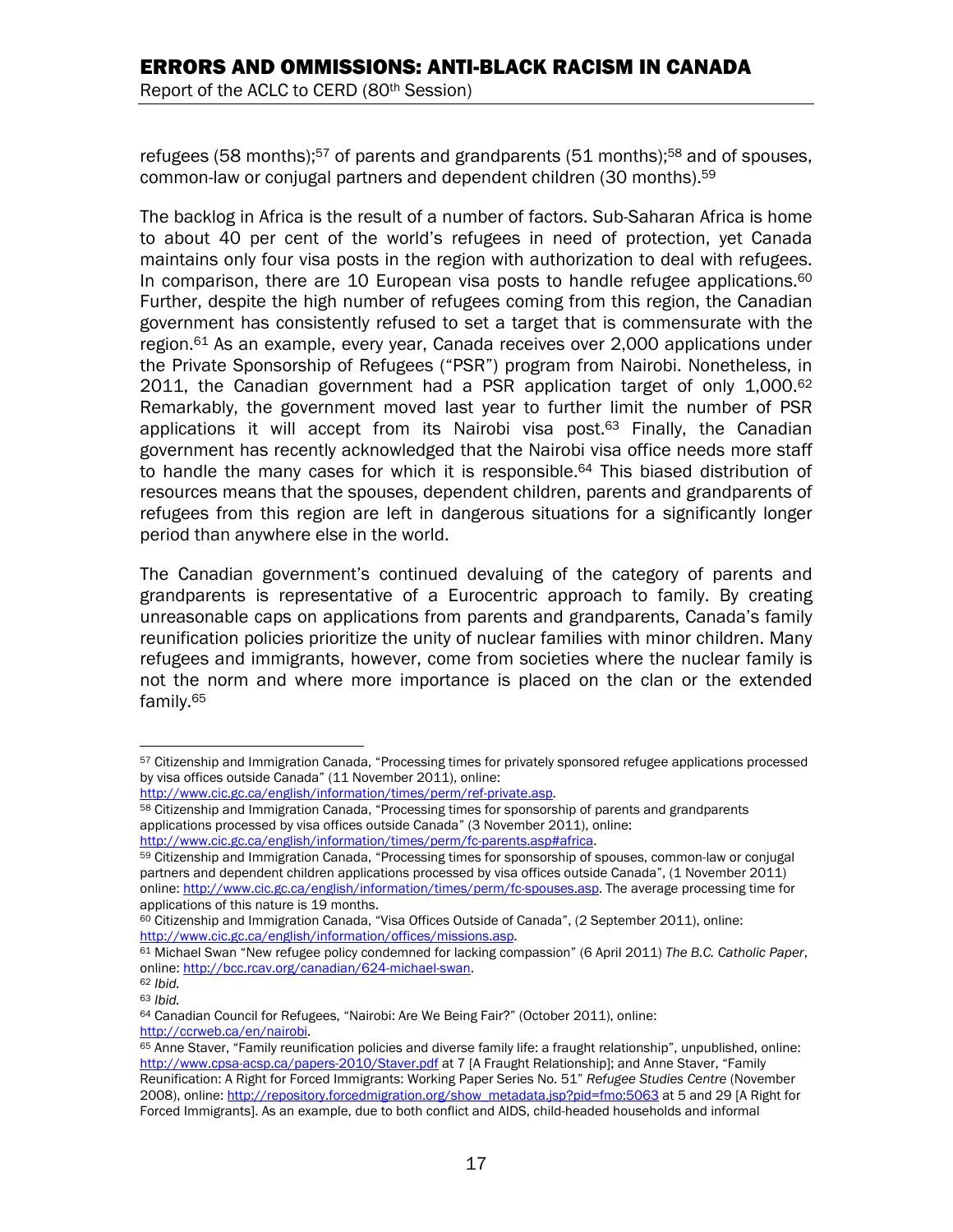refugees (58 months);[57] of parents and grandparents (51 months);[58] and of spouses, common-law or conjugal partners and dependent children (30 months).[59]

The backlog in Africa is the result of a number of factors. Sub-Saharan Africa is home to about 40 per cent of the world's refugees in need of protection, yet Canada maintains only four visa posts in the region with authorization to deal with refugees. In comparison, there are 10 European visa posts to handle refugee applications.[60] Further, despite the high number of refugees coming from this region, the Canadian government has consistently refused to set a target that is commensurate with the region.[61] As an example, every year, Canada receives over 2,000 applications under the Private Sponsorship of Refugees ("PSR") program from Nairobi. Nonetheless, in 2011, the Canadian government had a PSR application target of only 1,000.[62] Remarkably, the government moved last year to further limit the number of PSR applications it will accept from its Nairobi visa post.[63] Finally, the Canadian government has recently acknowledged that the Nairobi visa office needs more staff to handle the many cases for which it is responsible.[64] This biased distribution of resources means that the spouses, dependent children, parents and grandparents of refugees from this region are left in dangerous situations for a significantly longer period than anywhere else in the world.

The Canadian government's continued devaluing of the category of parents and grandparents is representative of a Eurocentric approach to family. By creating unreasonable caps on applications from parents and grandparents, Canada's family reunification policies prioritize the unity of nuclear families with minor children. Many refugees and immigrants, however, come from societies where the nuclear family is not the norm and where more importance is placed on the clan or the extended family.[65]

---

[57] Citizenship and Immigration Canada, "Processing times for privately sponsored refugee applications processed by visa offices outside Canada" (11 November 2011), online: http://www.cic.gc.ca/english/information/times/perm/ref-private.asp.

[58] Citizenship and Immigration Canada, "Processing times for sponsorship of parents and grandparents applications processed by visa offices outside Canada" (3 November 2011), online: http://www.cic.gc.ca/english/information/times/perm/fc-parents.asp#africa.

[59] Citizenship and Immigration Canada, "Processing times for sponsorship of spouses, common-law or conjugal partners and dependent children applications processed by visa offices outside Canada", (1 November 2011) online: http://www.cic.gc.ca/english/information/times/perm/fc-spouses.asp. The average processing time for applications of this nature is 19 months.

[60] Citizenship and Immigration Canada, "Visa Offices Outside of Canada", (2 September 2011), online: http://www.cic.gc.ca/english/information/offices/missions.asp.

[61] Michael Swan "New refugee policy condemned for lacking compassion" (6 April 2011) *The B.C. Catholic Paper*, online: http://bcc.rcav.org/canadian/624-michael-swan.

[62] *Ibid.*

[63] *Ibid.*

[64] Canadian Council for Refugees, "Nairobi: Are We Being Fair?" (October 2011), online: http://ccrweb.ca/en/nairobi.

[65] Anne Staver, "Family reunification policies and diverse family life: a fraught relationship", unpublished, online: http://www.cpsa-acsp.ca/papers-2010/Staver.pdf at 7 [A Fraught Relationship]; and Anne Staver, "Family Reunification: A Right for Forced Immigrants: Working Paper Series No. 51" *Refugee Studies Centre* (November 2008), online: http://repository.forcedmigration.org/show_metadata.jsp?pid=fmo:5063 at 5 and 29 [A Right for Forced Immigrants]. As an example, due to both conflict and AIDS, child-headed households and informal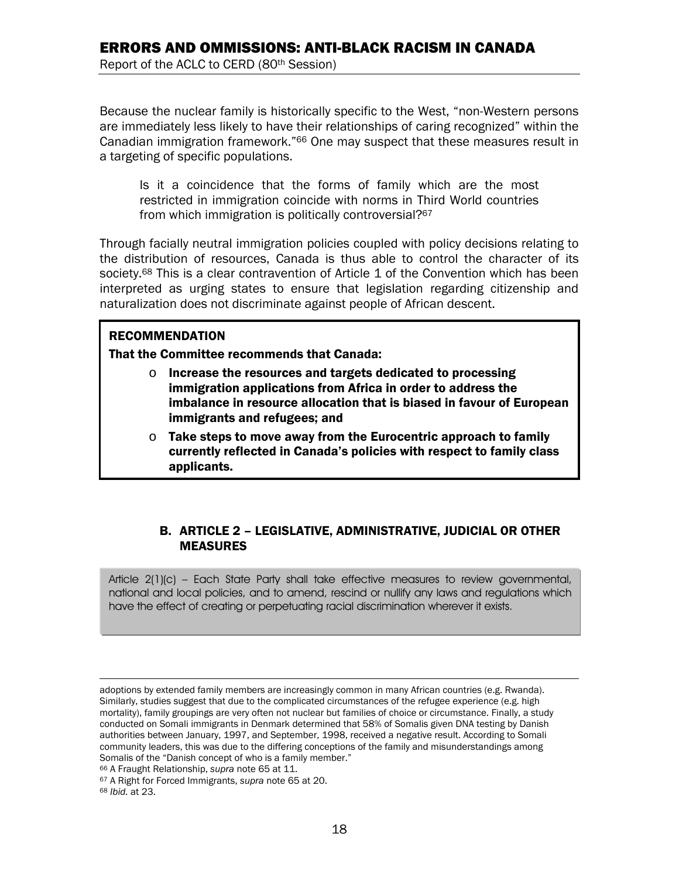Because the nuclear family is historically specific to the West, "non-Western persons are immediately less likely to have their relationships of caring recognized" within the Canadian immigration framework."[66] One may suspect that these measures result in a targeting of specific populations.

> Is it a coincidence that the forms of family which are the most restricted in immigration coincide with norms in Third World countries from which immigration is politically controversial?[67]

Through facially neutral immigration policies coupled with policy decisions relating to the distribution of resources, Canada is thus able to control the character of its society.[68] This is a clear contravention of Article 1 of the Convention which has been interpreted as urging states to ensure that legislation regarding citizenship and naturalization does not discriminate against people of African descent.

**RECOMMENDATION**

**That the Committee recommends that Canada:**

- **Increase the resources and targets dedicated to processing immigration applications from Africa in order to address the imbalance in resource allocation that is biased in favour of European immigrants and refugees; and**
- **Take steps to move away from the Eurocentric approach to family currently reflected in Canada's policies with respect to family class applicants.**

## B. ARTICLE 2 – LEGISLATIVE, ADMINISTRATIVE, JUDICIAL OR OTHER MEASURES

> Article 2(1)(c) – Each State Party shall take effective measures to review governmental, national and local policies, and to amend, rescind or nullify any laws and regulations which have the effect of creating or perpetuating racial discrimination wherever it exists.

---

adoptions by extended family members are increasingly common in many African countries (e.g. Rwanda). Similarly, studies suggest that due to the complicated circumstances of the refugee experience (e.g. high mortality), family groupings are very often not nuclear but families of choice or circumstance. Finally, a study conducted on Somali immigrants in Denmark determined that 58% of Somalis given DNA testing by Danish authorities between January, 1997, and September, 1998, received a negative result. According to Somali community leaders, this was due to the differing conceptions of the family and misunderstandings among Somalis of the "Danish concept of who is a family member."

[66] A Fraught Relationship, *supra* note 65 at 11.

[67] A Right for Forced Immigrants, *supra* note 65 at 20.

[68] *Ibid.* at 23.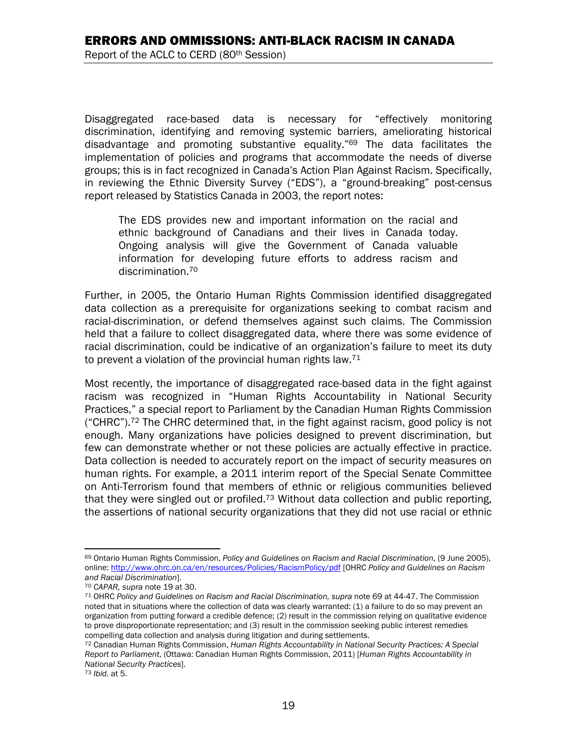Disaggregated race-based data is necessary for "effectively monitoring discrimination, identifying and removing systemic barriers, ameliorating historical disadvantage and promoting substantive equality."[69] The data facilitates the implementation of policies and programs that accommodate the needs of diverse groups; this is in fact recognized in Canada's Action Plan Against Racism. Specifically, in reviewing the Ethnic Diversity Survey ("EDS"), a "ground-breaking" post-census report released by Statistics Canada in 2003, the report notes:

> The EDS provides new and important information on the racial and ethnic background of Canadians and their lives in Canada today. Ongoing analysis will give the Government of Canada valuable information for developing future efforts to address racism and discrimination.[70]

Further, in 2005, the Ontario Human Rights Commission identified disaggregated data collection as a prerequisite for organizations seeking to combat racism and racial-discrimination, or defend themselves against such claims. The Commission held that a failure to collect disaggregated data, where there was some evidence of racial discrimination, could be indicative of an organization's failure to meet its duty to prevent a violation of the provincial human rights law.[71]

Most recently, the importance of disaggregated race-based data in the fight against racism was recognized in "Human Rights Accountability in National Security Practices," a special report to Parliament by the Canadian Human Rights Commission ("CHRC").[72] The CHRC determined that, in the fight against racism, good policy is not enough. Many organizations have policies designed to prevent discrimination, but few can demonstrate whether or not these policies are actually effective in practice. Data collection is needed to accurately report on the impact of security measures on human rights. For example, a 2011 interim report of the Special Senate Committee on Anti-Terrorism found that members of ethnic or religious communities believed that they were singled out or profiled.[73] Without data collection and public reporting, the assertions of national security organizations that they did not use racial or ethnic

---

[69] Ontario Human Rights Commission, *Policy and Guidelines on Racism and Racial Discrimination*, (9 June 2005), online: http://www.ohrc.on.ca/en/resources/Policies/RacismPolicy/pdf [OHRC *Policy and Guidelines on Racism and Racial Discrimination*].

[70] *CAPAR, supra* note 19 at 30.

[71] OHRC *Policy and Guidelines on Racism and Racial Discrimination, supra* note 69 at 44-47. The Commission noted that in situations where the collection of data was clearly warranted: (1) a failure to do so may prevent an organization from putting forward a credible defence; (2) result in the commission relying on qualitative evidence to prove disproportionate representation; and (3) result in the commission seeking public interest remedies compelling data collection and analysis during litigation and during settlements.

[72] Canadian Human Rights Commission, *Human Rights Accountability in National Security Practices: A Special Report to Parliament*, (Ottawa: Canadian Human Rights Commission, 2011) [*Human Rights Accountability in National Security Practices*].

[73] *Ibid.* at 5.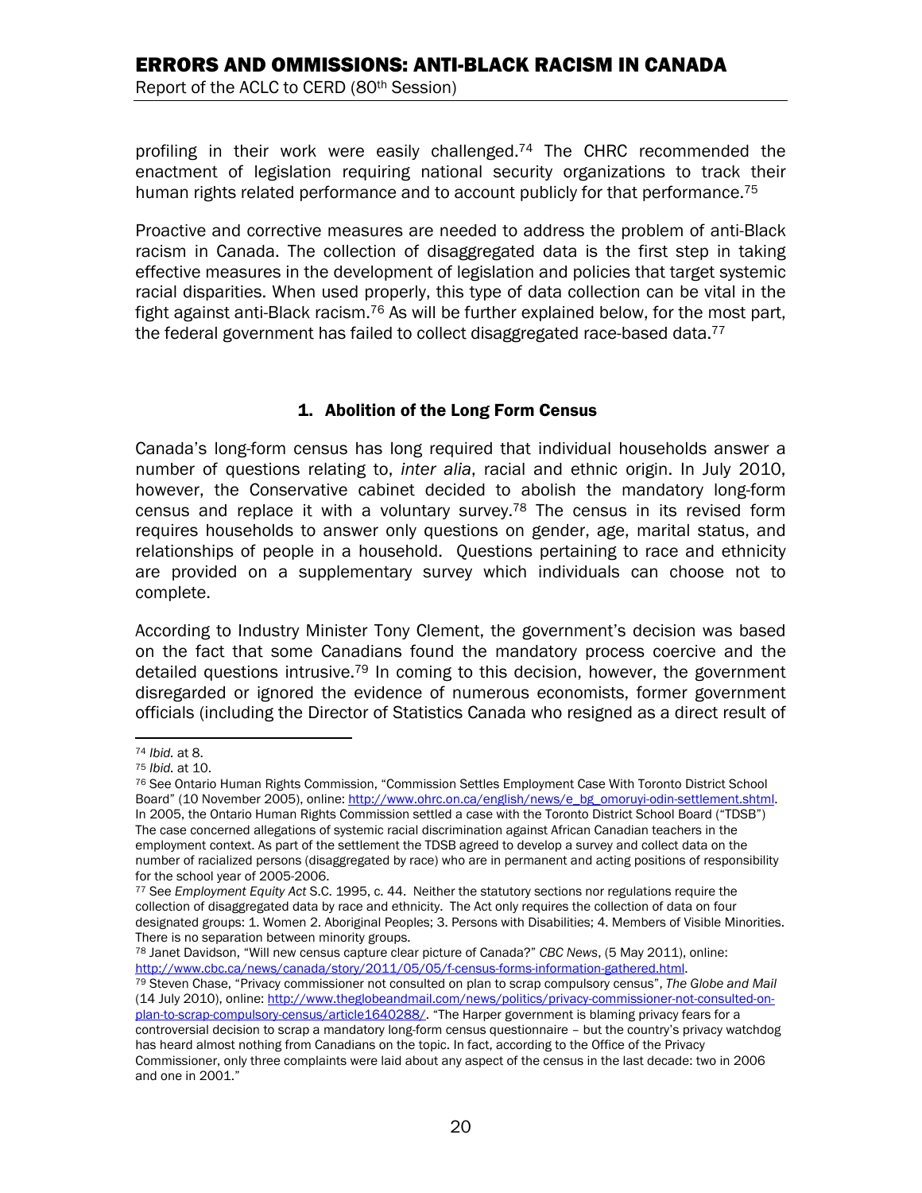profiling in their work were easily challenged.[74] The CHRC recommended the enactment of legislation requiring national security organizations to track their human rights related performance and to account publicly for that performance.[75]

Proactive and corrective measures are needed to address the problem of anti-Black racism in Canada. The collection of disaggregated data is the first step in taking effective measures in the development of legislation and policies that target systemic racial disparities. When used properly, this type of data collection can be vital in the fight against anti-Black racism.[76] As will be further explained below, for the most part, the federal government has failed to collect disaggregated race-based data.[77]

### 1. Abolition of the Long Form Census

Canada's long-form census has long required that individual households answer a number of questions relating to, *inter alia*, racial and ethnic origin. In July 2010, however, the Conservative cabinet decided to abolish the mandatory long-form census and replace it with a voluntary survey.[78] The census in its revised form requires households to answer only questions on gender, age, marital status, and relationships of people in a household. Questions pertaining to race and ethnicity are provided on a supplementary survey which individuals can choose not to complete.

According to Industry Minister Tony Clement, the government's decision was based on the fact that some Canadians found the mandatory process coercive and the detailed questions intrusive.[79] In coming to this decision, however, the government disregarded or ignored the evidence of numerous economists, former government officials (including the Director of Statistics Canada who resigned as a direct result of

---

[74] *Ibid.* at 8.

[75] *Ibid.* at 10.

[76] See Ontario Human Rights Commission, "Commission Settles Employment Case With Toronto District School Board" (10 November 2005), online: http://www.ohrc.on.ca/english/news/e_bg_omoruyi-odin-settlement.shtml. In 2005, the Ontario Human Rights Commission settled a case with the Toronto District School Board ("TDSB") The case concerned allegations of systemic racial discrimination against African Canadian teachers in the employment context. As part of the settlement the TDSB agreed to develop a survey and collect data on the number of racialized persons (disaggregated by race) who are in permanent and acting positions of responsibility for the school year of 2005-2006.

[77] See *Employment Equity Act* S.C. 1995, c. 44. Neither the statutory sections nor regulations require the collection of disaggregated data by race and ethnicity. The Act only requires the collection of data on four designated groups: 1. Women 2. Aboriginal Peoples; 3. Persons with Disabilities; 4. Members of Visible Minorities. There is no separation between minority groups.

[78] Janet Davidson, "Will new census capture clear picture of Canada?" *CBC News*, (5 May 2011), online: http://www.cbc.ca/news/canada/story/2011/05/05/f-census-forms-information-gathered.html.

[79] Steven Chase, "Privacy commissioner not consulted on plan to scrap compulsory census", *The Globe and Mail* (14 July 2010), online: http://www.theglobeandmail.com/news/politics/privacy-commissioner-not-consulted-on-plan-to-scrap-compulsory-census/article1640288/. "The Harper government is blaming privacy fears for a controversial decision to scrap a mandatory long-form census questionnaire – but the country's privacy watchdog has heard almost nothing from Canadians on the topic. In fact, according to the Office of the Privacy Commissioner, only three complaints were laid about any aspect of the census in the last decade: two in 2006 and one in 2001."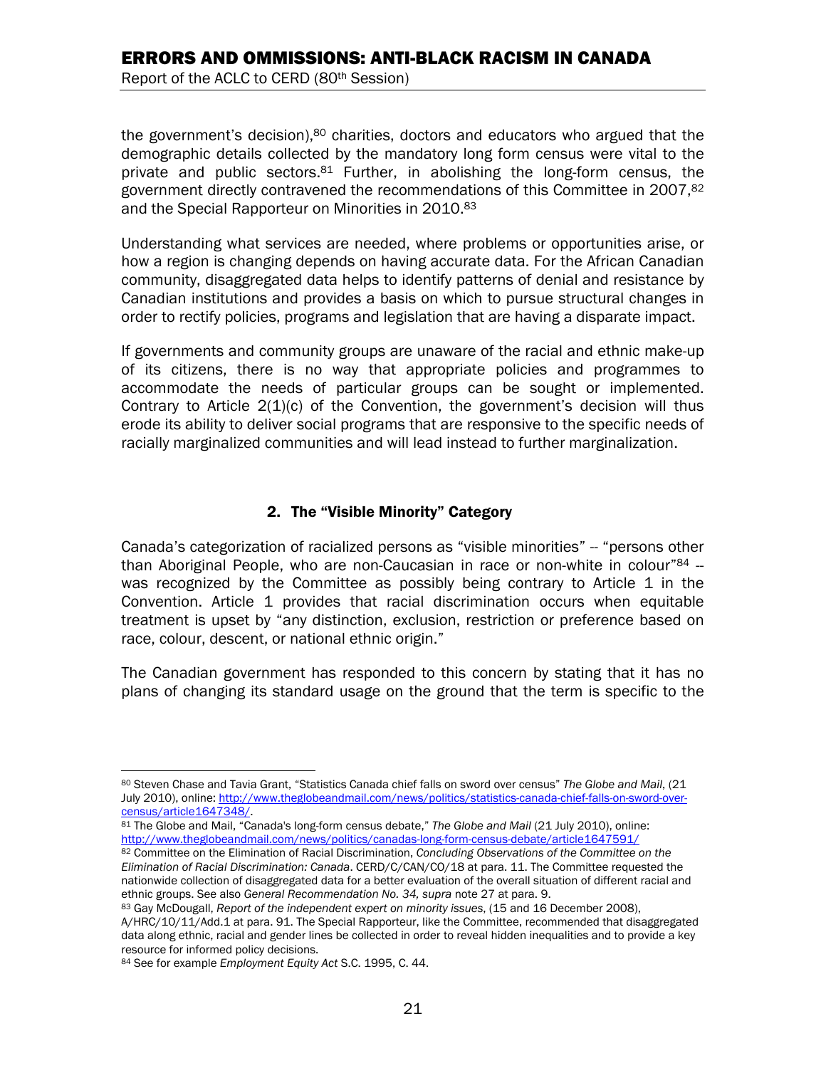the government's decision),[80] charities, doctors and educators who argued that the demographic details collected by the mandatory long form census were vital to the private and public sectors.[81] Further, in abolishing the long-form census, the government directly contravened the recommendations of this Committee in 2007,[82] and the Special Rapporteur on Minorities in 2010.[83]

Understanding what services are needed, where problems or opportunities arise, or how a region is changing depends on having accurate data. For the African Canadian community, disaggregated data helps to identify patterns of denial and resistance by Canadian institutions and provides a basis on which to pursue structural changes in order to rectify policies, programs and legislation that are having a disparate impact.

If governments and community groups are unaware of the racial and ethnic make-up of its citizens, there is no way that appropriate policies and programmes to accommodate the needs of particular groups can be sought or implemented. Contrary to Article 2(1)(c) of the Convention, the government's decision will thus erode its ability to deliver social programs that are responsive to the specific needs of racially marginalized communities and will lead instead to further marginalization.

## 2. The "Visible Minority" Category

Canada's categorization of racialized persons as "visible minorities" -- "persons other than Aboriginal People, who are non-Caucasian in race or non-white in colour"[84] -- was recognized by the Committee as possibly being contrary to Article 1 in the Convention. Article 1 provides that racial discrimination occurs when equitable treatment is upset by "any distinction, exclusion, restriction or preference based on race, colour, descent, or national ethnic origin."

The Canadian government has responded to this concern by stating that it has no plans of changing its standard usage on the ground that the term is specific to the

---

[80] Steven Chase and Tavia Grant, "Statistics Canada chief falls on sword over census" *The Globe and Mail*, (21 July 2010), online: http://www.theglobeandmail.com/news/politics/statistics-canada-chief-falls-on-sword-over-census/article1647348/.

[81] The Globe and Mail, "Canada's long-form census debate," *The Globe and Mail* (21 July 2010), online: http://www.theglobeandmail.com/news/politics/canadas-long-form-census-debate/article1647591/

[82] Committee on the Elimination of Racial Discrimination, *Concluding Observations of the Committee on the Elimination of Racial Discrimination: Canada*. CERD/C/CAN/CO/18 at para. 11. The Committee requested the nationwide collection of disaggregated data for a better evaluation of the overall situation of different racial and ethnic groups. See also *General Recommendation No. 34, supra* note 27 at para. 9.

[83] Gay McDougall, *Report of the independent expert on minority issues*, (15 and 16 December 2008), A/HRC/10/11/Add.1 at para. 91. The Special Rapporteur, like the Committee, recommended that disaggregated data along ethnic, racial and gender lines be collected in order to reveal hidden inequalities and to provide a key resource for informed policy decisions.

[84] See for example *Employment Equity Act* S.C. 1995, C. 44.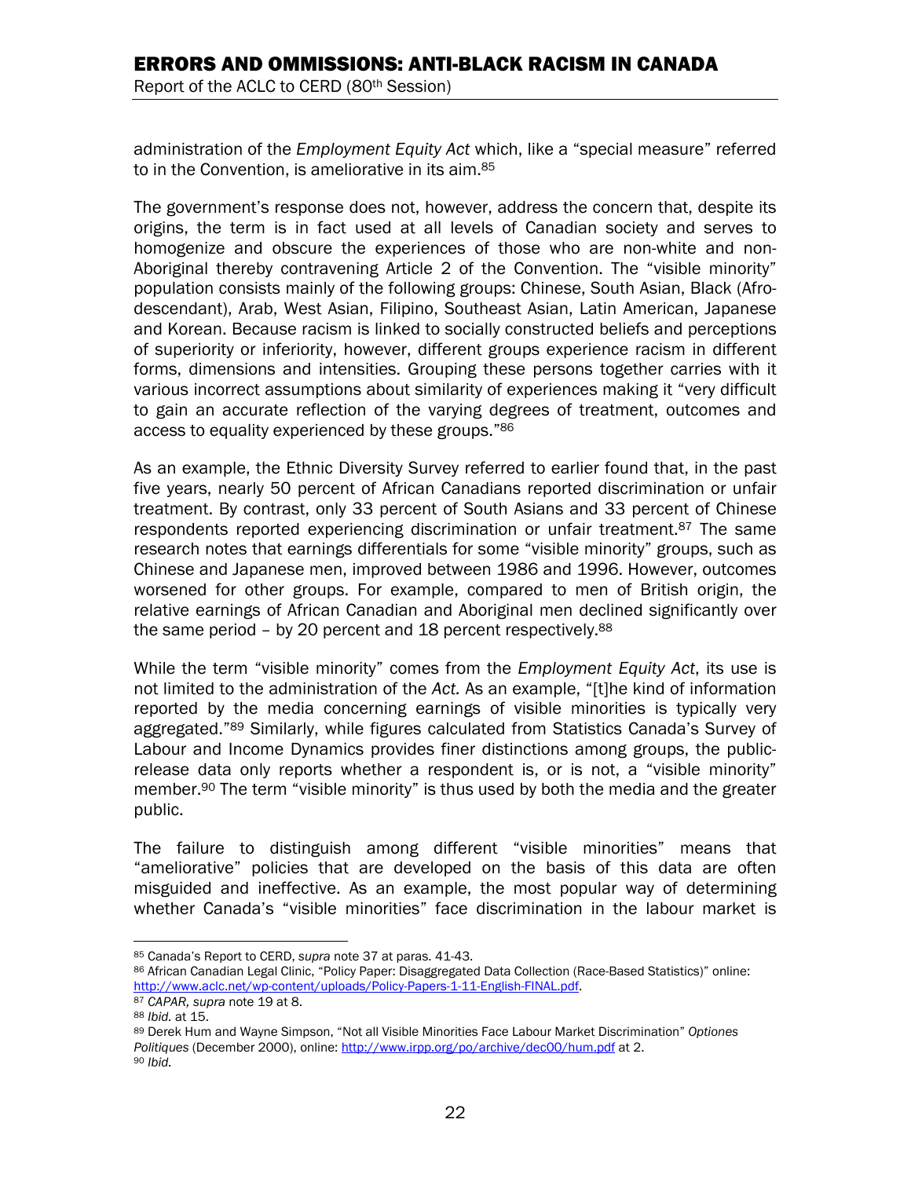administration of the *Employment Equity Act* which, like a "special measure" referred to in the Convention, is ameliorative in its aim.[85]

The government's response does not, however, address the concern that, despite its origins, the term is in fact used at all levels of Canadian society and serves to homogenize and obscure the experiences of those who are non-white and non-Aboriginal thereby contravening Article 2 of the Convention. The "visible minority" population consists mainly of the following groups: Chinese, South Asian, Black (Afro-descendant), Arab, West Asian, Filipino, Southeast Asian, Latin American, Japanese and Korean. Because racism is linked to socially constructed beliefs and perceptions of superiority or inferiority, however, different groups experience racism in different forms, dimensions and intensities. Grouping these persons together carries with it various incorrect assumptions about similarity of experiences making it "very difficult to gain an accurate reflection of the varying degrees of treatment, outcomes and access to equality experienced by these groups."[86]

As an example, the Ethnic Diversity Survey referred to earlier found that, in the past five years, nearly 50 percent of African Canadians reported discrimination or unfair treatment. By contrast, only 33 percent of South Asians and 33 percent of Chinese respondents reported experiencing discrimination or unfair treatment.[87] The same research notes that earnings differentials for some "visible minority" groups, such as Chinese and Japanese men, improved between 1986 and 1996. However, outcomes worsened for other groups. For example, compared to men of British origin, the relative earnings of African Canadian and Aboriginal men declined significantly over the same period – by 20 percent and 18 percent respectively.[88]

While the term "visible minority" comes from the *Employment Equity Act*, its use is not limited to the administration of the *Act.* As an example, "[t]he kind of information reported by the media concerning earnings of visible minorities is typically very aggregated."[89] Similarly, while figures calculated from Statistics Canada's Survey of Labour and Income Dynamics provides finer distinctions among groups, the public-release data only reports whether a respondent is, or is not, a "visible minority" member.[90] The term "visible minority" is thus used by both the media and the greater public.

The failure to distinguish among different "visible minorities" means that "ameliorative" policies that are developed on the basis of this data are often misguided and ineffective. As an example, the most popular way of determining whether Canada's "visible minorities" face discrimination in the labour market is

---

[85] Canada's Report to CERD, *supra* note 37 at paras. 41-43.

[86] African Canadian Legal Clinic, "Policy Paper: Disaggregated Data Collection (Race-Based Statistics)" online: http://www.aclc.net/wp-content/uploads/Policy-Papers-1-11-English-FINAL.pdf.

[87] *CAPAR, supra* note 19 at 8.

[88] *Ibid.* at 15.

[89] Derek Hum and Wayne Simpson, "Not all Visible Minorities Face Labour Market Discrimination" *Optiones Politiques* (December 2000), online: http://www.irpp.org/po/archive/dec00/hum.pdf at 2.

[90] *Ibid.*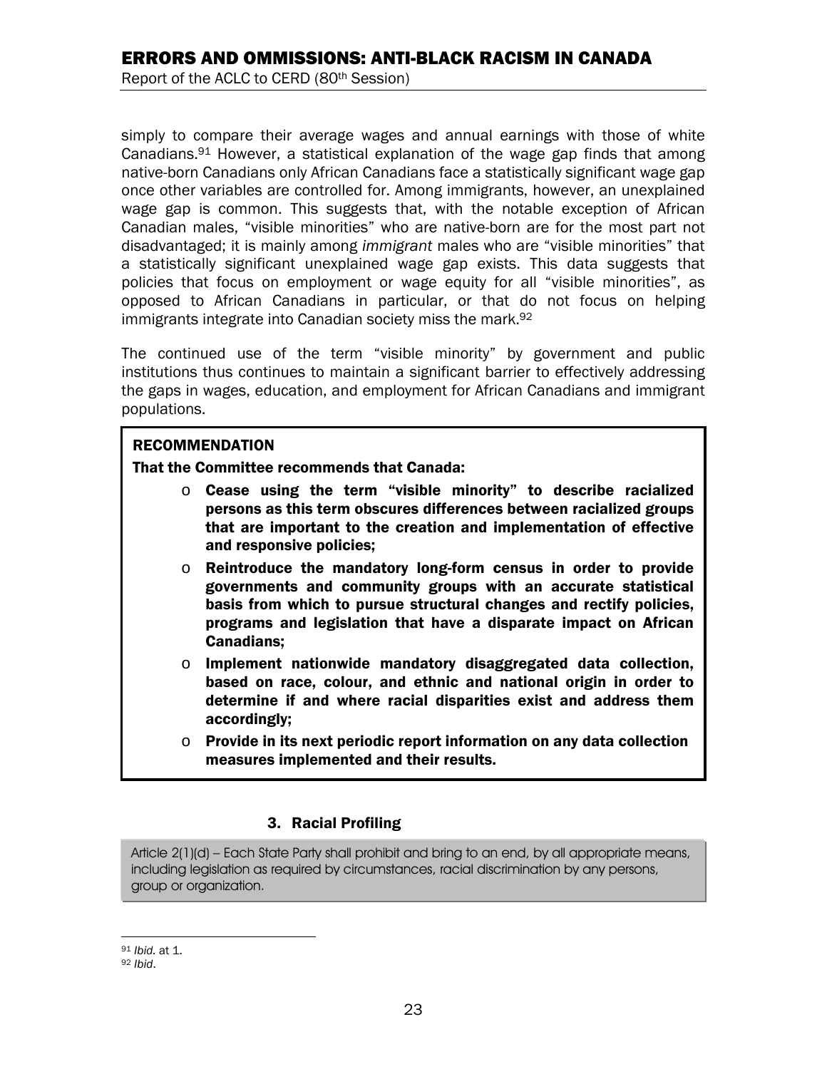simply to compare their average wages and annual earnings with those of white Canadians.[91] However, a statistical explanation of the wage gap finds that among native-born Canadians only African Canadians face a statistically significant wage gap once other variables are controlled for. Among immigrants, however, an unexplained wage gap is common. This suggests that, with the notable exception of African Canadian males, "visible minorities" who are native-born are for the most part not disadvantaged; it is mainly among *immigrant* males who are "visible minorities" that a statistically significant unexplained wage gap exists. This data suggests that policies that focus on employment or wage equity for all "visible minorities", as opposed to African Canadians in particular, or that do not focus on helping immigrants integrate into Canadian society miss the mark.[92]

The continued use of the term "visible minority" by government and public institutions thus continues to maintain a significant barrier to effectively addressing the gaps in wages, education, and employment for African Canadians and immigrant populations.

**RECOMMENDATION**

**That the Committee recommends that Canada:**

- **Cease using the term "visible minority" to describe racialized persons as this term obscures differences between racialized groups that are important to the creation and implementation of effective and responsive policies;**
- **Reintroduce the mandatory long-form census in order to provide governments and community groups with an accurate statistical basis from which to pursue structural changes and rectify policies, programs and legislation that have a disparate impact on African Canadians;**
- **Implement nationwide mandatory disaggregated data collection, based on race, colour, and ethnic and national origin in order to determine if and where racial disparities exist and address them accordingly;**
- **Provide in its next periodic report information on any data collection measures implemented and their results.**

### 3. Racial Profiling

Article 2(1)(d) – Each State Party shall prohibit and bring to an end, by all appropriate means, including legislation as required by circumstances, racial discrimination by any persons, group or organization.

---

[91] *Ibid.* at 1.

[92] *Ibid.*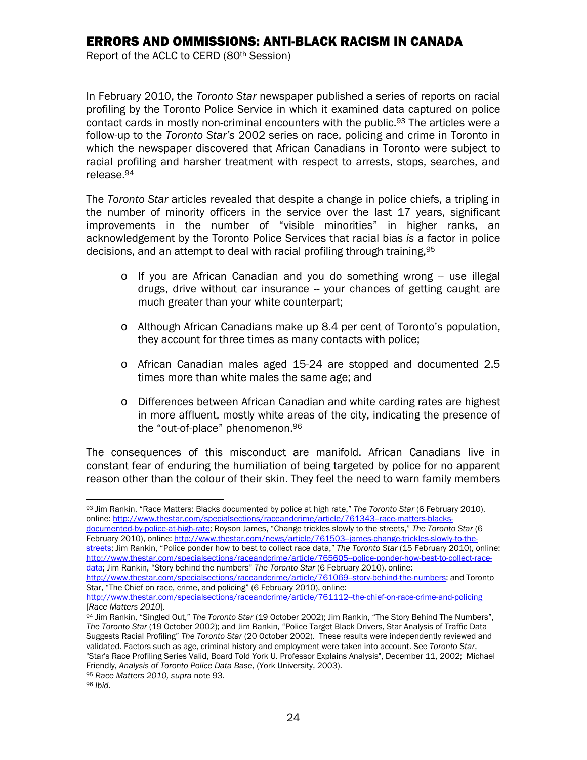In February 2010, the *Toronto Star* newspaper published a series of reports on racial profiling by the Toronto Police Service in which it examined data captured on police contact cards in mostly non-criminal encounters with the public.[93] The articles were a follow-up to the *Toronto Star's* 2002 series on race, policing and crime in Toronto in which the newspaper discovered that African Canadians in Toronto were subject to racial profiling and harsher treatment with respect to arrests, stops, searches, and release.[94]

The *Toronto Star* articles revealed that despite a change in police chiefs, a tripling in the number of minority officers in the service over the last 17 years, significant improvements in the number of "visible minorities" in higher ranks, an acknowledgement by the Toronto Police Services that racial bias *is* a factor in police decisions, and an attempt to deal with racial profiling through training,[95]

- If you are African Canadian and you do something wrong -- use illegal drugs, drive without car insurance -- your chances of getting caught are much greater than your white counterpart;
- Although African Canadians make up 8.4 per cent of Toronto's population, they account for three times as many contacts with police;
- African Canadian males aged 15-24 are stopped and documented 2.5 times more than white males the same age; and
- Differences between African Canadian and white carding rates are highest in more affluent, mostly white areas of the city, indicating the presence of the "out-of-place" phenomenon.[96]

The consequences of this misconduct are manifold. African Canadians live in constant fear of enduring the humiliation of being targeted by police for no apparent reason other than the colour of their skin. They feel the need to warn family members

---

[93] Jim Rankin, "Race Matters: Blacks documented by police at high rate," *The Toronto Star* (6 February 2010), online: http://www.thestar.com/specialsections/raceandcrime/article/761343--race-matters-blacks-documented-by-police-at-high-rate; Royson James, "Change trickles slowly to the streets," *The Toronto Star* (6 February 2010), online: http://www.thestar.com/news/article/761503--james-change-trickles-slowly-to-the-streets; Jim Rankin, "Police ponder how to best to collect race data," *The Toronto Star* (15 February 2010), online: http://www.thestar.com/specialsections/raceandcrime/article/765605--police-ponder-how-best-to-collect-race-data; Jim Rankin, "Story behind the numbers" *The Toronto Star* (6 February 2010), online: http://www.thestar.com/specialsections/raceandcrime/article/761069--story-behind-the-numbers; and Toronto Star, "The Chief on race, crime, and policing" (6 February 2010), online: http://www.thestar.com/specialsections/raceandcrime/article/761112--the-chief-on-race-crime-and-policing [*Race Matters 2010*].

[94] Jim Rankin, "Singled Out," *The Toronto Star* (19 October 2002); Jim Rankin, "The Story Behind The Numbers", *The Toronto Star* (19 October 2002); and Jim Rankin, "Police Target Black Drivers, Star Analysis of Traffic Data Suggests Racial Profiling" *The Toronto Star* (20 October 2002). These results were independently reviewed and validated. Factors such as age, criminal history and employment were taken into account. See *Toronto Star*, "Star's Race Profiling Series Valid, Board Told York U. Professor Explains Analysis", December 11, 2002; Michael Friendly, *Analysis of Toronto Police Data Base*, (York University, 2003).

[95] *Race Matters 2010, supra* note 93.

[96] *Ibid.*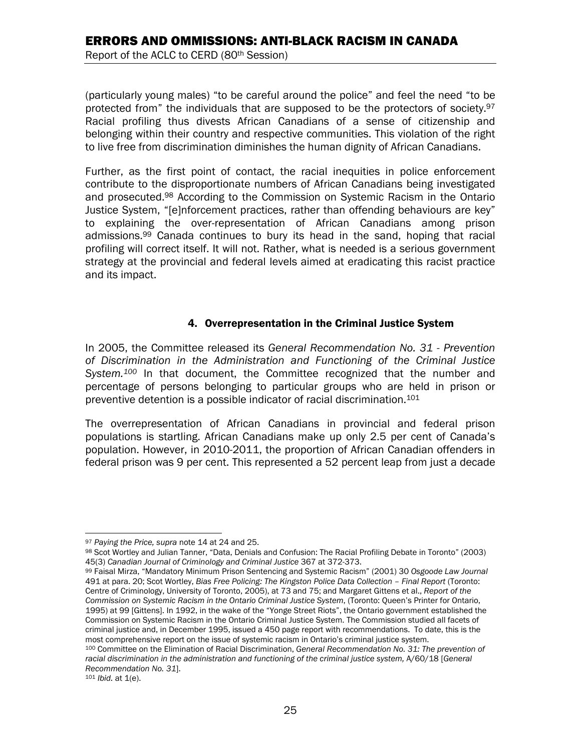(particularly young males) "to be careful around the police" and feel the need "to be protected from" the individuals that are supposed to be the protectors of society.[97] Racial profiling thus divests African Canadians of a sense of citizenship and belonging within their country and respective communities. This violation of the right to live free from discrimination diminishes the human dignity of African Canadians.

Further, as the first point of contact, the racial inequities in police enforcement contribute to the disproportionate numbers of African Canadians being investigated and prosecuted.[98] According to the Commission on Systemic Racism in the Ontario Justice System, "[e]nforcement practices, rather than offending behaviours are key" to explaining the over-representation of African Canadians among prison admissions.[99] Canada continues to bury its head in the sand, hoping that racial profiling will correct itself. It will not. Rather, what is needed is a serious government strategy at the provincial and federal levels aimed at eradicating this racist practice and its impact.

### 4. Overrepresentation in the Criminal Justice System

In 2005, the Committee released its *General Recommendation No. 31 - Prevention of Discrimination in the Administration and Functioning of the Criminal Justice System.*[100] In that document, the Committee recognized that the number and percentage of persons belonging to particular groups who are held in prison or preventive detention is a possible indicator of racial discrimination.[101]

The overrepresentation of African Canadians in provincial and federal prison populations is startling. African Canadians make up only 2.5 per cent of Canada's population. However, in 2010-2011, the proportion of African Canadian offenders in federal prison was 9 per cent. This represented a 52 percent leap from just a decade

---

[97] *Paying the Price, supra* note 14 at 24 and 25.

[98] Scot Wortley and Julian Tanner, "Data, Denials and Confusion: The Racial Profiling Debate in Toronto" (2003) 45(3) *Canadian Journal of Criminology and Criminal Justice* 367 at 372-373.

[99] Faisal Mirza, "Mandatory Minimum Prison Sentencing and Systemic Racism" (2001) 30 *Osgoode Law Journal* 491 at para. 20; Scot Wortley, *Bias Free Policing: The Kingston Police Data Collection – Final Report* (Toronto: Centre of Criminology, University of Toronto, 2005), at 73 and 75; and Margaret Gittens et al., *Report of the Commission on Systemic Racism in the Ontario Criminal Justice System*, (Toronto: Queen's Printer for Ontario, 1995) at 99 [Gittens]. In 1992, in the wake of the "Yonge Street Riots", the Ontario government established the Commission on Systemic Racism in the Ontario Criminal Justice System. The Commission studied all facets of criminal justice and, in December 1995, issued a 450 page report with recommendations. To date, this is the most comprehensive report on the issue of systemic racism in Ontario's criminal justice system.

[100] Committee on the Elimination of Racial Discrimination, *General Recommendation No. 31: The prevention of racial discrimination in the administration and functioning of the criminal justice system,* A/60/18 [*General Recommendation No. 31*].

[101] *Ibid.* at 1(e).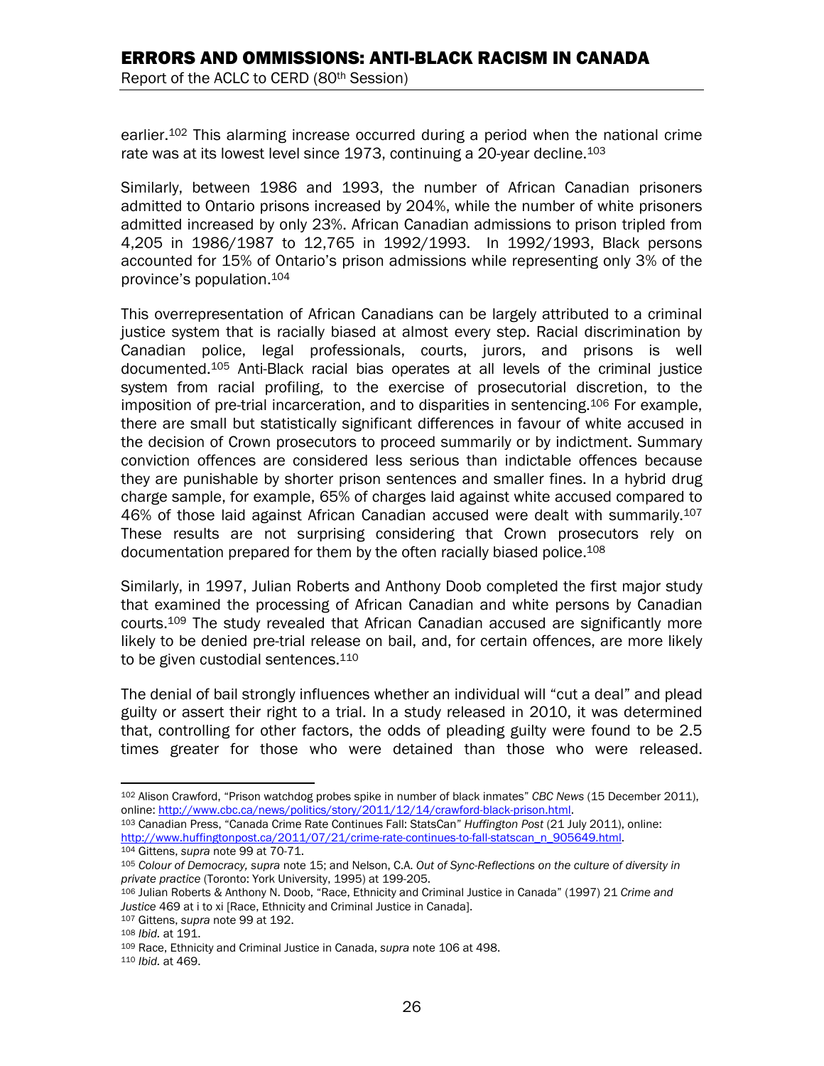earlier.[102] This alarming increase occurred during a period when the national crime rate was at its lowest level since 1973, continuing a 20-year decline.[103]

Similarly, between 1986 and 1993, the number of African Canadian prisoners admitted to Ontario prisons increased by 204%, while the number of white prisoners admitted increased by only 23%. African Canadian admissions to prison tripled from 4,205 in 1986/1987 to 12,765 in 1992/1993. In 1992/1993, Black persons accounted for 15% of Ontario's prison admissions while representing only 3% of the province's population.[104]

This overrepresentation of African Canadians can be largely attributed to a criminal justice system that is racially biased at almost every step. Racial discrimination by Canadian police, legal professionals, courts, jurors, and prisons is well documented.[105] Anti-Black racial bias operates at all levels of the criminal justice system from racial profiling, to the exercise of prosecutorial discretion, to the imposition of pre-trial incarceration, and to disparities in sentencing.[106] For example, there are small but statistically significant differences in favour of white accused in the decision of Crown prosecutors to proceed summarily or by indictment. Summary conviction offences are considered less serious than indictable offences because they are punishable by shorter prison sentences and smaller fines. In a hybrid drug charge sample, for example, 65% of charges laid against white accused compared to 46% of those laid against African Canadian accused were dealt with summarily.[107] These results are not surprising considering that Crown prosecutors rely on documentation prepared for them by the often racially biased police.[108]

Similarly, in 1997, Julian Roberts and Anthony Doob completed the first major study that examined the processing of African Canadian and white persons by Canadian courts.[109] The study revealed that African Canadian accused are significantly more likely to be denied pre-trial release on bail, and, for certain offences, are more likely to be given custodial sentences.[110]

The denial of bail strongly influences whether an individual will "cut a deal" and plead guilty or assert their right to a trial. In a study released in 2010, it was determined that, controlling for other factors, the odds of pleading guilty were found to be 2.5 times greater for those who were detained than those who were released.

---

[102] Alison Crawford, "Prison watchdog probes spike in number of black inmates" *CBC News* (15 December 2011), online: http://www.cbc.ca/news/politics/story/2011/12/14/crawford-black-prison.html.

[103] Canadian Press, "Canada Crime Rate Continues Fall: StatsCan" *Huffington Post* (21 July 2011), online: http://www.huffingtonpost.ca/2011/07/21/crime-rate-continues-to-fall-statscan_n_905649.html.

[104] Gittens, *supra* note 99 at 70-71.

[105] *Colour of Democracy, supra* note 15; and Nelson, C.A. *Out of Sync-Reflections on the culture of diversity in private practice* (Toronto: York University, 1995) at 199-205.

[106] Julian Roberts & Anthony N. Doob, "Race, Ethnicity and Criminal Justice in Canada" (1997) 21 *Crime and Justice* 469 at i to xi [Race, Ethnicity and Criminal Justice in Canada].

[107] Gittens, *supra* note 99 at 192.

[108] *Ibid.* at 191.

[109] Race, Ethnicity and Criminal Justice in Canada, *supra* note 106 at 498.

[110] *Ibid.* at 469.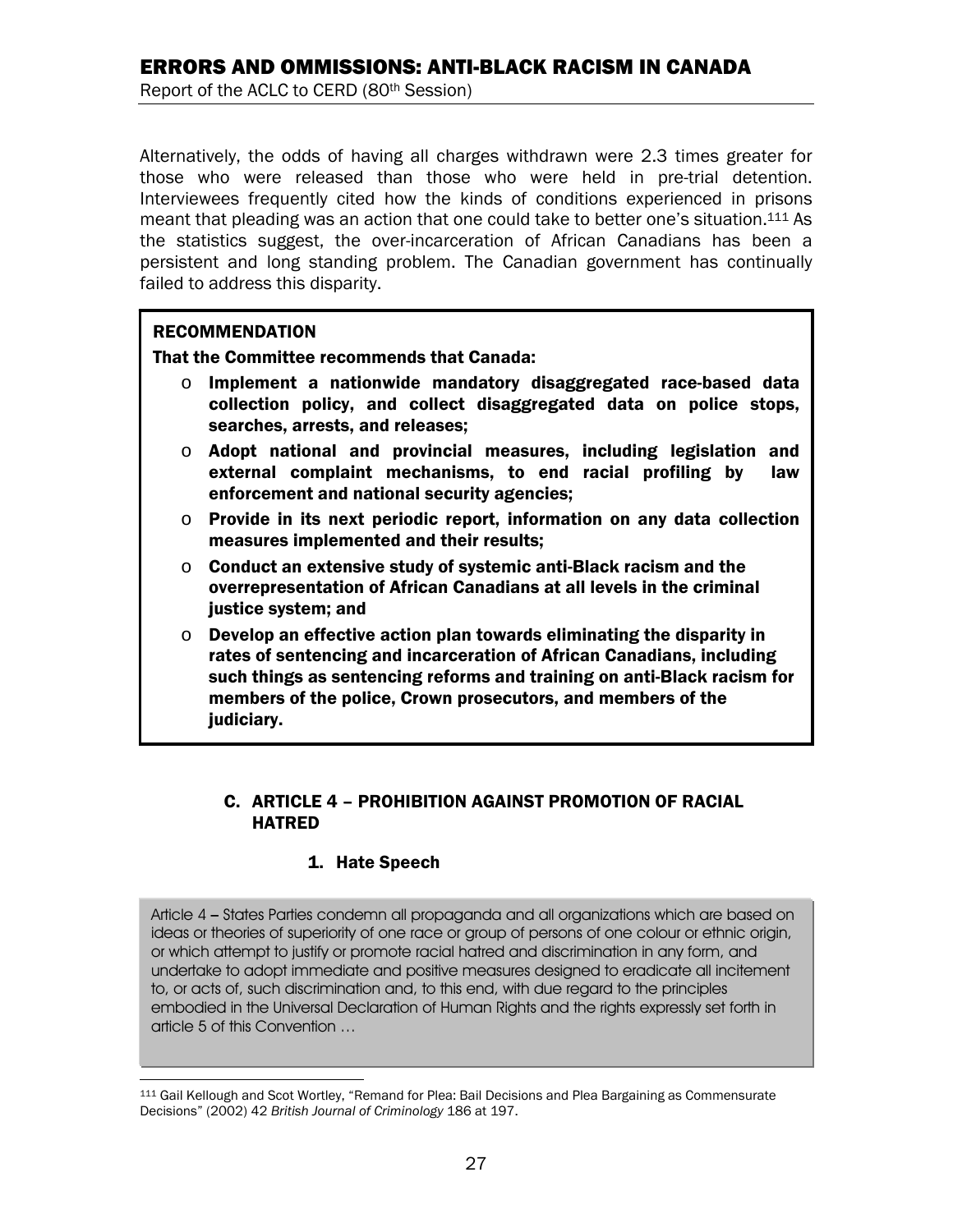Alternatively, the odds of having all charges withdrawn were 2.3 times greater for those who were released than those who were held in pre-trial detention. Interviewees frequently cited how the kinds of conditions experienced in prisons meant that pleading was an action that one could take to better one's situation.[111] As the statistics suggest, the over-incarceration of African Canadians has been a persistent and long standing problem. The Canadian government has continually failed to address this disparity.

**RECOMMENDATION**

**That the Committee recommends that Canada:**

- **Implement a nationwide mandatory disaggregated race-based data collection policy, and collect disaggregated data on police stops, searches, arrests, and releases;**
- **Adopt national and provincial measures, including legislation and external complaint mechanisms, to end racial profiling by law enforcement and national security agencies;**
- **Provide in its next periodic report, information on any data collection measures implemented and their results;**
- **Conduct an extensive study of systemic anti-Black racism and the overrepresentation of African Canadians at all levels in the criminal justice system; and**
- **Develop an effective action plan towards eliminating the disparity in rates of sentencing and incarceration of African Canadians, including such things as sentencing reforms and training on anti-Black racism for members of the police, Crown prosecutors, and members of the judiciary.**

## C. ARTICLE 4 – PROHIBITION AGAINST PROMOTION OF RACIAL HATRED

### 1. Hate Speech

> Article 4 – States Parties condemn all propaganda and all organizations which are based on ideas or theories of superiority of one race or group of persons of one colour or ethnic origin, or which attempt to justify or promote racial hatred and discrimination in any form, and undertake to adopt immediate and positive measures designed to eradicate all incitement to, or acts of, such discrimination and, to this end, with due regard to the principles embodied in the Universal Declaration of Human Rights and the rights expressly set forth in article 5 of this Convention …

[111] Gail Kellough and Scot Wortley, "Remand for Plea: Bail Decisions and Plea Bargaining as Commensurate Decisions" (2002) 42 *British Journal of Criminology* 186 at 197.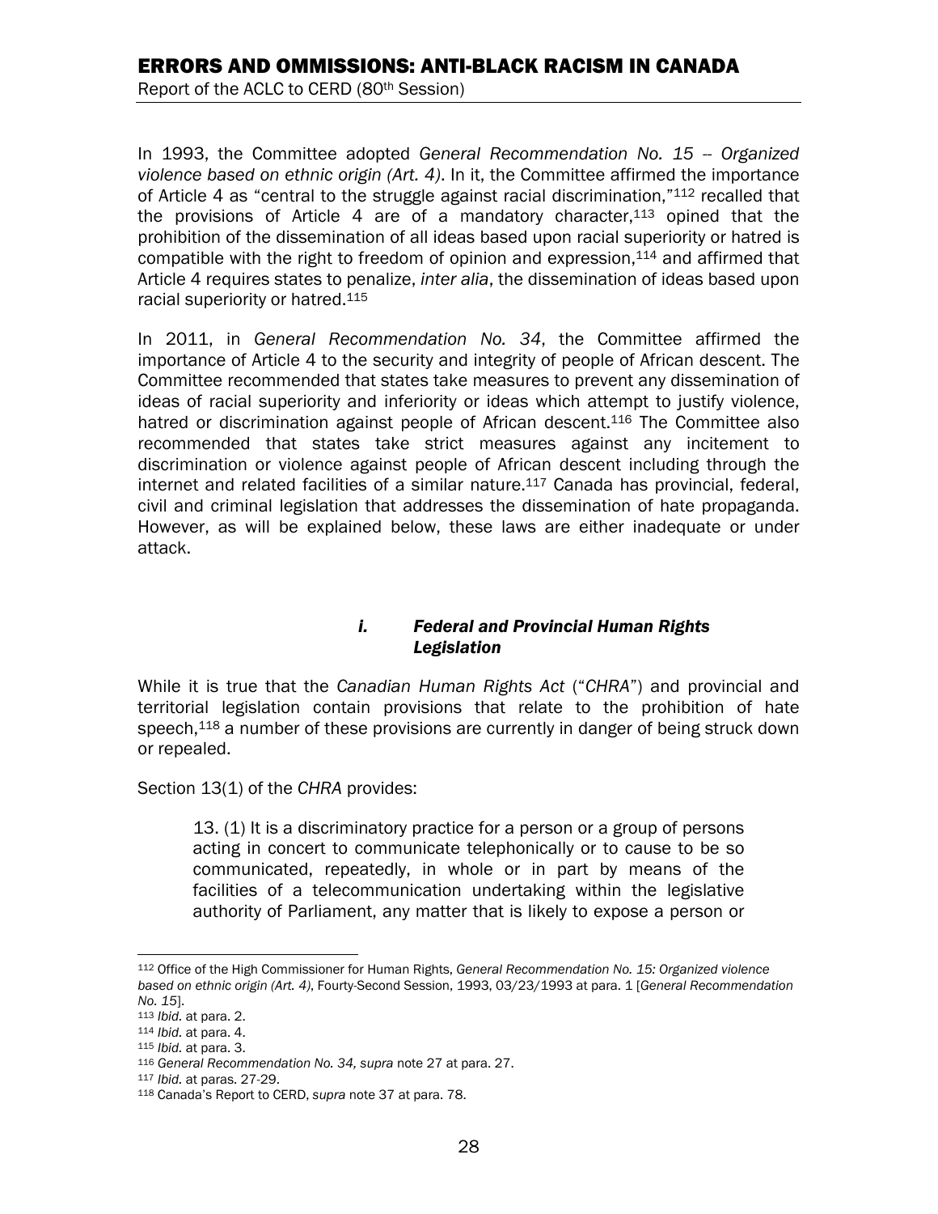In 1993, the Committee adopted *General Recommendation No. 15 -- Organized violence based on ethnic origin (Art. 4)*. In it, the Committee affirmed the importance of Article 4 as "central to the struggle against racial discrimination,"[112] recalled that the provisions of Article 4 are of a mandatory character,[113] opined that the prohibition of the dissemination of all ideas based upon racial superiority or hatred is compatible with the right to freedom of opinion and expression,[114] and affirmed that Article 4 requires states to penalize, *inter alia*, the dissemination of ideas based upon racial superiority or hatred.[115]

In 2011, in *General Recommendation No. 34*, the Committee affirmed the importance of Article 4 to the security and integrity of people of African descent. The Committee recommended that states take measures to prevent any dissemination of ideas of racial superiority and inferiority or ideas which attempt to justify violence, hatred or discrimination against people of African descent.[116] The Committee also recommended that states take strict measures against any incitement to discrimination or violence against people of African descent including through the internet and related facilities of a similar nature.[117] Canada has provincial, federal, civil and criminal legislation that addresses the dissemination of hate propaganda. However, as will be explained below, these laws are either inadequate or under attack.

### *i. Federal and Provincial Human Rights Legislation*

While it is true that the *Canadian Human Rights Act* ("*CHRA*") and provincial and territorial legislation contain provisions that relate to the prohibition of hate speech,[118] a number of these provisions are currently in danger of being struck down or repealed.

Section 13(1) of the *CHRA* provides:

> 13. (1) It is a discriminatory practice for a person or a group of persons acting in concert to communicate telephonically or to cause to be so communicated, repeatedly, in whole or in part by means of the facilities of a telecommunication undertaking within the legislative authority of Parliament, any matter that is likely to expose a person or

---

[112] Office of the High Commissioner for Human Rights, *General Recommendation No. 15: Organized violence based on ethnic origin (Art. 4)*, Fourty-Second Session, 1993, 03/23/1993 at para. 1 [*General Recommendation No. 15*].

[113] *Ibid.* at para. 2.

[114] *Ibid.* at para. 4.

[115] *Ibid.* at para. 3.

[116] *General Recommendation No. 34, supra* note 27 at para. 27.

[117] *Ibid.* at paras. 27-29.

[118] Canada's Report to CERD, *supra* note 37 at para. 78.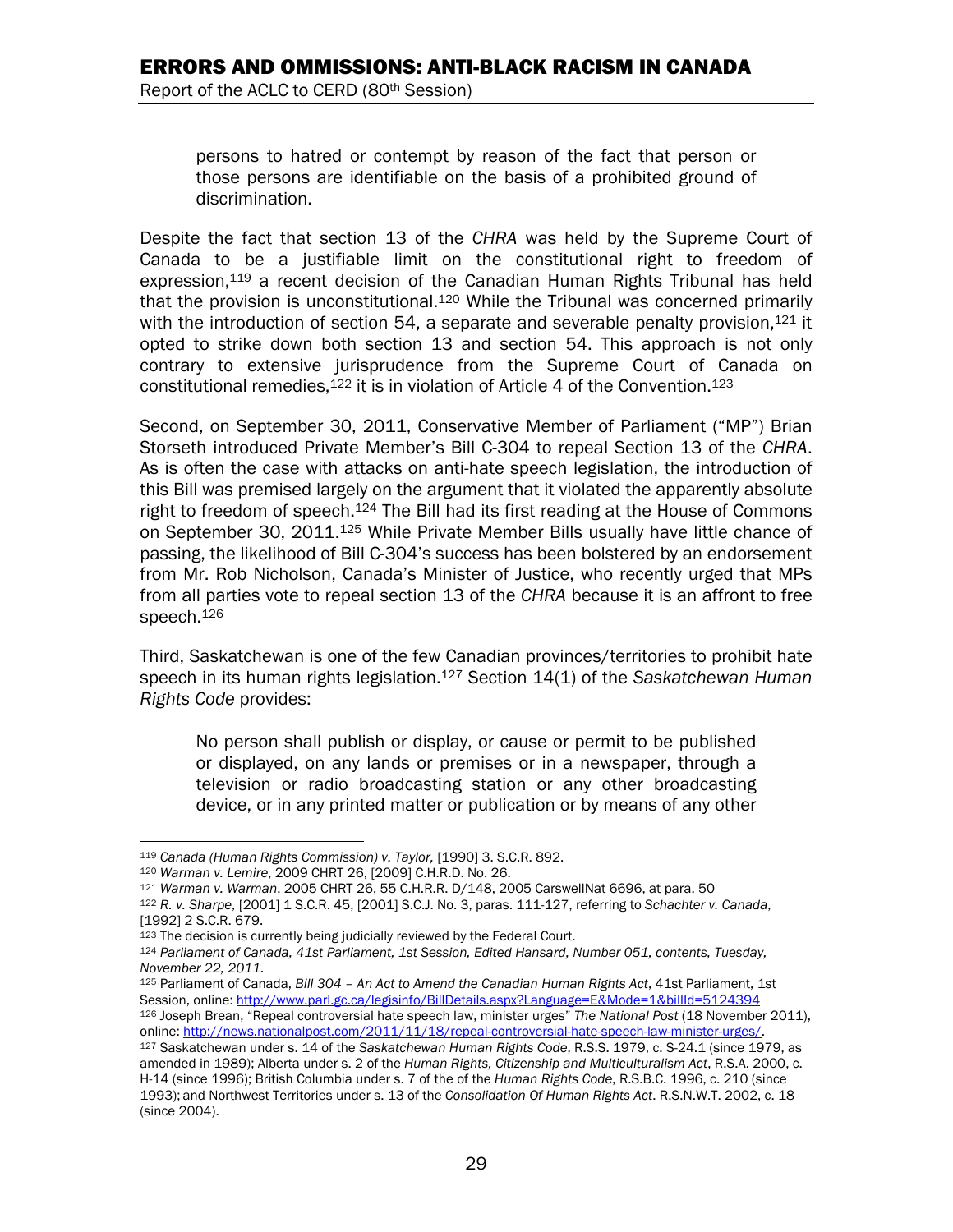> persons to hatred or contempt by reason of the fact that person or those persons are identifiable on the basis of a prohibited ground of discrimination.

Despite the fact that section 13 of the *CHRA* was held by the Supreme Court of Canada to be a justifiable limit on the constitutional right to freedom of expression,[119] a recent decision of the Canadian Human Rights Tribunal has held that the provision is unconstitutional.[120] While the Tribunal was concerned primarily with the introduction of section 54, a separate and severable penalty provision,[121] it opted to strike down both section 13 and section 54. This approach is not only contrary to extensive jurisprudence from the Supreme Court of Canada on constitutional remedies,[122] it is in violation of Article 4 of the Convention.[123]

Second, on September 30, 2011, Conservative Member of Parliament ("MP") Brian Storseth introduced Private Member's Bill C-304 to repeal Section 13 of the *CHRA*. As is often the case with attacks on anti-hate speech legislation, the introduction of this Bill was premised largely on the argument that it violated the apparently absolute right to freedom of speech.[124] The Bill had its first reading at the House of Commons on September 30, 2011.[125] While Private Member Bills usually have little chance of passing, the likelihood of Bill C-304's success has been bolstered by an endorsement from Mr. Rob Nicholson, Canada's Minister of Justice, who recently urged that MPs from all parties vote to repeal section 13 of the *CHRA* because it is an affront to free speech.[126]

Third, Saskatchewan is one of the few Canadian provinces/territories to prohibit hate speech in its human rights legislation.[127] Section 14(1) of the *Saskatchewan Human Rights Code* provides:

> No person shall publish or display, or cause or permit to be published or displayed, on any lands or premises or in a newspaper, through a television or radio broadcasting station or any other broadcasting device, or in any printed matter or publication or by means of any other

---

[119] *Canada (Human Rights Commission) v. Taylor,* [1990] 3. S.C.R. 892.

[120] *Warman v. Lemire*, 2009 CHRT 26, [2009] C.H.R.D. No. 26.

[121] *Warman v. Warman*, 2005 CHRT 26, 55 C.H.R.R. D/148, 2005 CarswellNat 6696, at para. 50

[122] *R. v. Sharpe*, [2001] 1 S.C.R. 45, [2001] S.C.J. No. 3, paras. 111-127, referring to *Schachter v. Canada*, [1992] 2 S.C.R. 679.

[123] The decision is currently being judicially reviewed by the Federal Court.

[124] *Parliament of Canada, 41st Parliament, 1st Session, Edited Hansard, Number 051, contents, Tuesday, November 22, 2011.*

[125] Parliament of Canada, *Bill 304 – An Act to Amend the Canadian Human Rights Act*, 41st Parliament, 1st Session, online: http://www.parl.gc.ca/legisinfo/BillDetails.aspx?Language=E&Mode=1&billId=5124394

[126] Joseph Brean, "Repeal controversial hate speech law, minister urges" *The National Post* (18 November 2011), online: http://news.nationalpost.com/2011/11/18/repeal-controversial-hate-speech-law-minister-urges/.

[127] Saskatchewan under s. 14 of the *Saskatchewan Human Rights Code*, R.S.S. 1979, c. S-24.1 (since 1979, as amended in 1989); Alberta under s. 2 of the *Human Rights, Citizenship and Multiculturalism Act*, R.S.A. 2000, c. H-14 (since 1996); British Columbia under s. 7 of the of the *Human Rights Code*, R.S.B.C. 1996, c. 210 (since 1993); and Northwest Territories under s. 13 of the *Consolidation Of Human Rights Act*. R.S.N.W.T. 2002, c. 18 (since 2004).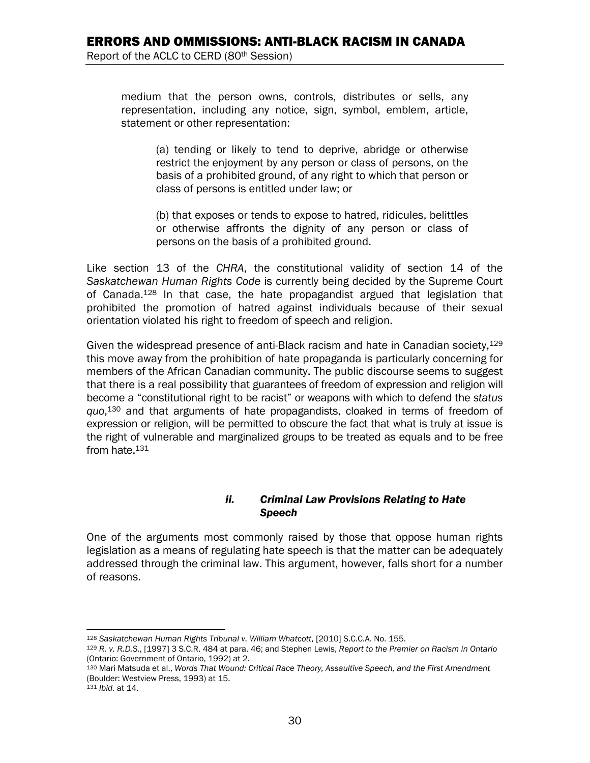> medium that the person owns, controls, distributes or sells, any representation, including any notice, sign, symbol, emblem, article, statement or other representation:
>
> > (a) tending or likely to tend to deprive, abridge or otherwise restrict the enjoyment by any person or class of persons, on the basis of a prohibited ground, of any right to which that person or class of persons is entitled under law; or
> >
> > (b) that exposes or tends to expose to hatred, ridicules, belittles or otherwise affronts the dignity of any person or class of persons on the basis of a prohibited ground.

Like section 13 of the *CHRA*, the constitutional validity of section 14 of the *Saskatchewan Human Rights Code* is currently being decided by the Supreme Court of Canada.[128] In that case, the hate propagandist argued that legislation that prohibited the promotion of hatred against individuals because of their sexual orientation violated his right to freedom of speech and religion.

Given the widespread presence of anti-Black racism and hate in Canadian society,[129] this move away from the prohibition of hate propaganda is particularly concerning for members of the African Canadian community. The public discourse seems to suggest that there is a real possibility that guarantees of freedom of expression and religion will become a "constitutional right to be racist" or weapons with which to defend the *status quo*,[130] and that arguments of hate propagandists, cloaked in terms of freedom of expression or religion, will be permitted to obscure the fact that what is truly at issue is the right of vulnerable and marginalized groups to be treated as equals and to be free from hate.[131]

#### *ii. Criminal Law Provisions Relating to Hate Speech*

One of the arguments most commonly raised by those that oppose human rights legislation as a means of regulating hate speech is that the matter can be adequately addressed through the criminal law. This argument, however, falls short for a number of reasons.

---

[128] *Saskatchewan Human Rights Tribunal v. William Whatcott*, [2010] S.C.C.A. No. 155.

[129] *R. v. R.D.S.*, [1997] 3 S.C.R. 484 at para. 46; and Stephen Lewis, *Report to the Premier on Racism in Ontario* (Ontario: Government of Ontario, 1992) at 2.

[130] Mari Matsuda et al., *Words That Wound: Critical Race Theory, Assaultive Speech, and the First Amendment* (Boulder: Westview Press, 1993) at 15.

[131] *Ibid.* at 14.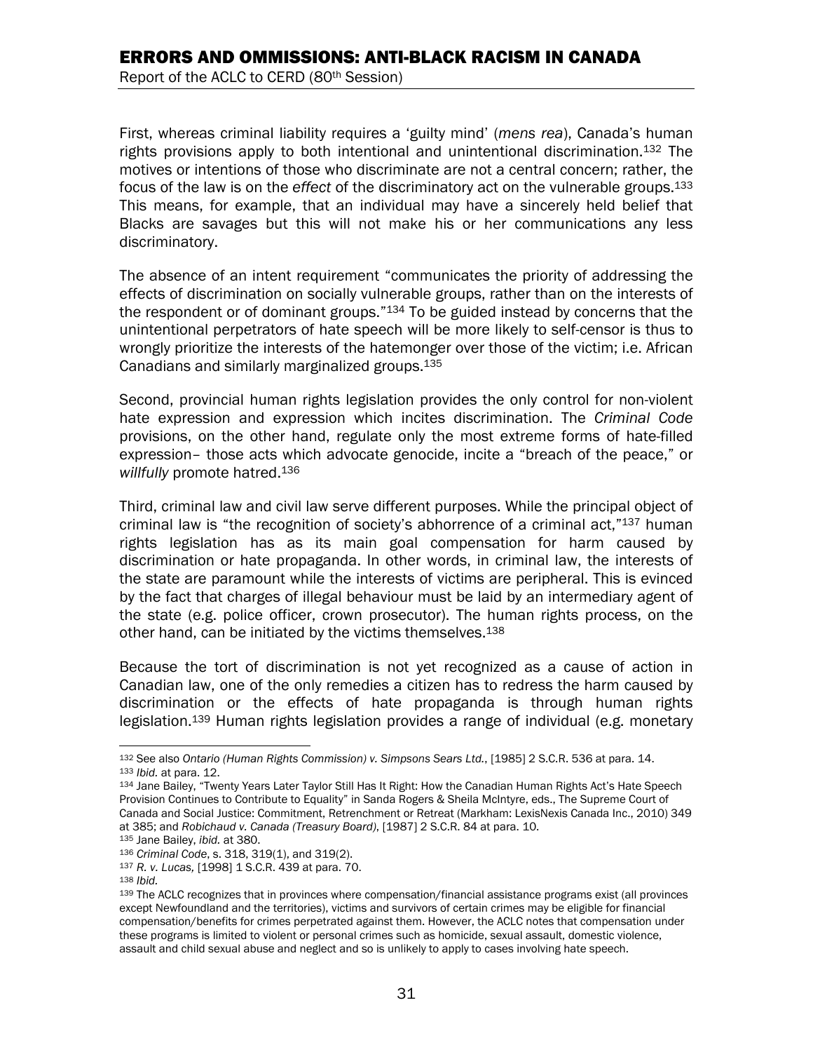First, whereas criminal liability requires a 'guilty mind' (*mens rea*), Canada's human rights provisions apply to both intentional and unintentional discrimination.[132] The motives or intentions of those who discriminate are not a central concern; rather, the focus of the law is on the *effect* of the discriminatory act on the vulnerable groups.[133] This means, for example, that an individual may have a sincerely held belief that Blacks are savages but this will not make his or her communications any less discriminatory.

The absence of an intent requirement "communicates the priority of addressing the effects of discrimination on socially vulnerable groups, rather than on the interests of the respondent or of dominant groups."[134] To be guided instead by concerns that the unintentional perpetrators of hate speech will be more likely to self-censor is thus to wrongly prioritize the interests of the hatemonger over those of the victim; i.e. African Canadians and similarly marginalized groups.[135]

Second, provincial human rights legislation provides the only control for non-violent hate expression and expression which incites discrimination. The *Criminal Code* provisions, on the other hand, regulate only the most extreme forms of hate-filled expression– those acts which advocate genocide, incite a "breach of the peace," or *willfully* promote hatred.[136]

Third, criminal law and civil law serve different purposes. While the principal object of criminal law is "the recognition of society's abhorrence of a criminal act,"[137] human rights legislation has as its main goal compensation for harm caused by discrimination or hate propaganda. In other words, in criminal law, the interests of the state are paramount while the interests of victims are peripheral. This is evinced by the fact that charges of illegal behaviour must be laid by an intermediary agent of the state (e.g. police officer, crown prosecutor). The human rights process, on the other hand, can be initiated by the victims themselves.[138]

Because the tort of discrimination is not yet recognized as a cause of action in Canadian law, one of the only remedies a citizen has to redress the harm caused by discrimination or the effects of hate propaganda is through human rights legislation.[139] Human rights legislation provides a range of individual (e.g. monetary

---

[132] See also *Ontario (Human Rights Commission) v. Simpsons Sears Ltd.*, [1985] 2 S.C.R. 536 at para. 14.

[133] *Ibid.* at para. 12.

[134] Jane Bailey, "Twenty Years Later Taylor Still Has It Right: How the Canadian Human Rights Act's Hate Speech Provision Continues to Contribute to Equality" in Sanda Rogers & Sheila McIntyre, eds., The Supreme Court of Canada and Social Justice: Commitment, Retrenchment or Retreat (Markham: LexisNexis Canada Inc., 2010) 349 at 385; and *Robichaud v. Canada (Treasury Board)*, [1987] 2 S.C.R. 84 at para. 10.

[135] Jane Bailey, *ibid.* at 380.

[136] *Criminal Code*, s. 318, 319(1), and 319(2).

[137] *R. v. Lucas,* [1998] 1 S.C.R. 439 at para. 70.

[138] *Ibid.*

[139] The ACLC recognizes that in provinces where compensation/financial assistance programs exist (all provinces except Newfoundland and the territories), victims and survivors of certain crimes may be eligible for financial compensation/benefits for crimes perpetrated against them. However, the ACLC notes that compensation under these programs is limited to violent or personal crimes such as homicide, sexual assault, domestic violence, assault and child sexual abuse and neglect and so is unlikely to apply to cases involving hate speech.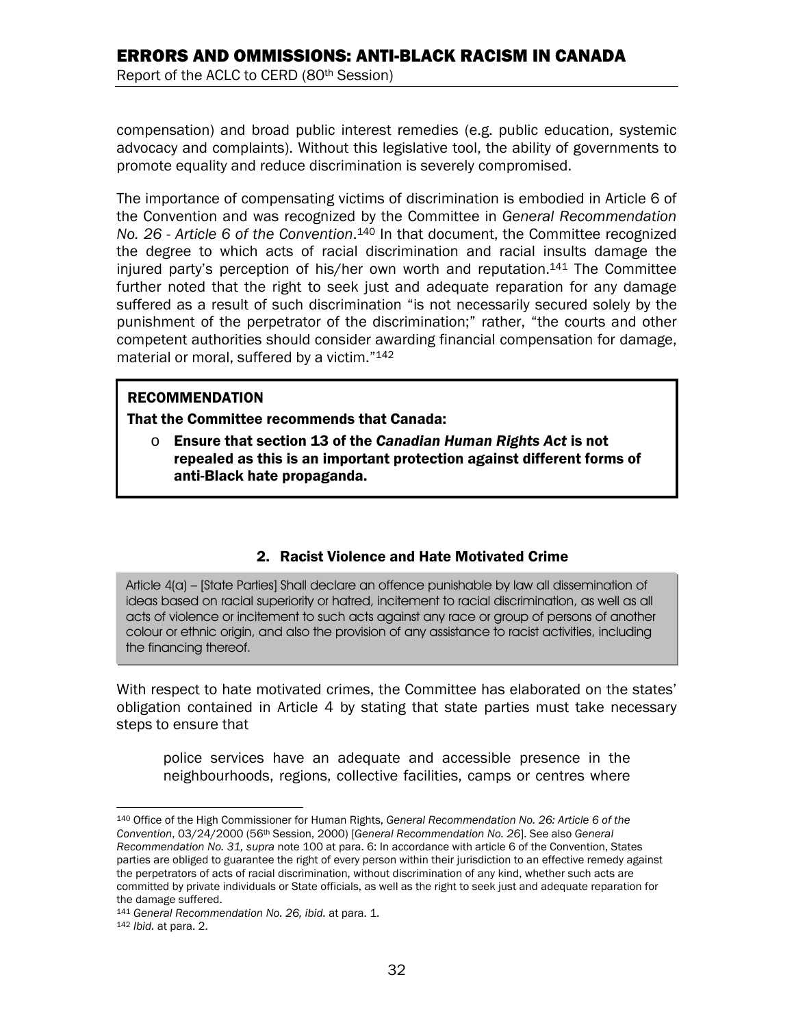compensation) and broad public interest remedies (e.g. public education, systemic advocacy and complaints). Without this legislative tool, the ability of governments to promote equality and reduce discrimination is severely compromised.

The importance of compensating victims of discrimination is embodied in Article 6 of the Convention and was recognized by the Committee in *General Recommendation No. 26 - Article 6 of the Convention*.[140] In that document, the Committee recognized the degree to which acts of racial discrimination and racial insults damage the injured party's perception of his/her own worth and reputation.[141] The Committee further noted that the right to seek just and adequate reparation for any damage suffered as a result of such discrimination "is not necessarily secured solely by the punishment of the perpetrator of the discrimination;" rather, "the courts and other competent authorities should consider awarding financial compensation for damage, material or moral, suffered by a victim."[142]

> **RECOMMENDATION**
>
> **That the Committee recommends that Canada:**
>
> - **Ensure that section 13 of the *Canadian Human Rights Act* is not repealed as this is an important protection against different forms of anti-Black hate propaganda.**

### 2. Racist Violence and Hate Motivated Crime

> Article 4(a) – [State Parties] Shall declare an offence punishable by law all dissemination of ideas based on racial superiority or hatred, incitement to racial discrimination, as well as all acts of violence or incitement to such acts against any race or group of persons of another colour or ethnic origin, and also the provision of any assistance to racist activities, including the financing thereof.

With respect to hate motivated crimes, the Committee has elaborated on the states' obligation contained in Article 4 by stating that state parties must take necessary steps to ensure that

> police services have an adequate and accessible presence in the neighbourhoods, regions, collective facilities, camps or centres where

---

[140] Office of the High Commissioner for Human Rights, *General Recommendation No. 26: Article 6 of the Convention*, 03/24/2000 (56th Session, 2000) [*General Recommendation No. 26*]. See also *General Recommendation No. 31, supra* note 100 at para. 6: In accordance with article 6 of the Convention, States parties are obliged to guarantee the right of every person within their jurisdiction to an effective remedy against the perpetrators of acts of racial discrimination, without discrimination of any kind, whether such acts are committed by private individuals or State officials, as well as the right to seek just and adequate reparation for the damage suffered.

[141] *General Recommendation No. 26, ibid.* at para. 1.

[142] *Ibid.* at para. 2.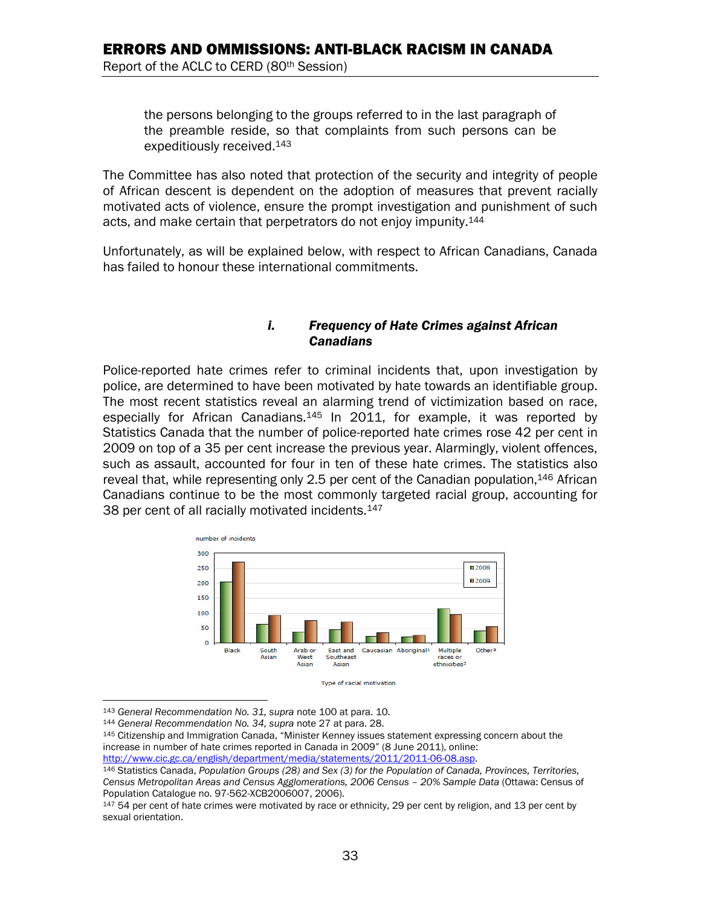the persons belonging to the groups referred to in the last paragraph of the preamble reside, so that complaints from such persons can be expeditiously received.[143]

The Committee has also noted that protection of the security and integrity of people of African descent is dependent on the adoption of measures that prevent racially motivated acts of violence, ensure the prompt investigation and punishment of such acts, and make certain that perpetrators do not enjoy impunity.[144]

Unfortunately, as will be explained below, with respect to African Canadians, Canada has failed to honour these international commitments.

### *i. Frequency of Hate Crimes against African Canadians*

Police-reported hate crimes refer to criminal incidents that, upon investigation by police, are determined to have been motivated by hate towards an identifiable group. The most recent statistics reveal an alarming trend of victimization based on race, especially for African Canadians.[145] In 2011, for example, it was reported by Statistics Canada that the number of police-reported hate crimes rose 42 per cent in 2009 on top of a 35 per cent increase the previous year. Alarmingly, violent offences, such as assault, accounted for four in ten of these hate crimes. The statistics also reveal that, while representing only 2.5 per cent of the Canadian population,[146] African Canadians continue to be the most commonly targeted racial group, accounting for 38 per cent of all racially motivated incidents.[147]

---

[143] *General Recommendation No. 31, supra* note 100 at para. 10.

[144] *General Recommendation No. 34, supra* note 27 at para. 28.

[145] Citizenship and Immigration Canada, "Minister Kenney issues statement expressing concern about the increase in number of hate crimes reported in Canada in 2009" (8 June 2011), online: http://www.cic.gc.ca/english/department/media/statements/2011/2011-06-08.asp.

[146] Statistics Canada, *Population Groups (28) and Sex (3) for the Population of Canada, Provinces, Territories, Census Metropolitan Areas and Census Agglomerations, 2006 Census – 20% Sample Data* (Ottawa: Census of Population Catalogue no. 97-562-XCB2006007, 2006).

[147] 54 per cent of hate crimes were motivated by race or ethnicity, 29 per cent by religion, and 13 per cent by sexual orientation.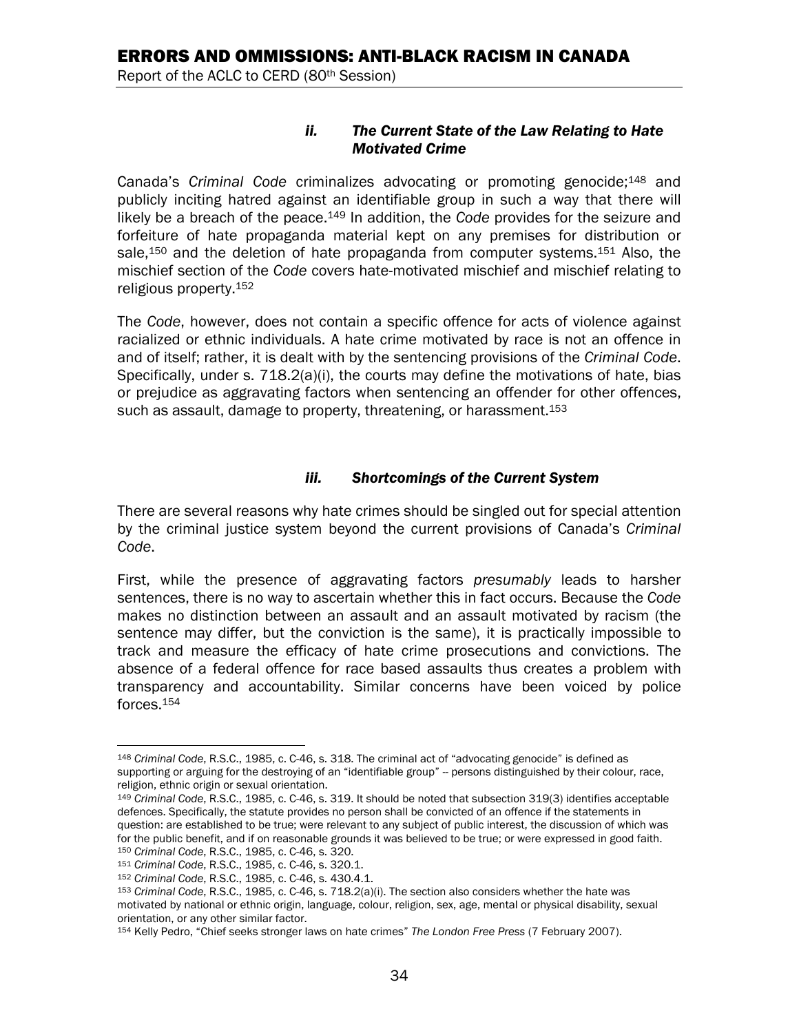### *ii. The Current State of the Law Relating to Hate Motivated Crime*

Canada's *Criminal Code* criminalizes advocating or promoting genocide;[148] and publicly inciting hatred against an identifiable group in such a way that there will likely be a breach of the peace.[149] In addition, the *Code* provides for the seizure and forfeiture of hate propaganda material kept on any premises for distribution or sale,[150] and the deletion of hate propaganda from computer systems.[151] Also, the mischief section of the *Code* covers hate-motivated mischief and mischief relating to religious property.[152]

The *Code*, however, does not contain a specific offence for acts of violence against racialized or ethnic individuals. A hate crime motivated by race is not an offence in and of itself; rather, it is dealt with by the sentencing provisions of the *Criminal Code*. Specifically, under s. 718.2(a)(i), the courts may define the motivations of hate, bias or prejudice as aggravating factors when sentencing an offender for other offences, such as assault, damage to property, threatening, or harassment.[153]

### *iii. Shortcomings of the Current System*

There are several reasons why hate crimes should be singled out for special attention by the criminal justice system beyond the current provisions of Canada's *Criminal Code*.

First, while the presence of aggravating factors *presumably* leads to harsher sentences, there is no way to ascertain whether this in fact occurs. Because the *Code* makes no distinction between an assault and an assault motivated by racism (the sentence may differ, but the conviction is the same), it is practically impossible to track and measure the efficacy of hate crime prosecutions and convictions. The absence of a federal offence for race based assaults thus creates a problem with transparency and accountability. Similar concerns have been voiced by police forces.[154]

---

[148] *Criminal Code*, R.S.C., 1985, c. C-46, s. 318. The criminal act of "advocating genocide" is defined as supporting or arguing for the destroying of an "identifiable group" -- persons distinguished by their colour, race, religion, ethnic origin or sexual orientation.

[149] *Criminal Code*, R.S.C., 1985, c. C-46, s. 319. It should be noted that subsection 319(3) identifies acceptable defences. Specifically, the statute provides no person shall be convicted of an offence if the statements in question: are established to be true; were relevant to any subject of public interest, the discussion of which was for the public benefit, and if on reasonable grounds it was believed to be true; or were expressed in good faith.

[150] *Criminal Code*, R.S.C., 1985, c. C-46, s. 320.

[151] *Criminal Code*, R.S.C., 1985, c. C-46, s. 320.1.

[152] *Criminal Code*, R.S.C., 1985, c. C-46, s. 430.4.1.

[153] *Criminal Code*, R.S.C., 1985, c. C-46, s. 718.2(a)(i). The section also considers whether the hate was motivated by national or ethnic origin, language, colour, religion, sex, age, mental or physical disability, sexual orientation, or any other similar factor.

[154] Kelly Pedro, "Chief seeks stronger laws on hate crimes" *The London Free Press* (7 February 2007).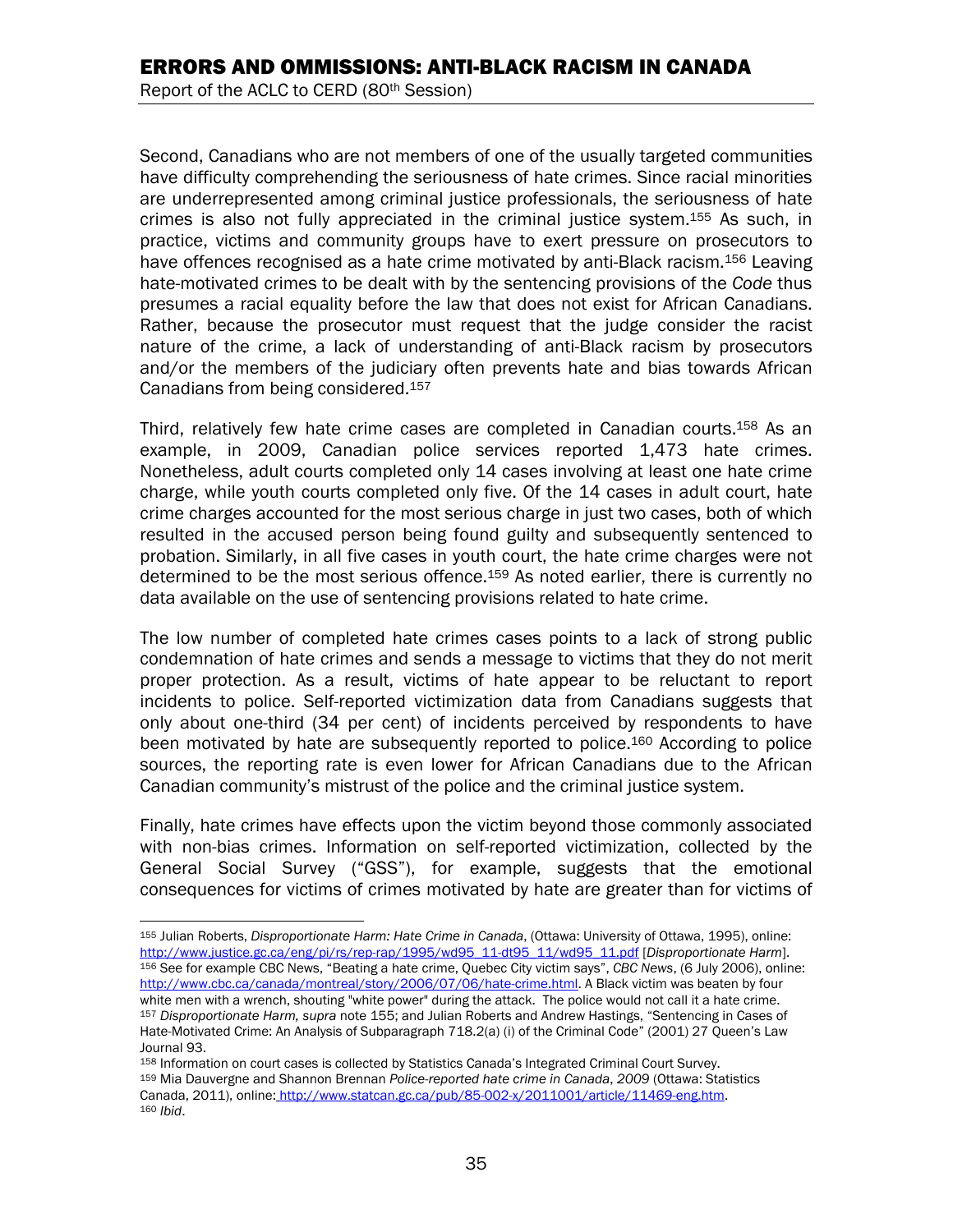Second, Canadians who are not members of one of the usually targeted communities have difficulty comprehending the seriousness of hate crimes. Since racial minorities are underrepresented among criminal justice professionals, the seriousness of hate crimes is also not fully appreciated in the criminal justice system.[155] As such, in practice, victims and community groups have to exert pressure on prosecutors to have offences recognised as a hate crime motivated by anti-Black racism.[156] Leaving hate-motivated crimes to be dealt with by the sentencing provisions of the *Code* thus presumes a racial equality before the law that does not exist for African Canadians. Rather, because the prosecutor must request that the judge consider the racist nature of the crime, a lack of understanding of anti-Black racism by prosecutors and/or the members of the judiciary often prevents hate and bias towards African Canadians from being considered.[157]

Third, relatively few hate crime cases are completed in Canadian courts.[158] As an example, in 2009, Canadian police services reported 1,473 hate crimes. Nonetheless, adult courts completed only 14 cases involving at least one hate crime charge, while youth courts completed only five. Of the 14 cases in adult court, hate crime charges accounted for the most serious charge in just two cases, both of which resulted in the accused person being found guilty and subsequently sentenced to probation. Similarly, in all five cases in youth court, the hate crime charges were not determined to be the most serious offence.[159] As noted earlier, there is currently no data available on the use of sentencing provisions related to hate crime.

The low number of completed hate crimes cases points to a lack of strong public condemnation of hate crimes and sends a message to victims that they do not merit proper protection. As a result, victims of hate appear to be reluctant to report incidents to police. Self-reported victimization data from Canadians suggests that only about one-third (34 per cent) of incidents perceived by respondents to have been motivated by hate are subsequently reported to police.[160] According to police sources, the reporting rate is even lower for African Canadians due to the African Canadian community's mistrust of the police and the criminal justice system.

Finally, hate crimes have effects upon the victim beyond those commonly associated with non-bias crimes. Information on self-reported victimization, collected by the General Social Survey ("GSS"), for example, suggests that the emotional consequences for victims of crimes motivated by hate are greater than for victims of

---

[155] Julian Roberts, *Disproportionate Harm: Hate Crime in Canada*, (Ottawa: University of Ottawa, 1995), online: http://www.justice.gc.ca/eng/pi/rs/rep-rap/1995/wd95_11-dt95_11/wd95_11.pdf [*Disproportionate Harm*].

[156] See for example CBC News, "Beating a hate crime, Quebec City victim says", *CBC News*, (6 July 2006), online: http://www.cbc.ca/canada/montreal/story/2006/07/06/hate-crime.html. A Black victim was beaten by four white men with a wrench, shouting "white power" during the attack. The police would not call it a hate crime.

[157] *Disproportionate Harm, supra* note 155; and Julian Roberts and Andrew Hastings, "Sentencing in Cases of Hate-Motivated Crime: An Analysis of Subparagraph 718.2(a) (i) of the Criminal Code" (2001) 27 Queen's Law Journal 93.

[158] Information on court cases is collected by Statistics Canada's Integrated Criminal Court Survey.

[159] Mia Dauvergne and Shannon Brennan *Police-reported hate crime in Canada*, *2009* (Ottawa: Statistics Canada, 2011), online: http://www.statcan.gc.ca/pub/85-002-x/2011001/article/11469-eng.htm.

[160] *Ibid*.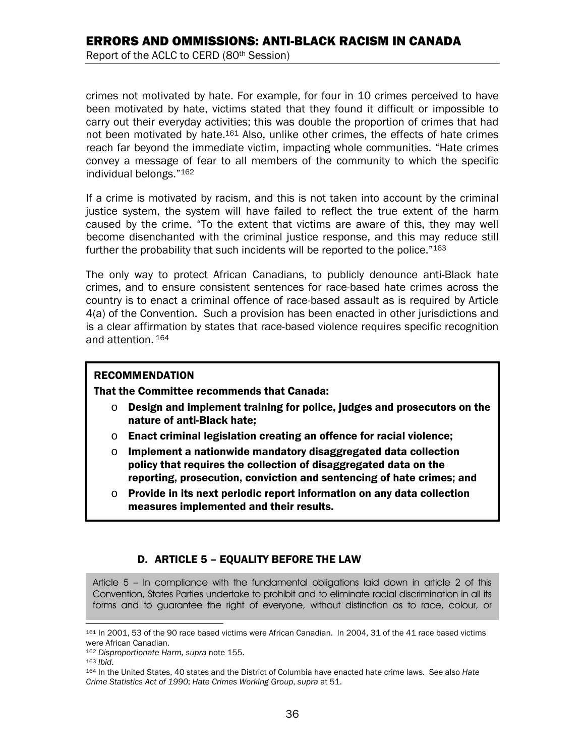crimes not motivated by hate. For example, for four in 10 crimes perceived to have been motivated by hate, victims stated that they found it difficult or impossible to carry out their everyday activities; this was double the proportion of crimes that had not been motivated by hate.[161] Also, unlike other crimes, the effects of hate crimes reach far beyond the immediate victim, impacting whole communities. "Hate crimes convey a message of fear to all members of the community to which the specific individual belongs."[162]

If a crime is motivated by racism, and this is not taken into account by the criminal justice system, the system will have failed to reflect the true extent of the harm caused by the crime. "To the extent that victims are aware of this, they may well become disenchanted with the criminal justice response, and this may reduce still further the probability that such incidents will be reported to the police."[163]

The only way to protect African Canadians, to publicly denounce anti-Black hate crimes, and to ensure consistent sentences for race-based hate crimes across the country is to enact a criminal offence of race-based assault as is required by Article 4(a) of the Convention. Such a provision has been enacted in other jurisdictions and is a clear affirmation by states that race-based violence requires specific recognition and attention.[164]

> **RECOMMENDATION**
>
> **That the Committee recommends that Canada:**
>
> - **Design and implement training for police, judges and prosecutors on the nature of anti-Black hate;**
> - **Enact criminal legislation creating an offence for racial violence;**
> - **Implement a nationwide mandatory disaggregated data collection policy that requires the collection of disaggregated data on the reporting, prosecution, conviction and sentencing of hate crimes; and**
> - **Provide in its next periodic report information on any data collection measures implemented and their results.**

### D. ARTICLE 5 – EQUALITY BEFORE THE LAW

> Article 5 – In compliance with the fundamental obligations laid down in article 2 of this Convention, States Parties undertake to prohibit and to eliminate racial discrimination in all its forms and to guarantee the right of everyone, without distinction as to race, colour, or

---

[161] In 2001, 53 of the 90 race based victims were African Canadian. In 2004, 31 of the 41 race based victims were African Canadian.

[162] *Disproportionate Harm, supra* note 155.

[163] *Ibid*.

[164] In the United States, 40 states and the District of Columbia have enacted hate crime laws. See also *Hate Crime Statistics Act of 1990*; *Hate Crimes Working Group*, *supra* at 51.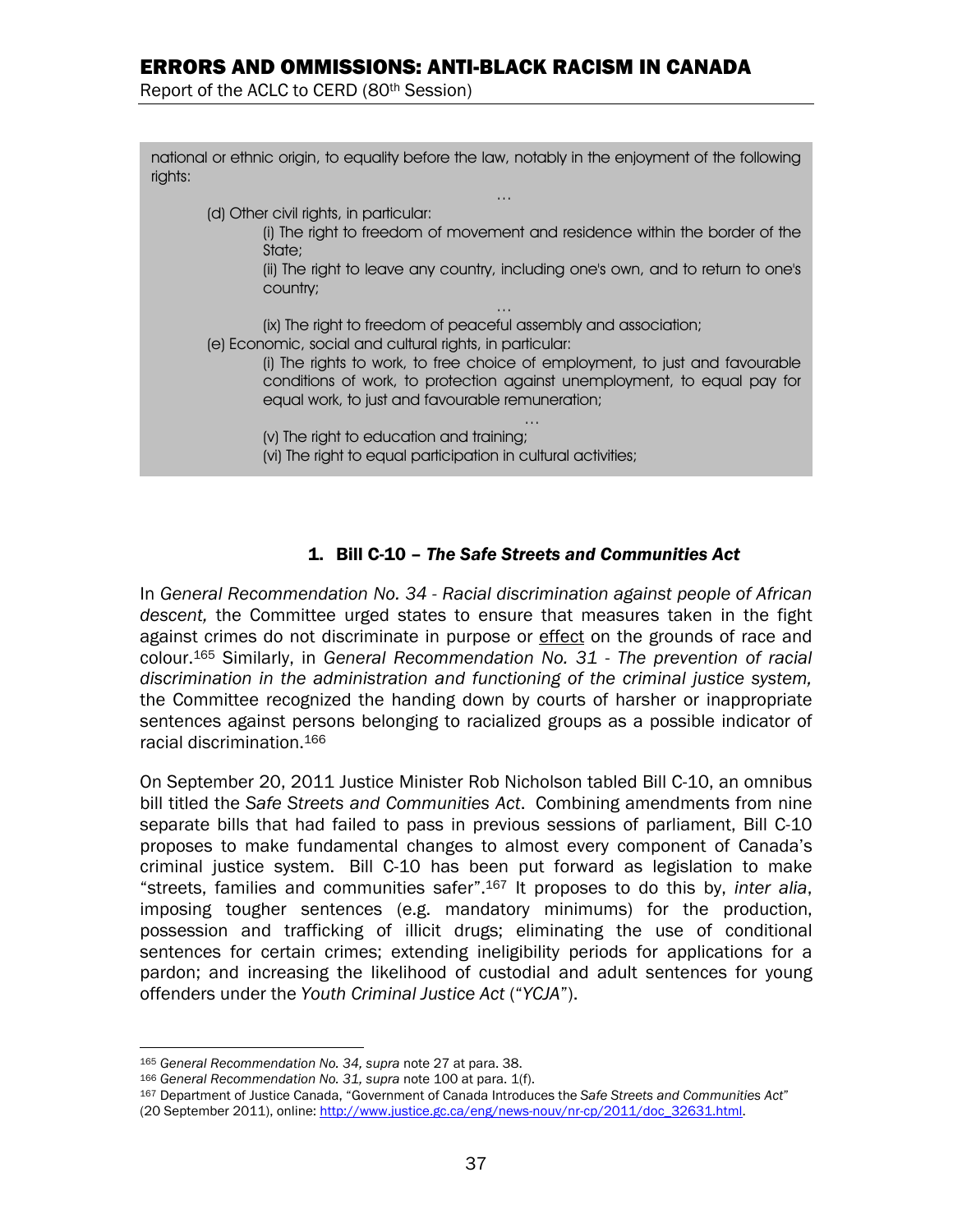> national or ethnic origin, to equality before the law, notably in the enjoyment of the following rights:
>
> …
>
> (d) Other civil rights, in particular:
>
> (i) The right to freedom of movement and residence within the border of the State;
>
> (ii) The right to leave any country, including one's own, and to return to one's country;
>
> …
>
> (ix) The right to freedom of peaceful assembly and association;
>
> (e) Economic, social and cultural rights, in particular:
>
> (i) The rights to work, to free choice of employment, to just and favourable conditions of work, to protection against unemployment, to equal pay for equal work, to just and favourable remuneration;
>
> …
>
> (v) The right to education and training;
>
> (vi) The right to equal participation in cultural activities;

### 1. Bill C-10 – *The Safe Streets and Communities Act*

In *General Recommendation No. 34 - Racial discrimination against people of African descent,* the Committee urged states to ensure that measures taken in the fight against crimes do not discriminate in purpose or effect on the grounds of race and colour.[165] Similarly, in *General Recommendation No. 31 - The prevention of racial discrimination in the administration and functioning of the criminal justice system,* the Committee recognized the handing down by courts of harsher or inappropriate sentences against persons belonging to racialized groups as a possible indicator of racial discrimination.[166]

On September 20, 2011 Justice Minister Rob Nicholson tabled Bill C-10, an omnibus bill titled the *Safe Streets and Communities Act*. Combining amendments from nine separate bills that had failed to pass in previous sessions of parliament, Bill C-10 proposes to make fundamental changes to almost every component of Canada's criminal justice system. Bill C-10 has been put forward as legislation to make "streets, families and communities safer".[167] It proposes to do this by, *inter alia*, imposing tougher sentences (e.g. mandatory minimums) for the production, possession and trafficking of illicit drugs; eliminating the use of conditional sentences for certain crimes; extending ineligibility periods for applications for a pardon; and increasing the likelihood of custodial and adult sentences for young offenders under the *Youth Criminal Justice Act* ("*YCJA*").

---

[165] *General Recommendation No. 34, supra* note 27 at para. 38.

[166] *General Recommendation No. 31, supra* note 100 at para. 1(f).

[167] Department of Justice Canada, "Government of Canada Introduces the *Safe Streets and Communities Act*" (20 September 2011), online: http://www.justice.gc.ca/eng/news-nouv/nr-cp/2011/doc_32631.html.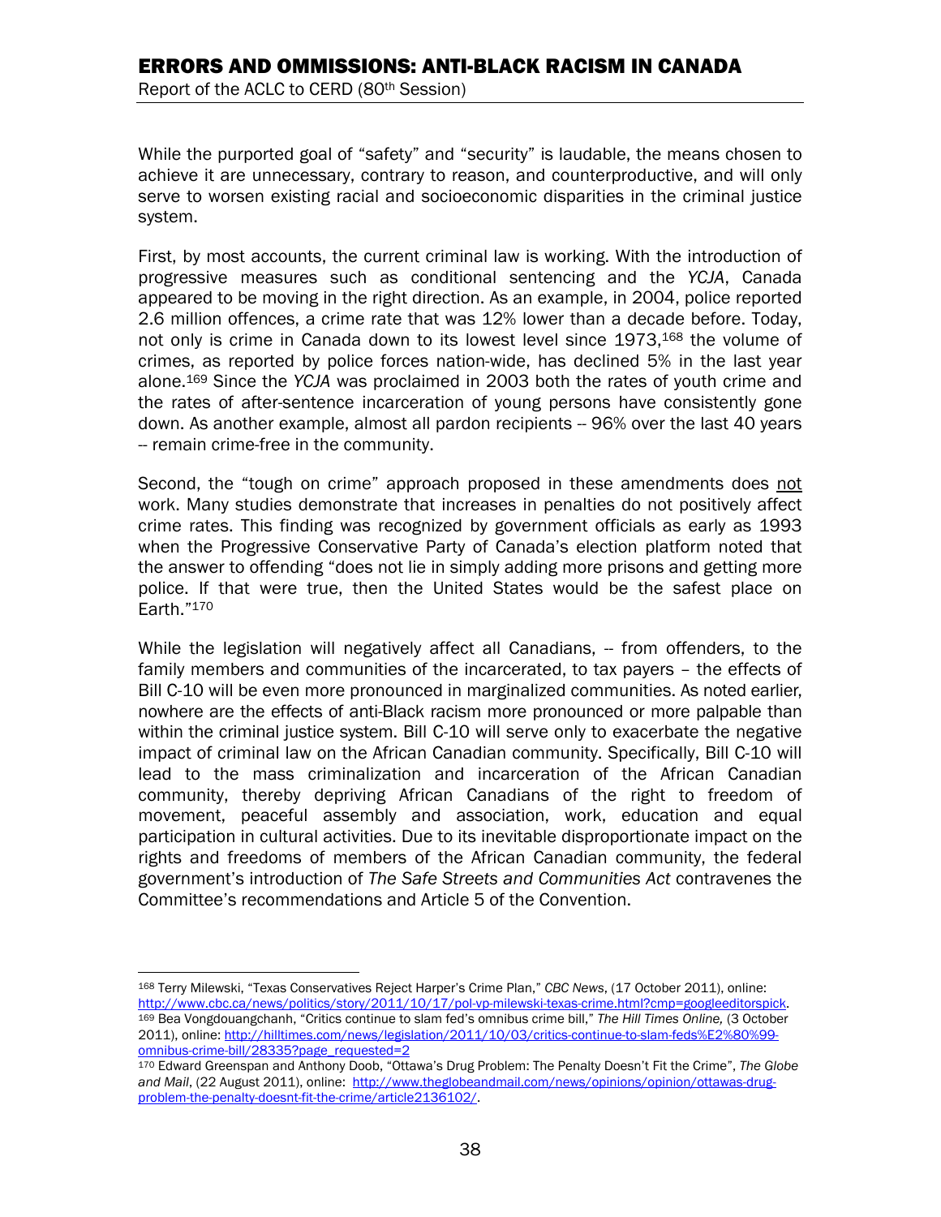While the purported goal of "safety" and "security" is laudable, the means chosen to achieve it are unnecessary, contrary to reason, and counterproductive, and will only serve to worsen existing racial and socioeconomic disparities in the criminal justice system.

First, by most accounts, the current criminal law is working. With the introduction of progressive measures such as conditional sentencing and the *YCJA*, Canada appeared to be moving in the right direction. As an example, in 2004, police reported 2.6 million offences, a crime rate that was 12% lower than a decade before. Today, not only is crime in Canada down to its lowest level since 1973,[168] the volume of crimes, as reported by police forces nation-wide, has declined 5% in the last year alone.[169] Since the *YCJA* was proclaimed in 2003 both the rates of youth crime and the rates of after-sentence incarceration of young persons have consistently gone down. As another example, almost all pardon recipients -- 96% over the last 40 years -- remain crime-free in the community.

Second, the "tough on crime" approach proposed in these amendments does <u>not</u> work. Many studies demonstrate that increases in penalties do not positively affect crime rates. This finding was recognized by government officials as early as 1993 when the Progressive Conservative Party of Canada's election platform noted that the answer to offending "does not lie in simply adding more prisons and getting more police. If that were true, then the United States would be the safest place on Earth."[170]

While the legislation will negatively affect all Canadians, -- from offenders, to the family members and communities of the incarcerated, to tax payers – the effects of Bill C-10 will be even more pronounced in marginalized communities. As noted earlier, nowhere are the effects of anti-Black racism more pronounced or more palpable than within the criminal justice system. Bill C-10 will serve only to exacerbate the negative impact of criminal law on the African Canadian community. Specifically, Bill C-10 will lead to the mass criminalization and incarceration of the African Canadian community, thereby depriving African Canadians of the right to freedom of movement, peaceful assembly and association, work, education and equal participation in cultural activities. Due to its inevitable disproportionate impact on the rights and freedoms of members of the African Canadian community, the federal government's introduction of *The Safe Streets and Communities Act* contravenes the Committee's recommendations and Article 5 of the Convention.

---

[168] Terry Milewski, "Texas Conservatives Reject Harper's Crime Plan," *CBC News*, (17 October 2011), online: http://www.cbc.ca/news/politics/story/2011/10/17/pol-vp-milewski-texas-crime.html?cmp=googleeditorspick.

[169] Bea Vongdouangchanh, "Critics continue to slam fed's omnibus crime bill," *The Hill Times Online,* (3 October 2011), online: http://hilltimes.com/news/legislation/2011/10/03/critics-continue-to-slam-feds%E2%80%99-omnibus-crime-bill/28335?page_requested=2

[170] Edward Greenspan and Anthony Doob, "Ottawa's Drug Problem: The Penalty Doesn't Fit the Crime", *The Globe and Mail*, (22 August 2011), online: http://www.theglobeandmail.com/news/opinions/opinion/ottawas-drug-problem-the-penalty-doesnt-fit-the-crime/article2136102/.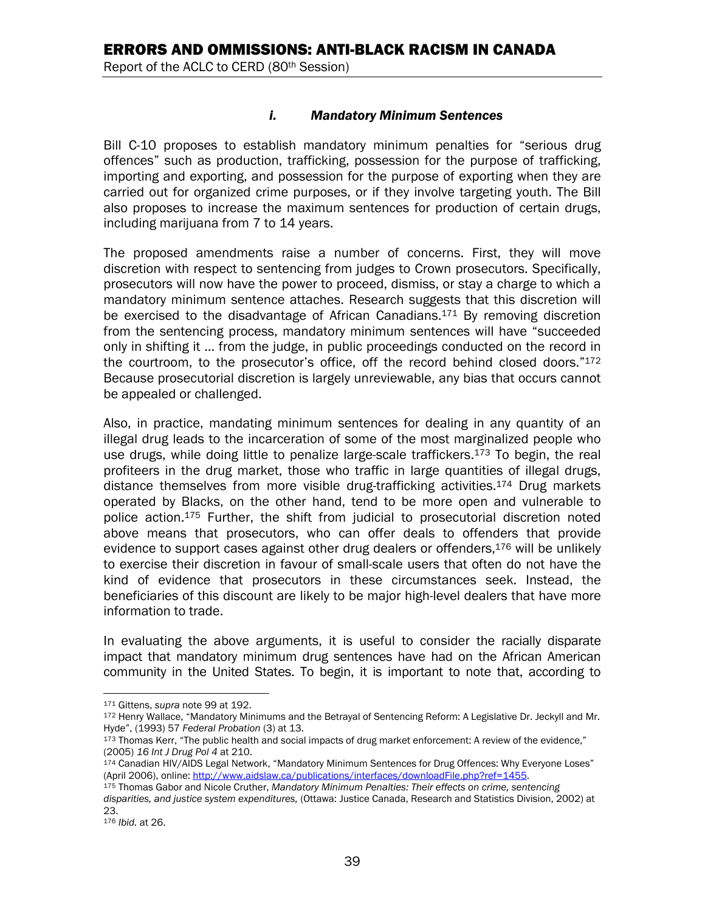#### *i. Mandatory Minimum Sentences*

Bill C-10 proposes to establish mandatory minimum penalties for "serious drug offences" such as production, trafficking, possession for the purpose of trafficking, importing and exporting, and possession for the purpose of exporting when they are carried out for organized crime purposes, or if they involve targeting youth. The Bill also proposes to increase the maximum sentences for production of certain drugs, including marijuana from 7 to 14 years.

The proposed amendments raise a number of concerns. First, they will move discretion with respect to sentencing from judges to Crown prosecutors. Specifically, prosecutors will now have the power to proceed, dismiss, or stay a charge to which a mandatory minimum sentence attaches. Research suggests that this discretion will be exercised to the disadvantage of African Canadians.[171] By removing discretion from the sentencing process, mandatory minimum sentences will have "succeeded only in shifting it … from the judge, in public proceedings conducted on the record in the courtroom, to the prosecutor's office, off the record behind closed doors."[172] Because prosecutorial discretion is largely unreviewable, any bias that occurs cannot be appealed or challenged.

Also, in practice, mandating minimum sentences for dealing in any quantity of an illegal drug leads to the incarceration of some of the most marginalized people who use drugs, while doing little to penalize large-scale traffickers.[173] To begin, the real profiteers in the drug market, those who traffic in large quantities of illegal drugs, distance themselves from more visible drug-trafficking activities.[174] Drug markets operated by Blacks, on the other hand, tend to be more open and vulnerable to police action.[175] Further, the shift from judicial to prosecutorial discretion noted above means that prosecutors, who can offer deals to offenders that provide evidence to support cases against other drug dealers or offenders,[176] will be unlikely to exercise their discretion in favour of small-scale users that often do not have the kind of evidence that prosecutors in these circumstances seek. Instead, the beneficiaries of this discount are likely to be major high-level dealers that have more information to trade.

In evaluating the above arguments, it is useful to consider the racially disparate impact that mandatory minimum drug sentences have had on the African American community in the United States. To begin, it is important to note that, according to

---

[171] Gittens, *supra* note 99 at 192.

[172] Henry Wallace, "Mandatory Minimums and the Betrayal of Sentencing Reform: A Legislative Dr. Jeckyll and Mr. Hyde", (1993) 57 *Federal Probation* (3) at 13.

[173] Thomas Kerr, "The public health and social impacts of drug market enforcement: A review of the evidence," (2005) *16 Int J Drug Pol 4* at 210.

[174] Canadian HIV/AIDS Legal Network, "Mandatory Minimum Sentences for Drug Offences: Why Everyone Loses" (April 2006), online: http://www.aidslaw.ca/publications/interfaces/downloadFile.php?ref=1455.

[175] Thomas Gabor and Nicole Cruther, *Mandatory Minimum Penalties: Their effects on crime, sentencing disparities, and justice system expenditures,* (Ottawa: Justice Canada, Research and Statistics Division, 2002) at 23.

[176] *Ibid.* at 26.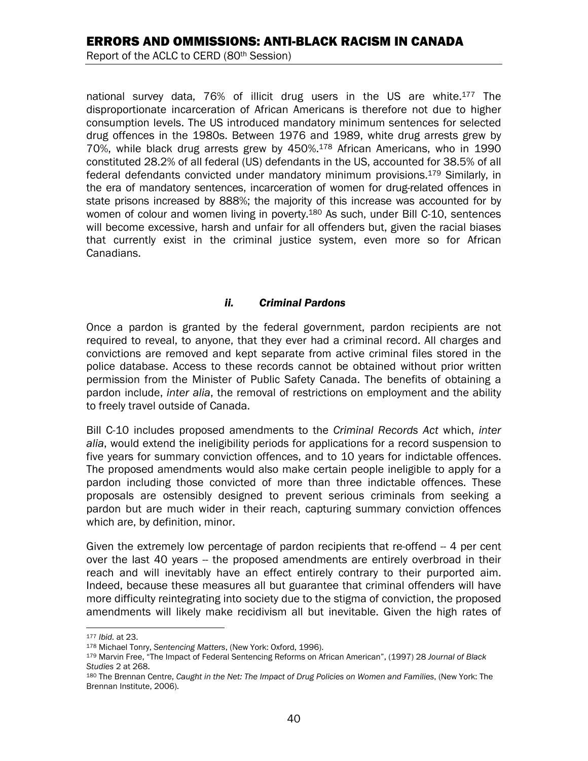national survey data, 76% of illicit drug users in the US are white.[177] The disproportionate incarceration of African Americans is therefore not due to higher consumption levels. The US introduced mandatory minimum sentences for selected drug offences in the 1980s. Between 1976 and 1989, white drug arrests grew by 70%, while black drug arrests grew by 450%.[178] African Americans, who in 1990 constituted 28.2% of all federal (US) defendants in the US, accounted for 38.5% of all federal defendants convicted under mandatory minimum provisions.[179] Similarly, in the era of mandatory sentences, incarceration of women for drug-related offences in state prisons increased by 888%; the majority of this increase was accounted for by women of colour and women living in poverty.[180] As such, under Bill C-10, sentences will become excessive, harsh and unfair for all offenders but, given the racial biases that currently exist in the criminal justice system, even more so for African Canadians.

### *ii. Criminal Pardons*

Once a pardon is granted by the federal government, pardon recipients are not required to reveal, to anyone, that they ever had a criminal record. All charges and convictions are removed and kept separate from active criminal files stored in the police database. Access to these records cannot be obtained without prior written permission from the Minister of Public Safety Canada. The benefits of obtaining a pardon include, *inter alia*, the removal of restrictions on employment and the ability to freely travel outside of Canada.

Bill C-10 includes proposed amendments to the *Criminal Records Act* which, *inter alia*, would extend the ineligibility periods for applications for a record suspension to five years for summary conviction offences, and to 10 years for indictable offences. The proposed amendments would also make certain people ineligible to apply for a pardon including those convicted of more than three indictable offences. These proposals are ostensibly designed to prevent serious criminals from seeking a pardon but are much wider in their reach, capturing summary conviction offences which are, by definition, minor.

Given the extremely low percentage of pardon recipients that re-offend -- 4 per cent over the last 40 years -- the proposed amendments are entirely overbroad in their reach and will inevitably have an effect entirely contrary to their purported aim. Indeed, because these measures all but guarantee that criminal offenders will have more difficulty reintegrating into society due to the stigma of conviction, the proposed amendments will likely make recidivism all but inevitable. Given the high rates of

---

[177] *Ibid.* at 23.

[178] Michael Tonry, *Sentencing Matters*, (New York: Oxford, 1996).

[179] Marvin Free, "The Impact of Federal Sentencing Reforms on African American", (1997) 28 *Journal of Black Studies* 2 at 268.

[180] The Brennan Centre, *Caught in the Net: The Impact of Drug Policies on Women and Families*, (New York: The Brennan Institute, 2006).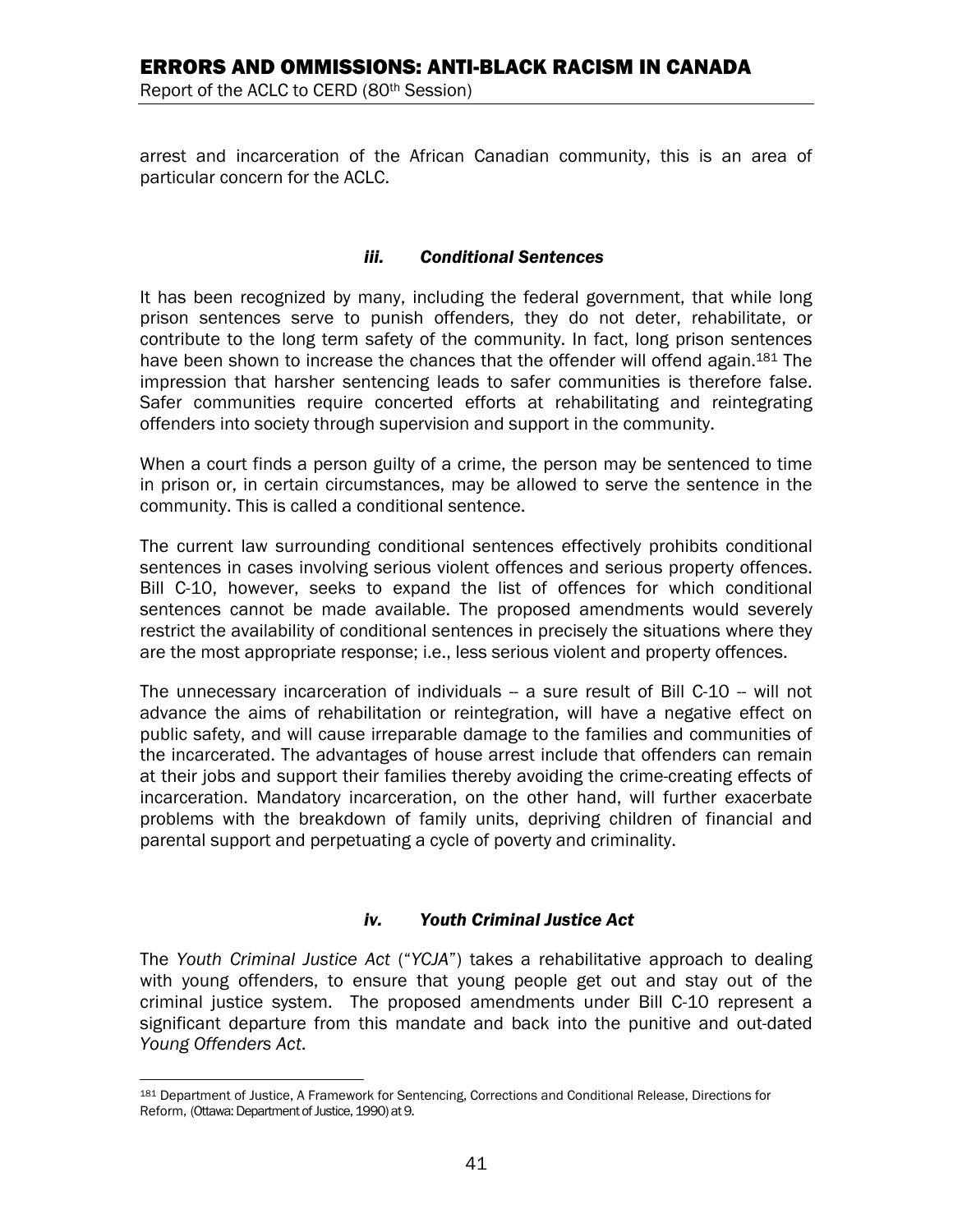arrest and incarceration of the African Canadian community, this is an area of particular concern for the ACLC.

### *iii. Conditional Sentences*

It has been recognized by many, including the federal government, that while long prison sentences serve to punish offenders, they do not deter, rehabilitate, or contribute to the long term safety of the community. In fact, long prison sentences have been shown to increase the chances that the offender will offend again.[181] The impression that harsher sentencing leads to safer communities is therefore false. Safer communities require concerted efforts at rehabilitating and reintegrating offenders into society through supervision and support in the community.

When a court finds a person guilty of a crime, the person may be sentenced to time in prison or, in certain circumstances, may be allowed to serve the sentence in the community. This is called a conditional sentence.

The current law surrounding conditional sentences effectively prohibits conditional sentences in cases involving serious violent offences and serious property offences. Bill C-10, however, seeks to expand the list of offences for which conditional sentences cannot be made available. The proposed amendments would severely restrict the availability of conditional sentences in precisely the situations where they are the most appropriate response; i.e., less serious violent and property offences.

The unnecessary incarceration of individuals -- a sure result of Bill C-10 -- will not advance the aims of rehabilitation or reintegration, will have a negative effect on public safety, and will cause irreparable damage to the families and communities of the incarcerated. The advantages of house arrest include that offenders can remain at their jobs and support their families thereby avoiding the crime-creating effects of incarceration. Mandatory incarceration, on the other hand, will further exacerbate problems with the breakdown of family units, depriving children of financial and parental support and perpetuating a cycle of poverty and criminality.

### *iv. Youth Criminal Justice Act*

The *Youth Criminal Justice Act* ("*YCJA*") takes a rehabilitative approach to dealing with young offenders, to ensure that young people get out and stay out of the criminal justice system. The proposed amendments under Bill C-10 represent a significant departure from this mandate and back into the punitive and out-dated *Young Offenders Act*.

---

[181] Department of Justice, A Framework for Sentencing, Corrections and Conditional Release, Directions for Reform, (Ottawa: Department of Justice, 1990) at 9.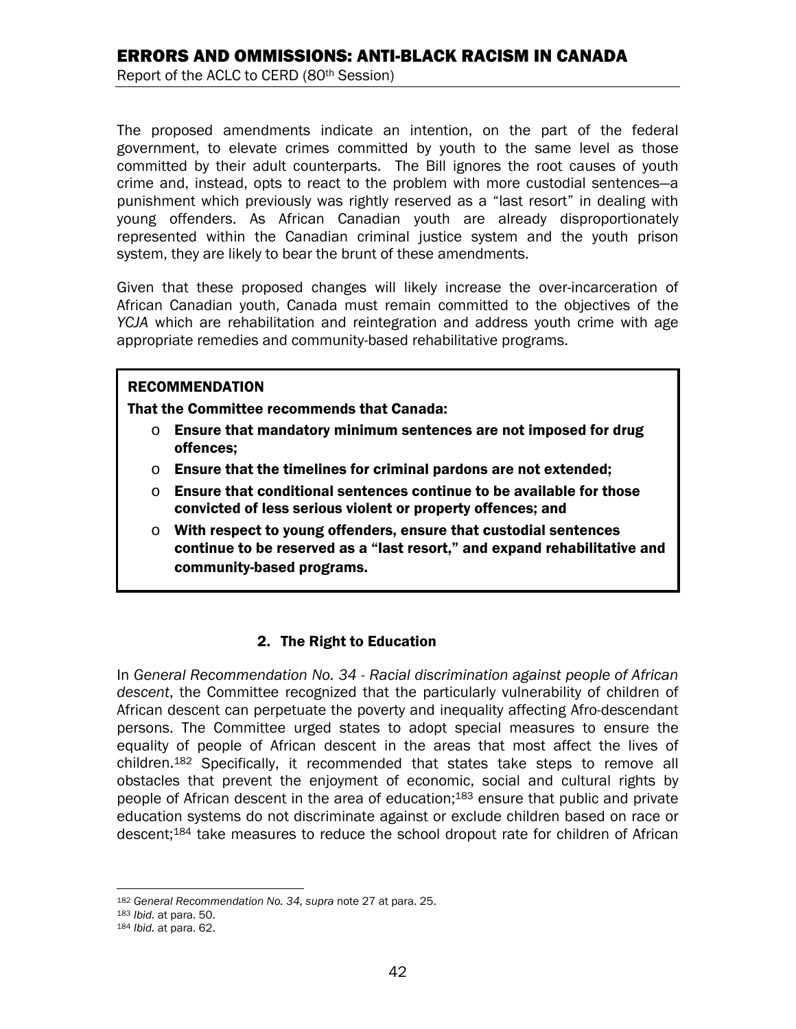The proposed amendments indicate an intention, on the part of the federal government, to elevate crimes committed by youth to the same level as those committed by their adult counterparts. The Bill ignores the root causes of youth crime and, instead, opts to react to the problem with more custodial sentences—a punishment which previously was rightly reserved as a "last resort" in dealing with young offenders. As African Canadian youth are already disproportionately represented within the Canadian criminal justice system and the youth prison system, they are likely to bear the brunt of these amendments.

Given that these proposed changes will likely increase the over-incarceration of African Canadian youth, Canada must remain committed to the objectives of the *YCJA* which are rehabilitation and reintegration and address youth crime with age appropriate remedies and community-based rehabilitative programs.

> **RECOMMENDATION**
>
> **That the Committee recommends that Canada:**
>
> - **Ensure that mandatory minimum sentences are not imposed for drug offences;**
> - **Ensure that the timelines for criminal pardons are not extended;**
> - **Ensure that conditional sentences continue to be available for those convicted of less serious violent or property offences; and**
> - **With respect to young offenders, ensure that custodial sentences continue to be reserved as a "last resort," and expand rehabilitative and community-based programs.**

### 2. The Right to Education

In *General Recommendation No. 34 - Racial discrimination against people of African descent*, the Committee recognized that the particularly vulnerability of children of African descent can perpetuate the poverty and inequality affecting Afro-descendant persons. The Committee urged states to adopt special measures to ensure the equality of people of African descent in the areas that most affect the lives of children.[182] Specifically, it recommended that states take steps to remove all obstacles that prevent the enjoyment of economic, social and cultural rights by people of African descent in the area of education;[183] ensure that public and private education systems do not discriminate against or exclude children based on race or descent;[184] take measures to reduce the school dropout rate for children of African

---

[182] *General Recommendation No. 34, supra* note 27 at para. 25.

[183] *Ibid.* at para. 50.

[184] *Ibid.* at para. 62.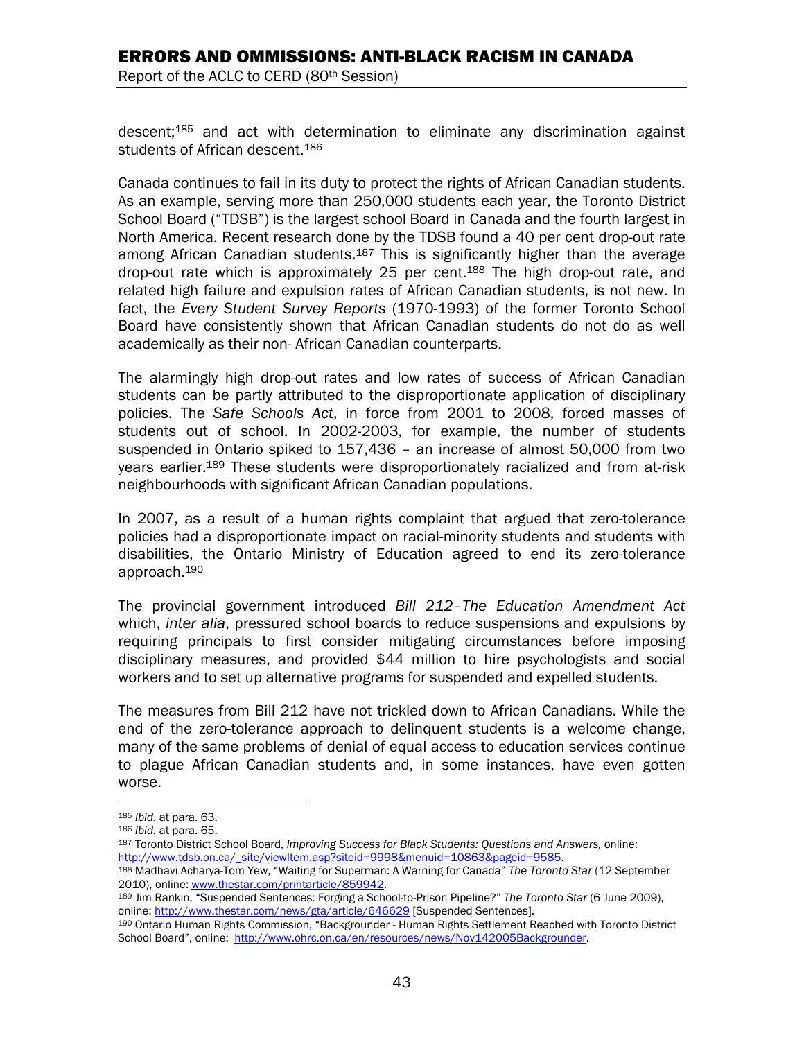descent;[185] and act with determination to eliminate any discrimination against students of African descent.[186]

Canada continues to fail in its duty to protect the rights of African Canadian students. As an example, serving more than 250,000 students each year, the Toronto District School Board ("TDSB") is the largest school Board in Canada and the fourth largest in North America. Recent research done by the TDSB found a 40 per cent drop-out rate among African Canadian students.[187] This is significantly higher than the average drop-out rate which is approximately 25 per cent.[188] The high drop-out rate, and related high failure and expulsion rates of African Canadian students, is not new. In fact, the *Every Student Survey Reports* (1970-1993) of the former Toronto School Board have consistently shown that African Canadian students do not do as well academically as their non- African Canadian counterparts.

The alarmingly high drop-out rates and low rates of success of African Canadian students can be partly attributed to the disproportionate application of disciplinary policies. The *Safe Schools Act*, in force from 2001 to 2008, forced masses of students out of school. In 2002-2003, for example, the number of students suspended in Ontario spiked to 157,436 – an increase of almost 50,000 from two years earlier.[189] These students were disproportionately racialized and from at-risk neighbourhoods with significant African Canadian populations.

In 2007, as a result of a human rights complaint that argued that zero-tolerance policies had a disproportionate impact on racial-minority students and students with disabilities, the Ontario Ministry of Education agreed to end its zero-tolerance approach.[190]

The provincial government introduced *Bill 212–The Education Amendment Act* which, *inter alia*, pressured school boards to reduce suspensions and expulsions by requiring principals to first consider mitigating circumstances before imposing disciplinary measures, and provided $44 million to hire psychologists and social workers and to set up alternative programs for suspended and expelled students.

The measures from Bill 212 have not trickled down to African Canadians. While the end of the zero-tolerance approach to delinquent students is a welcome change, many of the same problems of denial of equal access to education services continue to plague African Canadian students and, in some instances, have even gotten worse.

---

[185] *Ibid.* at para. 63.

[186] *Ibid.* at para. 65.

[187] Toronto District School Board, *Improving Success for Black Students: Questions and Answers,* online: http://www.tdsb.on.ca/_site/viewItem.asp?siteid=9998&menuid=10863&pageid=9585.

[188] Madhavi Acharya-Tom Yew, "Waiting for Superman: A Warning for Canada" *The Toronto Star* (12 September 2010), online: www.thestar.com/printarticle/859942.

[189] Jim Rankin, "Suspended Sentences: Forging a School-to-Prison Pipeline?" *The Toronto Star* (6 June 2009), online: http://www.thestar.com/news/gta/article/646629 [Suspended Sentences].

[190] Ontario Human Rights Commission, "Backgrounder - Human Rights Settlement Reached with Toronto District School Board", online: http://www.ohrc.on.ca/en/resources/news/Nov142005Backgrounder.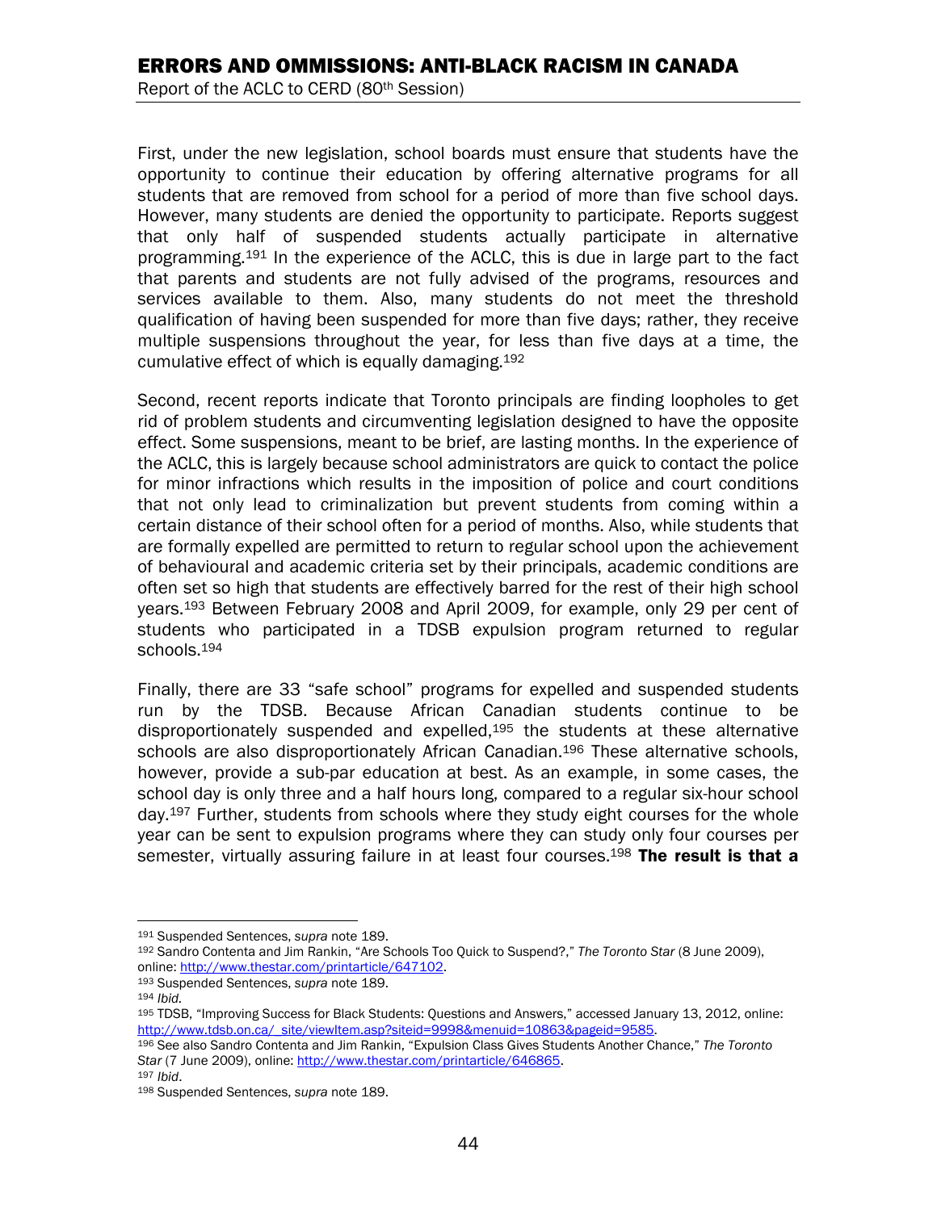First, under the new legislation, school boards must ensure that students have the opportunity to continue their education by offering alternative programs for all students that are removed from school for a period of more than five school days. However, many students are denied the opportunity to participate. Reports suggest that only half of suspended students actually participate in alternative programming.[191] In the experience of the ACLC, this is due in large part to the fact that parents and students are not fully advised of the programs, resources and services available to them. Also, many students do not meet the threshold qualification of having been suspended for more than five days; rather, they receive multiple suspensions throughout the year, for less than five days at a time, the cumulative effect of which is equally damaging.[192]

Second, recent reports indicate that Toronto principals are finding loopholes to get rid of problem students and circumventing legislation designed to have the opposite effect. Some suspensions, meant to be brief, are lasting months. In the experience of the ACLC, this is largely because school administrators are quick to contact the police for minor infractions which results in the imposition of police and court conditions that not only lead to criminalization but prevent students from coming within a certain distance of their school often for a period of months. Also, while students that are formally expelled are permitted to return to regular school upon the achievement of behavioural and academic criteria set by their principals, academic conditions are often set so high that students are effectively barred for the rest of their high school years.[193] Between February 2008 and April 2009, for example, only 29 per cent of students who participated in a TDSB expulsion program returned to regular schools.[194]

Finally, there are 33 "safe school" programs for expelled and suspended students run by the TDSB. Because African Canadian students continue to be disproportionately suspended and expelled,[195] the students at these alternative schools are also disproportionately African Canadian.[196] These alternative schools, however, provide a sub-par education at best. As an example, in some cases, the school day is only three and a half hours long, compared to a regular six-hour school day.[197] Further, students from schools where they study eight courses for the whole year can be sent to expulsion programs where they can study only four courses per semester, virtually assuring failure in at least four courses.[198] **The result is that a**

---

[191] Suspended Sentences, *supra* note 189.

[192] Sandro Contenta and Jim Rankin, "Are Schools Too Quick to Suspend?," *The Toronto Star* (8 June 2009), online: http://www.thestar.com/printarticle/647102.

[193] Suspended Sentences, *supra* note 189.

[194] *Ibid.*

[195] TDSB, "Improving Success for Black Students: Questions and Answers," accessed January 13, 2012, online: http://www.tdsb.on.ca/_site/viewItem.asp?siteid=9998&menuid=10863&pageid=9585.

[196] See also Sandro Contenta and Jim Rankin, "Expulsion Class Gives Students Another Chance," *The Toronto Star* (7 June 2009), online: http://www.thestar.com/printarticle/646865.

[197] *Ibid*.

[198] Suspended Sentences, *supra* note 189.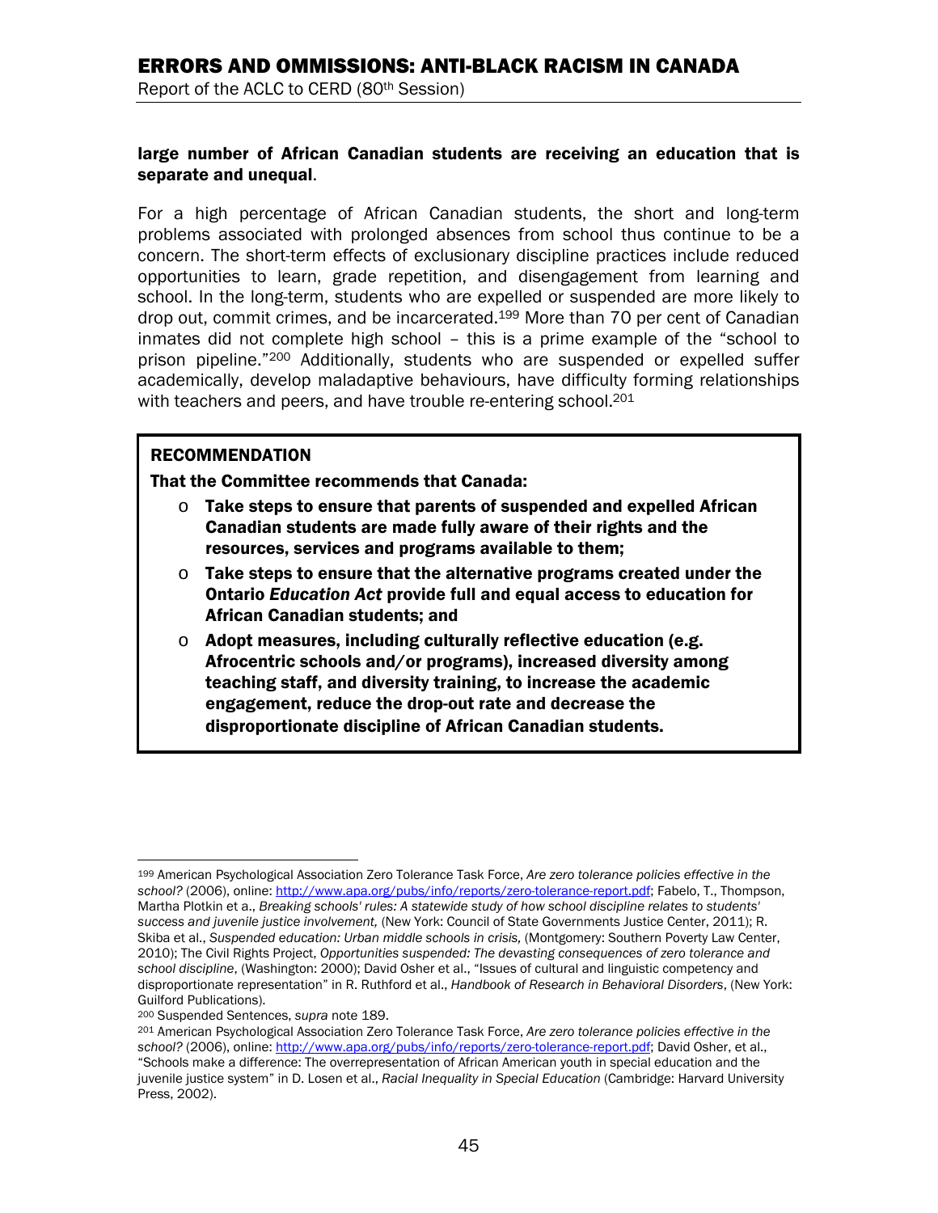**large number of African Canadian students are receiving an education that is separate and unequal**.

For a high percentage of African Canadian students, the short and long-term problems associated with prolonged absences from school thus continue to be a concern. The short-term effects of exclusionary discipline practices include reduced opportunities to learn, grade repetition, and disengagement from learning and school. In the long-term, students who are expelled or suspended are more likely to drop out, commit crimes, and be incarcerated.[199] More than 70 per cent of Canadian inmates did not complete high school – this is a prime example of the "school to prison pipeline."[200] Additionally, students who are suspended or expelled suffer academically, develop maladaptive behaviours, have difficulty forming relationships with teachers and peers, and have trouble re-entering school.[201]

> **RECOMMENDATION**
>
> **That the Committee recommends that Canada:**
>
> - **Take steps to ensure that parents of suspended and expelled African Canadian students are made fully aware of their rights and the resources, services and programs available to them;**
> - **Take steps to ensure that the alternative programs created under the Ontario *Education Act* provide full and equal access to education for African Canadian students; and**
> - **Adopt measures, including culturally reflective education (e.g. Afrocentric schools and/or programs), increased diversity among teaching staff, and diversity training, to increase the academic engagement, reduce the drop-out rate and decrease the disproportionate discipline of African Canadian students.**

---

[199] American Psychological Association Zero Tolerance Task Force, *Are zero tolerance policies effective in the school?* (2006), online: http://www.apa.org/pubs/info/reports/zero-tolerance-report.pdf; Fabelo, T., Thompson, Martha Plotkin et a., *Breaking schools' rules: A statewide study of how school discipline relates to students' success and juvenile justice involvement,* (New York: Council of State Governments Justice Center, 2011); R. Skiba et al., *Suspended education: Urban middle schools in crisis,* (Montgomery: Southern Poverty Law Center, 2010); The Civil Rights Project, *Opportunities suspended: The devasting consequences of zero tolerance and school discipline*, (Washington: 2000); David Osher et al., "Issues of cultural and linguistic competency and disproportionate representation" in R. Ruthford et al., *Handbook of Research in Behavioral Disorders*, (New York: Guilford Publications).

[200] Suspended Sentences, *supra* note 189.

[201] American Psychological Association Zero Tolerance Task Force, *Are zero tolerance policies effective in the school?* (2006), online: http://www.apa.org/pubs/info/reports/zero-tolerance-report.pdf; David Osher, et al., "Schools make a difference: The overrepresentation of African American youth in special education and the juvenile justice system" in D. Losen et al., *Racial Inequality in Special Education* (Cambridge: Harvard University Press, 2002).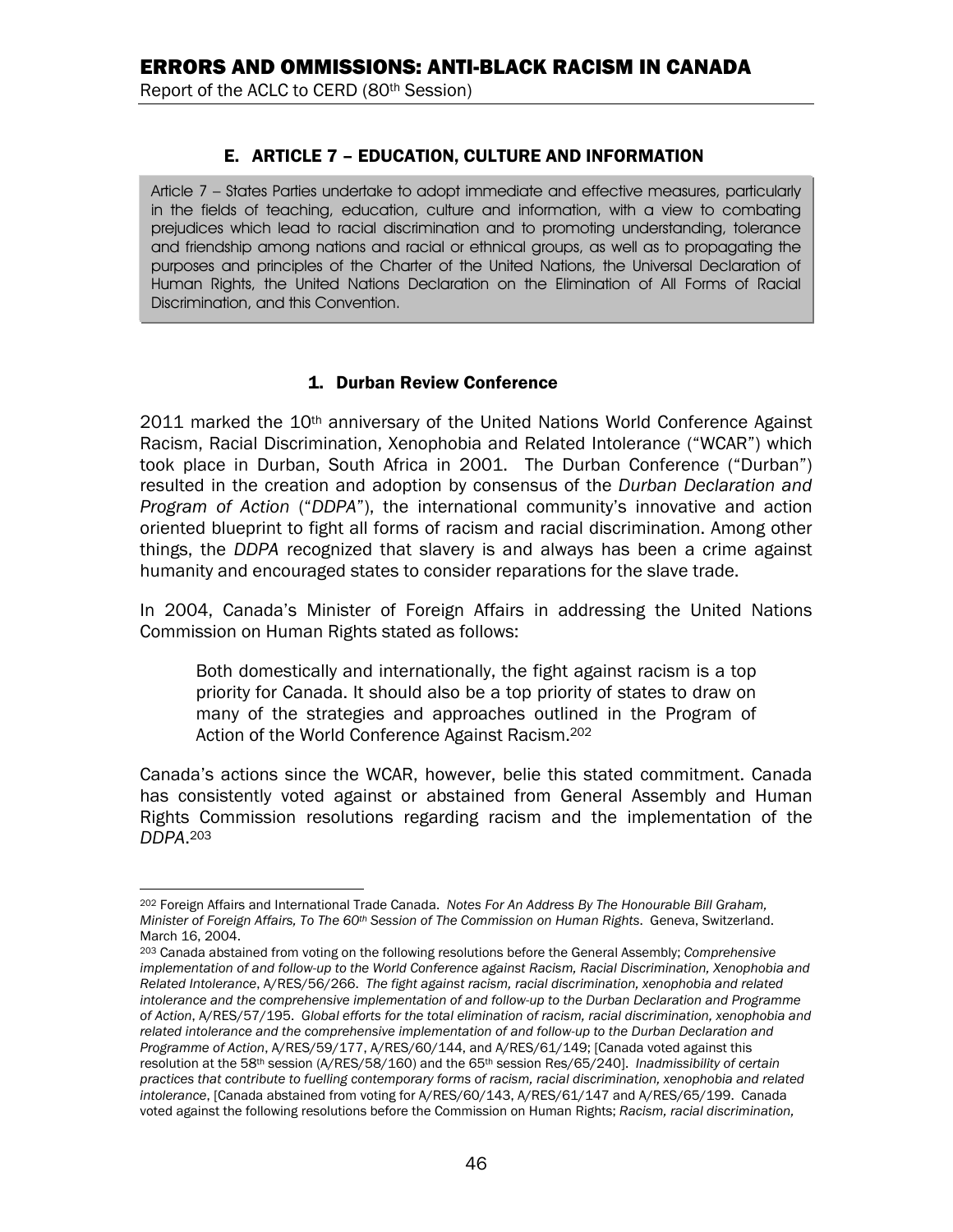## E. ARTICLE 7 – EDUCATION, CULTURE AND INFORMATION

Article 7 – States Parties undertake to adopt immediate and effective measures, particularly in the fields of teaching, education, culture and information, with a view to combating prejudices which lead to racial discrimination and to promoting understanding, tolerance and friendship among nations and racial or ethnical groups, as well as to propagating the purposes and principles of the Charter of the United Nations, the Universal Declaration of Human Rights, the United Nations Declaration on the Elimination of All Forms of Racial Discrimination, and this Convention.

### 1. Durban Review Conference

2011 marked the 10th anniversary of the United Nations World Conference Against Racism, Racial Discrimination, Xenophobia and Related Intolerance ("WCAR") which took place in Durban, South Africa in 2001. The Durban Conference ("Durban") resulted in the creation and adoption by consensus of the *Durban Declaration and Program of Action* ("*DDPA*"), the international community's innovative and action oriented blueprint to fight all forms of racism and racial discrimination. Among other things, the *DDPA* recognized that slavery is and always has been a crime against humanity and encouraged states to consider reparations for the slave trade.

In 2004, Canada's Minister of Foreign Affairs in addressing the United Nations Commission on Human Rights stated as follows:

> Both domestically and internationally, the fight against racism is a top priority for Canada. It should also be a top priority of states to draw on many of the strategies and approaches outlined in the Program of Action of the World Conference Against Racism.[202]

Canada's actions since the WCAR, however, belie this stated commitment. Canada has consistently voted against or abstained from General Assembly and Human Rights Commission resolutions regarding racism and the implementation of the *DDPA*.[203]

---

[202] Foreign Affairs and International Trade Canada. *Notes For An Address By The Honourable Bill Graham, Minister of Foreign Affairs, To The 60th Session of The Commission on Human Rights*. Geneva, Switzerland. March 16, 2004.

[203] Canada abstained from voting on the following resolutions before the General Assembly; *Comprehensive implementation of and follow-up to the World Conference against Racism, Racial Discrimination, Xenophobia and Related Intolerance*, A/RES/56/266. *The fight against racism, racial discrimination, xenophobia and related intolerance and the comprehensive implementation of and follow-up to the Durban Declaration and Programme of Action*, A/RES/57/195. *Global efforts for the total elimination of racism, racial discrimination, xenophobia and related intolerance and the comprehensive implementation of and follow-up to the Durban Declaration and Programme of Action*, A/RES/59/177, A/RES/60/144, and A/RES/61/149; [Canada voted against this resolution at the 58th session (A/RES/58/160) and the 65th session Res/65/240]. *Inadmissibility of certain practices that contribute to fuelling contemporary forms of racism, racial discrimination, xenophobia and related intolerance*, [Canada abstained from voting for A/RES/60/143, A/RES/61/147 and A/RES/65/199. Canada voted against the following resolutions before the Commission on Human Rights; *Racism, racial discrimination,*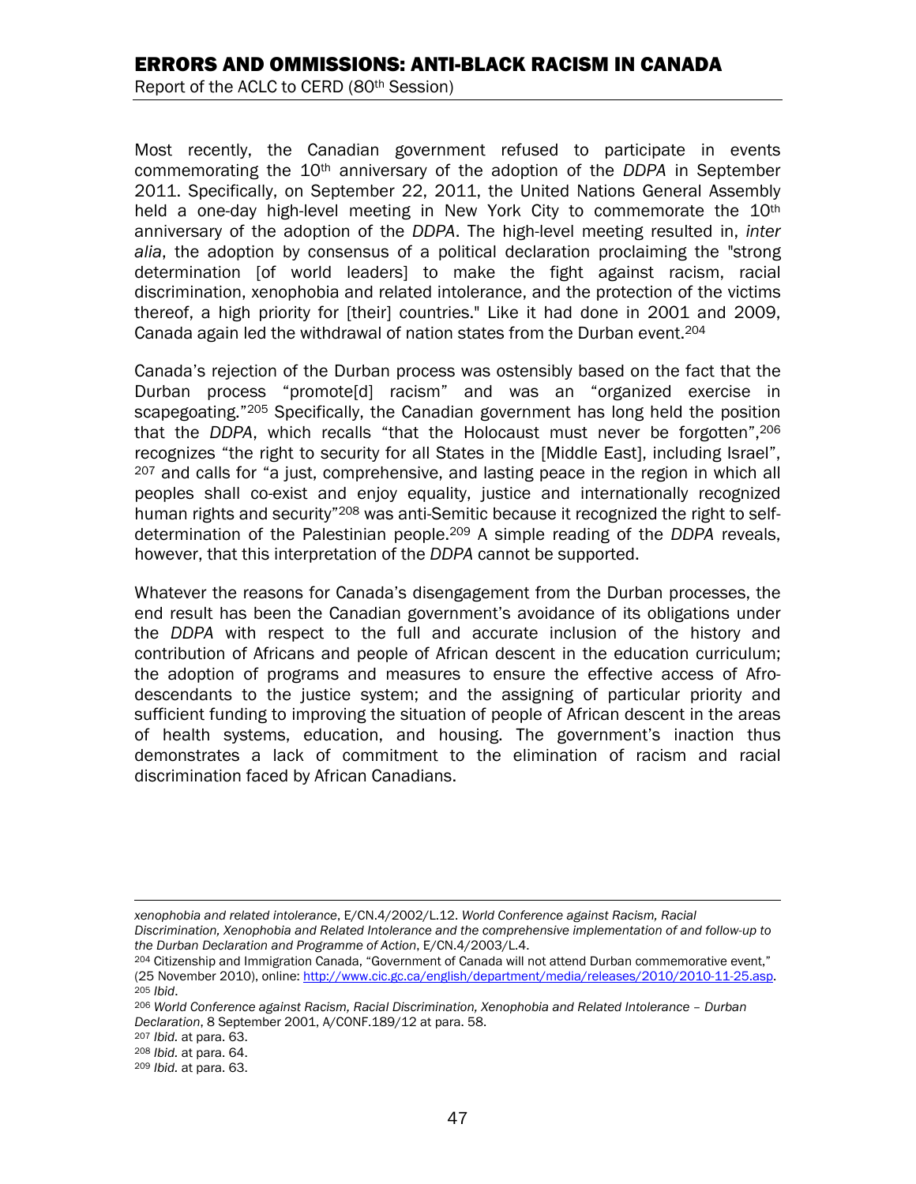Most recently, the Canadian government refused to participate in events commemorating the 10th anniversary of the adoption of the *DDPA* in September 2011. Specifically, on September 22, 2011, the United Nations General Assembly held a one-day high-level meeting in New York City to commemorate the 10th anniversary of the adoption of the *DDPA*. The high-level meeting resulted in, *inter alia*, the adoption by consensus of a political declaration proclaiming the "strong determination [of world leaders] to make the fight against racism, racial discrimination, xenophobia and related intolerance, and the protection of the victims thereof, a high priority for [their] countries." Like it had done in 2001 and 2009, Canada again led the withdrawal of nation states from the Durban event.[204]

Canada's rejection of the Durban process was ostensibly based on the fact that the Durban process "promote[d] racism" and was an "organized exercise in scapegoating."[205] Specifically, the Canadian government has long held the position that the *DDPA*, which recalls "that the Holocaust must never be forgotten",[206] recognizes "the right to security for all States in the [Middle East], including Israel",[207] and calls for "a just, comprehensive, and lasting peace in the region in which all peoples shall co-exist and enjoy equality, justice and internationally recognized human rights and security"[208] was anti-Semitic because it recognized the right to self-determination of the Palestinian people.[209] A simple reading of the *DDPA* reveals, however, that this interpretation of the *DDPA* cannot be supported.

Whatever the reasons for Canada's disengagement from the Durban processes, the end result has been the Canadian government's avoidance of its obligations under the *DDPA* with respect to the full and accurate inclusion of the history and contribution of Africans and people of African descent in the education curriculum; the adoption of programs and measures to ensure the effective access of Afro-descendants to the justice system; and the assigning of particular priority and sufficient funding to improving the situation of people of African descent in the areas of health systems, education, and housing. The government's inaction thus demonstrates a lack of commitment to the elimination of racism and racial discrimination faced by African Canadians.

---

*xenophobia and related intolerance*, E/CN.4/2002/L.12. *World Conference against Racism, Racial Discrimination, Xenophobia and Related Intolerance and the comprehensive implementation of and follow-up to the Durban Declaration and Programme of Action*, E/CN.4/2003/L.4.

[204] Citizenship and Immigration Canada, "Government of Canada will not attend Durban commemorative event," (25 November 2010), online: http://www.cic.gc.ca/english/department/media/releases/2010/2010-11-25.asp.

[205] *Ibid*.

[206] *World Conference against Racism, Racial Discrimination, Xenophobia and Related Intolerance – Durban Declaration*, 8 September 2001, A/CONF.189/12 at para. 58.

[207] *Ibid.* at para. 63.

[208] *Ibid.* at para. 64.

[209] *Ibid.* at para. 63.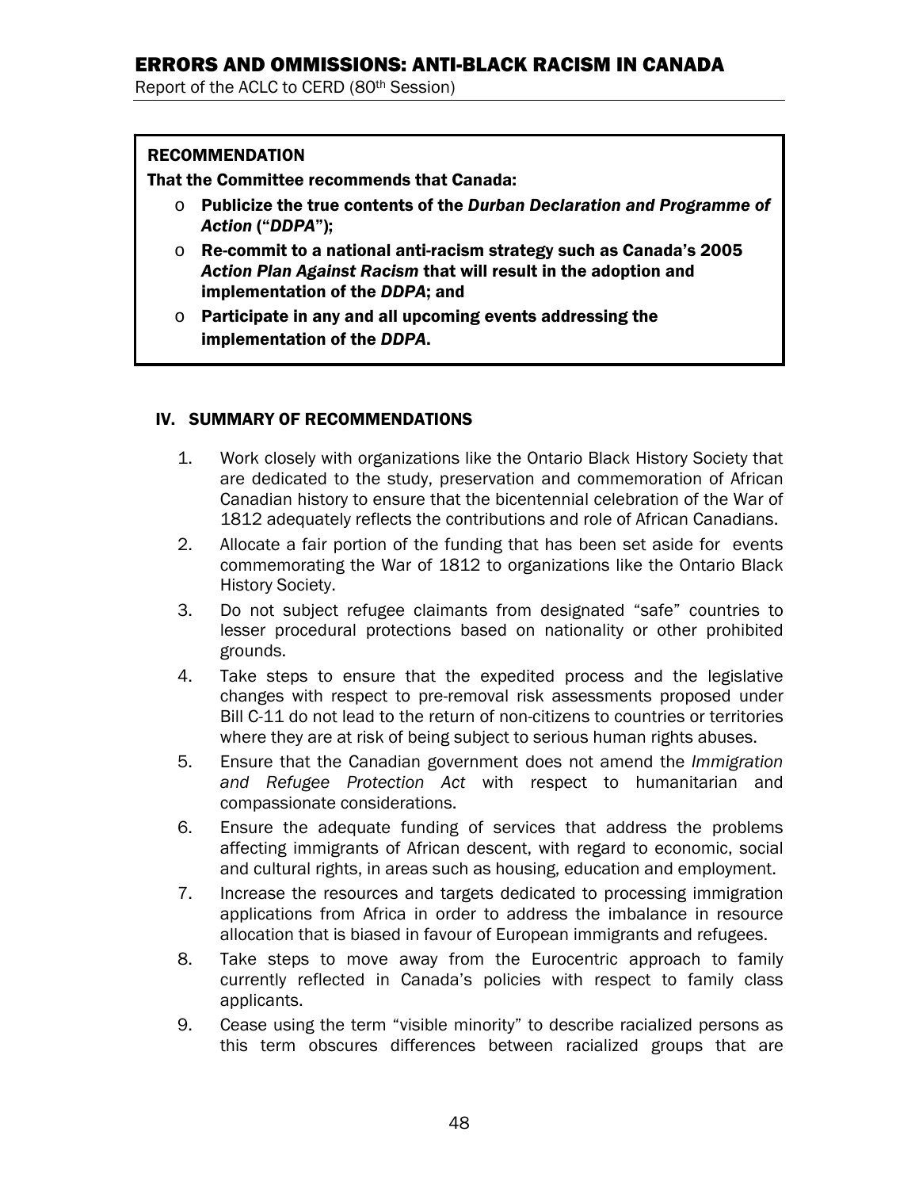**RECOMMENDATION**

**That the Committee recommends that Canada:**

- **Publicize the true contents of the *Durban Declaration and Programme of Action* ("*DDPA*");**
- **Re-commit to a national anti-racism strategy such as Canada's 2005 *Action Plan Against Racism* that will result in the adoption and implementation of the *DDPA*; and**
- **Participate in any and all upcoming events addressing the implementation of the *DDPA*.**

## IV. SUMMARY OF RECOMMENDATIONS

1. Work closely with organizations like the Ontario Black History Society that are dedicated to the study, preservation and commemoration of African Canadian history to ensure that the bicentennial celebration of the War of 1812 adequately reflects the contributions and role of African Canadians.
2. Allocate a fair portion of the funding that has been set aside for events commemorating the War of 1812 to organizations like the Ontario Black History Society.
3. Do not subject refugee claimants from designated "safe" countries to lesser procedural protections based on nationality or other prohibited grounds.
4. Take steps to ensure that the expedited process and the legislative changes with respect to pre-removal risk assessments proposed under Bill C-11 do not lead to the return of non-citizens to countries or territories where they are at risk of being subject to serious human rights abuses.
5. Ensure that the Canadian government does not amend the *Immigration and Refugee Protection Act* with respect to humanitarian and compassionate considerations.
6. Ensure the adequate funding of services that address the problems affecting immigrants of African descent, with regard to economic, social and cultural rights, in areas such as housing, education and employment.
7. Increase the resources and targets dedicated to processing immigration applications from Africa in order to address the imbalance in resource allocation that is biased in favour of European immigrants and refugees.
8. Take steps to move away from the Eurocentric approach to family currently reflected in Canada's policies with respect to family class applicants.
9. Cease using the term "visible minority" to describe racialized persons as this term obscures differences between racialized groups that are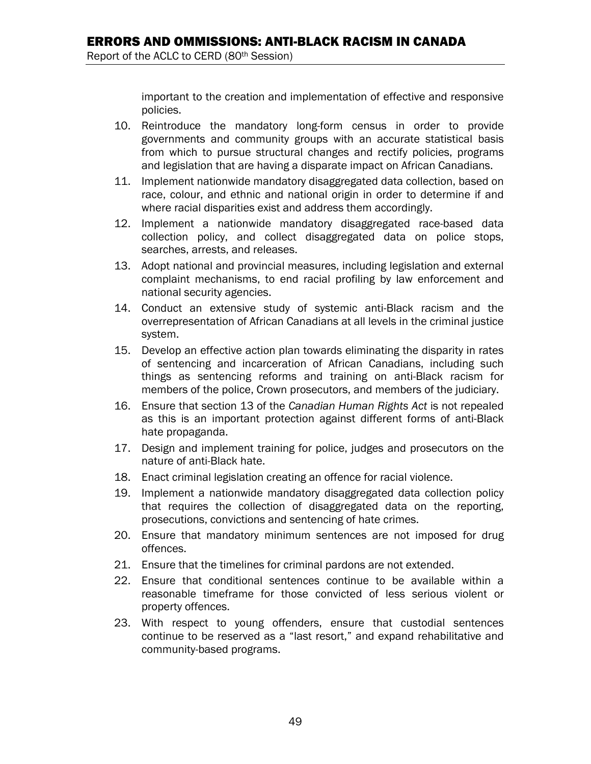important to the creation and implementation of effective and responsive policies.

10. Reintroduce the mandatory long-form census in order to provide governments and community groups with an accurate statistical basis from which to pursue structural changes and rectify policies, programs and legislation that are having a disparate impact on African Canadians.
11. Implement nationwide mandatory disaggregated data collection, based on race, colour, and ethnic and national origin in order to determine if and where racial disparities exist and address them accordingly.
12. Implement a nationwide mandatory disaggregated race-based data collection policy, and collect disaggregated data on police stops, searches, arrests, and releases.
13. Adopt national and provincial measures, including legislation and external complaint mechanisms, to end racial profiling by law enforcement and national security agencies.
14. Conduct an extensive study of systemic anti-Black racism and the overrepresentation of African Canadians at all levels in the criminal justice system.
15. Develop an effective action plan towards eliminating the disparity in rates of sentencing and incarceration of African Canadians, including such things as sentencing reforms and training on anti-Black racism for members of the police, Crown prosecutors, and members of the judiciary.
16. Ensure that section 13 of the *Canadian Human Rights Act* is not repealed as this is an important protection against different forms of anti-Black hate propaganda.
17. Design and implement training for police, judges and prosecutors on the nature of anti-Black hate.
18. Enact criminal legislation creating an offence for racial violence.
19. Implement a nationwide mandatory disaggregated data collection policy that requires the collection of disaggregated data on the reporting, prosecutions, convictions and sentencing of hate crimes.
20. Ensure that mandatory minimum sentences are not imposed for drug offences.
21. Ensure that the timelines for criminal pardons are not extended.
22. Ensure that conditional sentences continue to be available within a reasonable timeframe for those convicted of less serious violent or property offences.
23. With respect to young offenders, ensure that custodial sentences continue to be reserved as a "last resort," and expand rehabilitative and community-based programs.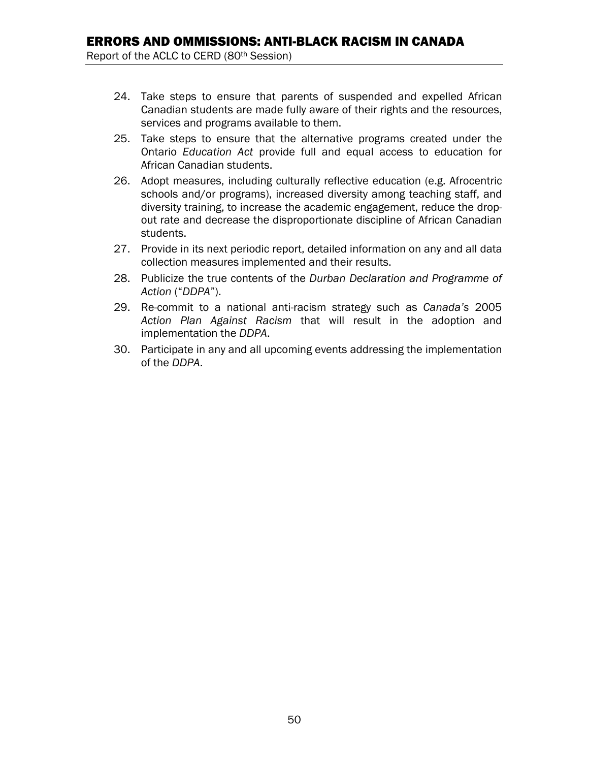24. Take steps to ensure that parents of suspended and expelled African Canadian students are made fully aware of their rights and the resources, services and programs available to them.
25. Take steps to ensure that the alternative programs created under the Ontario *Education Act* provide full and equal access to education for African Canadian students.
26. Adopt measures, including culturally reflective education (e.g. Afrocentric schools and/or programs), increased diversity among teaching staff, and diversity training, to increase the academic engagement, reduce the drop-out rate and decrease the disproportionate discipline of African Canadian students.
27. Provide in its next periodic report, detailed information on any and all data collection measures implemented and their results.
28. Publicize the true contents of the *Durban Declaration and Programme of Action* ("*DDPA*").
29. Re-commit to a national anti-racism strategy such as *Canada's* 2005 *Action Plan Against Racism* that will result in the adoption and implementation the *DDPA*.
30. Participate in any and all upcoming events addressing the implementation of the *DDPA*.